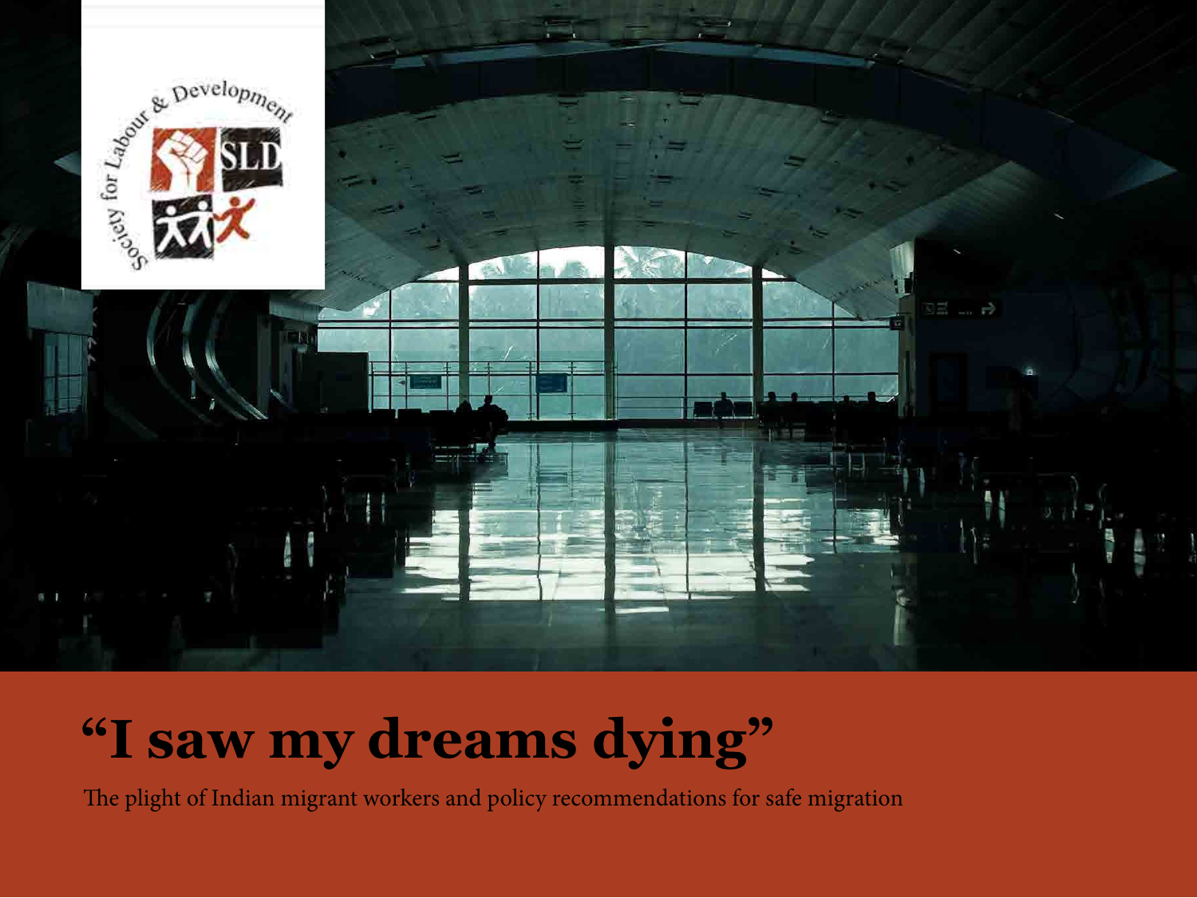Society for Labour & Development

SLD

# "I saw my dreams dying"

The plight of Indian migrant workers and policy recommendations for safe migration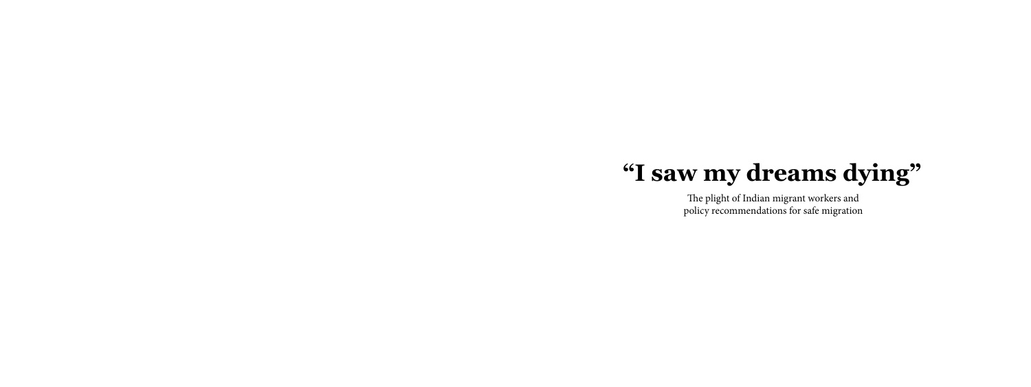# “I saw my dreams dying”

The plight of Indian migrant workers and policy recommendations for safe migration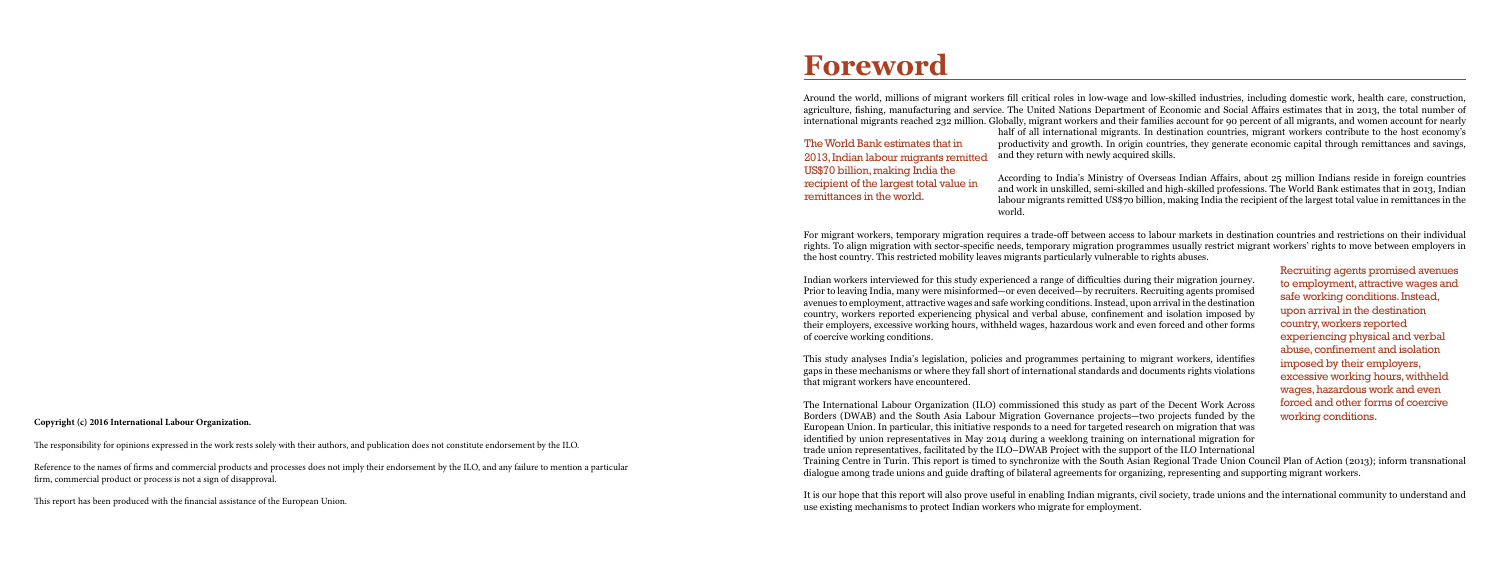**Copyright (c) 2016 International Labour Organization.**

The responsibility for opinions expressed in the work rests solely with their authors, and publication does not constitute endorsement by the ILO.

Reference to the names of firms and commercial products and processes does not imply their endorsement by the ILO, and any failure to mention a particular firm, commercial product or process is not a sign of disapproval.

This report has been produced with the financial assistance of the European Union.

# Foreword

Around the world, millions of migrant workers fill critical roles in low-wage and low-skilled industries, including domestic work, health care, construction, agriculture, fishing, manufacturing and service. The United Nations Department of Economic and Social Affairs estimates that in 2013, the total number of international migrants reached 232 million. Globally, migrant workers and their families account for 90 percent of all migrants, and women account for nearly half of all international migrants. In destination countries, migrant workers contribute to the host economy's productivity and growth. In origin countries, they generate economic capital through remittances and savings, and they return with newly acquired skills.

> The World Bank estimates that in 2013, Indian labour migrants remitted US$70 billion, making India the recipient of the largest total value in remittances in the world.

According to India's Ministry of Overseas Indian Affairs, about 25 million Indians reside in foreign countries and work in unskilled, semi-skilled and high-skilled professions. The World Bank estimates that in 2013, Indian labour migrants remitted US$70 billion, making India the recipient of the largest total value in remittances in the world.

For migrant workers, temporary migration requires a trade-off between access to labour markets in destination countries and restrictions on their individual rights. To align migration with sector-specific needs, temporary migration programmes usually restrict migrant workers' rights to move between employers in the host country. This restricted mobility leaves migrants particularly vulnerable to rights abuses.

Indian workers interviewed for this study experienced a range of difficulties during their migration journey. Prior to leaving India, many were misinformed—or even deceived—by recruiters. Recruiting agents promised avenues to employment, attractive wages and safe working conditions. Instead, upon arrival in the destination country, workers reported experiencing physical and verbal abuse, confinement and isolation imposed by their employers, excessive working hours, withheld wages, hazardous work and even forced and other forms of coercive working conditions.

> Recruiting agents promised avenues to employment, attractive wages and safe working conditions. Instead, upon arrival in the destination country, workers reported experiencing physical and verbal abuse, confinement and isolation imposed by their employers, excessive working hours, withheld wages, hazardous work and even forced and other forms of coercive working conditions.

This study analyses India's legislation, policies and programmes pertaining to migrant workers, identifies gaps in these mechanisms or where they fall short of international standards and documents rights violations that migrant workers have encountered.

The International Labour Organization (ILO) commissioned this study as part of the Decent Work Across Borders (DWAB) and the South Asia Labour Migration Governance projects—two projects funded by the European Union. In particular, this initiative responds to a need for targeted research on migration that was identified by union representatives in May 2014 during a weeklong training on international migration for trade union representatives, facilitated by the ILO–DWAB Project with the support of the ILO International Training Centre in Turin. This report is timed to synchronize with the South Asian Regional Trade Union Council Plan of Action (2013); inform transnational dialogue among trade unions and guide drafting of bilateral agreements for organizing, representing and supporting migrant workers.

It is our hope that this report will also prove useful in enabling Indian migrants, civil society, trade unions and the international community to understand and use existing mechanisms to protect Indian workers who migrate for employment.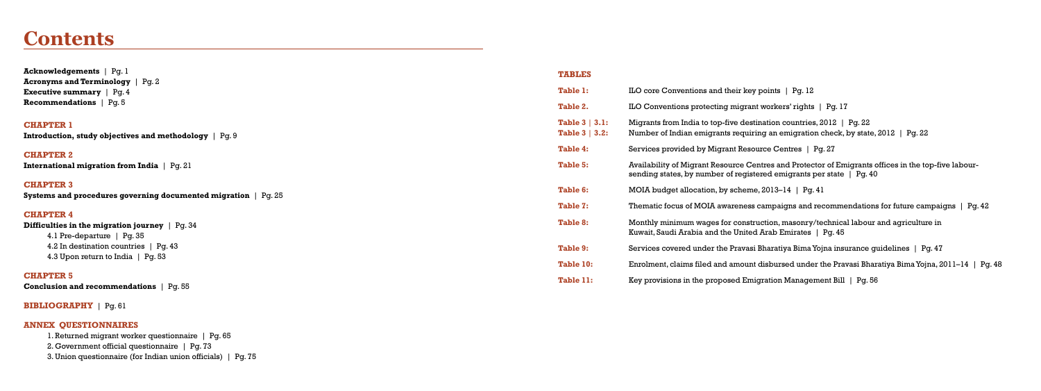# Contents

**Acknowledgements** | Pg. 1
**Acronyms and Terminology** | Pg. 2
**Executive summary** | Pg. 4
**Recommendations** | Pg. 5

**CHAPTER 1**
**Introduction, study objectives and methodology** | Pg. 9

**CHAPTER 2**
**International migration from India** | Pg. 21

**CHAPTER 3**
**Systems and procedures governing documented migration** | Pg. 25

**CHAPTER 4**
**Difficulties in the migration journey** | Pg. 34
4.1 Pre-departure | Pg. 35
4.2 In destination countries | Pg. 43
4.3 Upon return to India | Pg. 53

**CHAPTER 5**
**Conclusion and recommendations** | Pg. 55

**BIBLIOGRAPHY** | Pg. 61

**ANNEX QUESTIONNAIRES**
1. Returned migrant worker questionnaire | Pg. 65
2. Government official questionnaire | Pg. 73
3. Union questionnaire (for Indian union officials) | Pg. 75

**TABLES**

**Table 1:** ILO core Conventions and their key points | Pg. 12
**Table 2.** ILO Conventions protecting migrant workers' rights | Pg. 17
**Table 3 | 3.1:** Migrants from India to top-five destination countries, 2012 | Pg. 22
**Table 3 | 3.2:** Number of Indian emigrants requiring an emigration check, by state, 2012 | Pg. 22
**Table 4:** Services provided by Migrant Resource Centres | Pg. 27
**Table 5:** Availability of Migrant Resource Centres and Protector of Emigrants offices in the top-five labour-sending states, by number of registered emigrants per state | Pg. 40
**Table 6:** MOIA budget allocation, by scheme, 2013–14 | Pg. 41
**Table 7:** Thematic focus of MOIA awareness campaigns and recommendations for future campaigns | Pg. 42
**Table 8:** Monthly minimum wages for construction, masonry/technical labour and agriculture in Kuwait, Saudi Arabia and the United Arab Emirates | Pg. 45
**Table 9:** Services covered under the Pravasi Bharatiya Bima Yojna insurance guidelines | Pg. 47
**Table 10:** Enrolment, claims filed and amount disbursed under the Pravasi Bharatiya Bima Yojna, 2011–14 | Pg. 48
**Table 11:** Key provisions in the proposed Emigration Management Bill | Pg. 56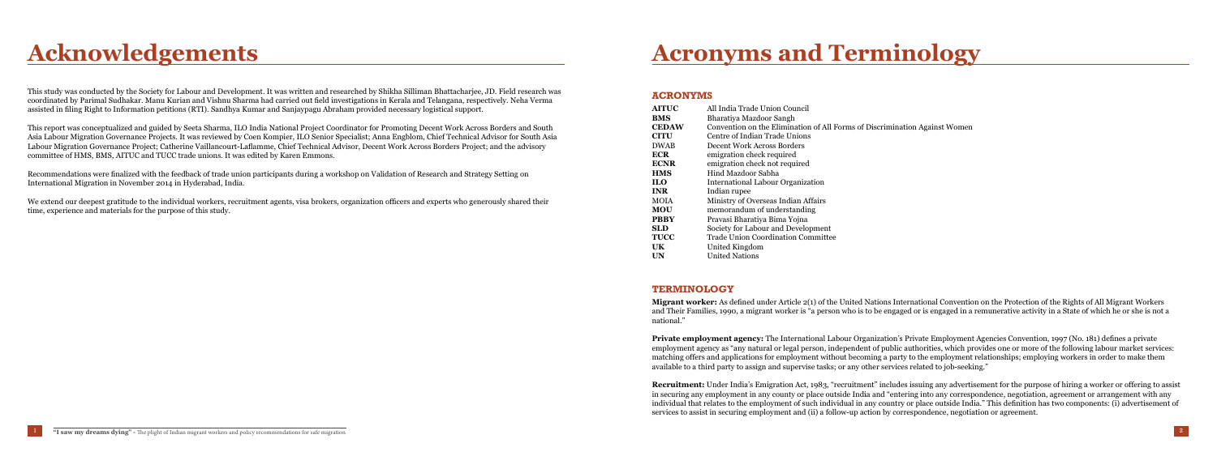# Acknowledgements

This study was conducted by the Society for Labour and Development. It was written and researched by Shikha Silliman Bhattacharjee, JD. Field research was coordinated by Parimal Sudhakar. Manu Kurian and Vishnu Sharma had carried out field investigations in Kerala and Telangana, respectively. Neha Verma assisted in filing Right to Information petitions (RTI). Sandhya Kumar and Sanjaypagu Abraham provided necessary logistical support.

This report was conceptualized and guided by Seeta Sharma, ILO India National Project Coordinator for Promoting Decent Work Across Borders and South Asia Labour Migration Governance Projects. It was reviewed by Coen Kompier, ILO Senior Specialist; Anna Engblom, Chief Technical Advisor for South Asia Labour Migration Governance Project; Catherine Vaillancourt-Laflamme, Chief Technical Advisor, Decent Work Across Borders Project; and the advisory committee of HMS, BMS, AITUC and TUCC trade unions. It was edited by Karen Emmons.

Recommendations were finalized with the feedback of trade union participants during a workshop on Validation of Research and Strategy Setting on International Migration in November 2014 in Hyderabad, India.

We extend our deepest gratitude to the individual workers, recruitment agents, visa brokers, organization officers and experts who generously shared their time, experience and materials for the purpose of this study.

# Acronyms and Terminology

## ACRONYMS

| | |
|---|---|
| **AITUC** | All India Trade Union Council |
| **BMS** | Bharatiya Mazdoor Sangh |
| **CEDAW** | Convention on the Elimination of All Forms of Discrimination Against Women |
| **CITU** | Centre of Indian Trade Unions |
| DWAB | Decent Work Across Borders |
| **ECR** | emigration check required |
| **ECNR** | emigration check not required |
| **HMS** | Hind Mazdoor Sabha |
| **ILO** | International Labour Organization |
| **INR** | Indian rupee |
| MOIA | Ministry of Overseas Indian Affairs |
| **MOU** | memorandum of understanding |
| **PBBY** | Pravasi Bharatiya Bima Yojna |
| **SLD** | Society for Labour and Development |
| **TUCC** | Trade Union Coordination Committee |
| **UK** | United Kingdom |
| **UN** | United Nations |

## TERMINOLOGY

**Migrant worker:** As defined under Article 2(1) of the United Nations International Convention on the Protection of the Rights of All Migrant Workers and Their Families, 1990, a migrant worker is "a person who is to be engaged or is engaged in a remunerative activity in a State of which he or she is not a national."

**Private employment agency:** The International Labour Organization's Private Employment Agencies Convention, 1997 (No. 181) defines a private employment agency as "any natural or legal person, independent of public authorities, which provides one or more of the following labour market services: matching offers and applications for employment without becoming a party to the employment relationships; employing workers in order to make them available to a third party to assign and supervise tasks; or any other services related to job-seeking."

**Recruitment:** Under India's Emigration Act, 1983, "recruitment" includes issuing any advertisement for the purpose of hiring a worker or offering to assist in securing any employment in any county or place outside India and "entering into any correspondence, negotiation, agreement or arrangement with any individual that relates to the employment of such individual in any country or place outside India." This definition has two components: (i) advertisement of services to assist in securing employment and (ii) a follow-up action by correspondence, negotiation or agreement.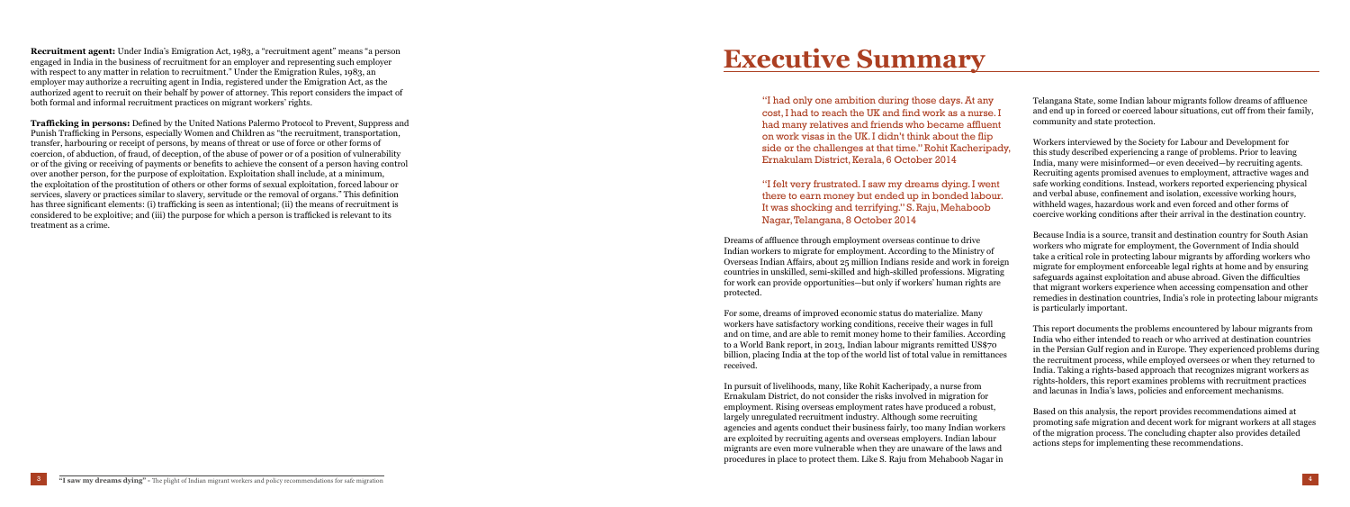**Recruitment agent:** Under India's Emigration Act, 1983, a "recruitment agent" means "a person engaged in India in the business of recruitment for an employer and representing such employer with respect to any matter in relation to recruitment." Under the Emigration Rules, 1983, an employer may authorize a recruiting agent in India, registered under the Emigration Act, as the authorized agent to recruit on their behalf by power of attorney. This report considers the impact of both formal and informal recruitment practices on migrant workers' rights.

**Trafficking in persons:** Defined by the United Nations Palermo Protocol to Prevent, Suppress and Punish Trafficking in Persons, especially Women and Children as "the recruitment, transportation, transfer, harbouring or receipt of persons, by means of threat or use of force or other forms of coercion, of abduction, of fraud, of deception, of the abuse of power or of a position of vulnerability or of the giving or receiving of payments or benefits to achieve the consent of a person having control over another person, for the purpose of exploitation. Exploitation shall include, at a minimum, the exploitation of the prostitution of others or other forms of sexual exploitation, forced labour or services, slavery or practices similar to slavery, servitude or the removal of organs." This definition has three significant elements: (i) trafficking is seen as intentional; (ii) the means of recruitment is considered to be exploitive; and (iii) the purpose for which a person is trafficked is relevant to its treatment as a crime.

# Executive Summary

> "I had only one ambition during those days. At any cost, I had to reach the UK and find work as a nurse. I had many relatives and friends who became affluent on work visas in the UK. I didn't think about the flip side or the challenges at that time." Rohit Kacheripady, Ernakulam District, Kerala, 6 October 2014

> "I felt very frustrated. I saw my dreams dying. I went there to earn money but ended up in bonded labour. It was shocking and terrifying." S. Raju, Mehaboob Nagar, Telangana, 8 October 2014

Dreams of affluence through employment overseas continue to drive Indian workers to migrate for employment. According to the Ministry of Overseas Indian Affairs, about 25 million Indians reside and work in foreign countries in unskilled, semi-skilled and high-skilled professions. Migrating for work can provide opportunities—but only if workers' human rights are protected.

For some, dreams of improved economic status do materialize. Many workers have satisfactory working conditions, receive their wages in full and on time, and are able to remit money home to their families. According to a World Bank report, in 2013, Indian labour migrants remitted US$70 billion, placing India at the top of the world list of total value in remittances received.

In pursuit of livelihoods, many, like Rohit Kacheripady, a nurse from Ernakulam District, do not consider the risks involved in migration for employment. Rising overseas employment rates have produced a robust, largely unregulated recruitment industry. Although some recruiting agencies and agents conduct their business fairly, too many Indian workers are exploited by recruiting agents and overseas employers. Indian labour migrants are even more vulnerable when they are unaware of the laws and procedures in place to protect them. Like S. Raju from Mehaboob Nagar in Telangana State, some Indian labour migrants follow dreams of affluence and end up in forced or coerced labour situations, cut off from their family, community and state protection.

Workers interviewed by the Society for Labour and Development for this study described experiencing a range of problems. Prior to leaving India, many were misinformed—or even deceived—by recruiting agents. Recruiting agents promised avenues to employment, attractive wages and safe working conditions. Instead, workers reported experiencing physical and verbal abuse, confinement and isolation, excessive working hours, withheld wages, hazardous work and even forced and other forms of coercive working conditions after their arrival in the destination country.

Because India is a source, transit and destination country for South Asian workers who migrate for employment, the Government of India should take a critical role in protecting labour migrants by affording workers who migrate for employment enforceable legal rights at home and by ensuring safeguards against exploitation and abuse abroad. Given the difficulties that migrant workers experience when accessing compensation and other remedies in destination countries, India's role in protecting labour migrants is particularly important.

This report documents the problems encountered by labour migrants from India who either intended to reach or who arrived at destination countries in the Persian Gulf region and in Europe. They experienced problems during the recruitment process, while employed oversees or when they returned to India. Taking a rights-based approach that recognizes migrant workers as rights-holders, this report examines problems with recruitment practices and lacunas in India's laws, policies and enforcement mechanisms.

Based on this analysis, the report provides recommendations aimed at promoting safe migration and decent work for migrant workers at all stages of the migration process. The concluding chapter also provides detailed actions steps for implementing these recommendations.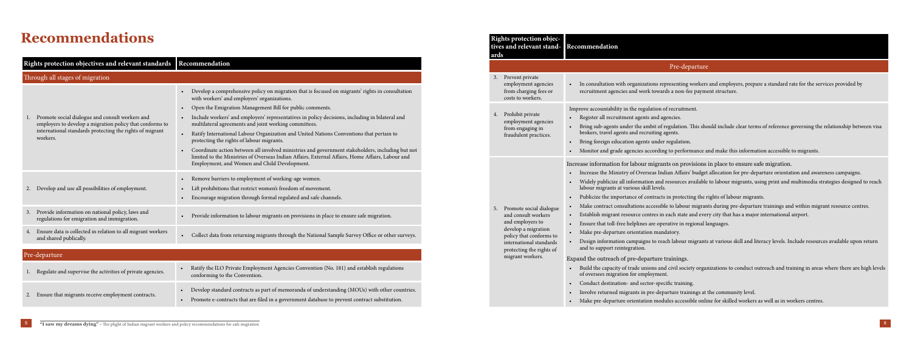# Recommendations

| Rights protection objectives and relevant standards | Recommendation |
|---|---|
| **Through all stages of migration** | |
| 1. Promote social dialogue and consult workers and employers to develop a migration policy that conforms to international standards protecting the rights of migrant workers. | • Develop a comprehensive policy on migration that is focused on migrants' rights in consultation with workers' and employers' organizations.<br>• Open the Emigration Management Bill for public comments.<br>• Include workers' and employers' representatives in policy decisions, including in bilateral and multilateral agreements and joint working committees.<br>• Ratify International Labour Organization and United Nations Conventions that pertain to protecting the rights of labour migrants.<br>• Coordinate action between all involved ministries and government stakeholders, including but not limited to the Ministries of Overseas Indian Affairs, External Affairs, Home Affairs, Labour and Employment, and Women and Child Development. |
| 2. Develop and use all possibilities of employment. | • Remove barriers to employment of working-age women.<br>• Lift prohibitions that restrict women's freedom of movement.<br>• Encourage migration through formal regulated and safe channels. |
| 3. Provide information on national policy, laws and regulations for emigration and immigration. | • Provide information to labour migrants on provisions in place to ensure safe migration. |
| 4. Ensure data is collected in relation to all migrant workers and shared publically. | • Collect data from returning migrants through the National Sample Survey Office or other surveys. |
| **Pre-departure** | |
| 1. Regulate and supervise the activities of private agencies. | • Ratify the ILO Private Employment Agencies Convention (No. 181) and establish regulations conforming to the Convention. |
| 2. Ensure that migrants receive employment contracts. | • Develop standard contracts as part of memoranda of understanding (MOUs) with other countries.<br>• Promote e-contracts that are filed in a government database to prevent contract substitution. |

| Rights protection objectives and relevant standards | Recommendation |
|---|---|
| **Pre-departure** | |
| 3. Prevent private employment agencies from charging fees or costs to workers. | • In consultation with organizations representing workers and employers, prepare a standard rate for the services provided by recruitment agencies and work towards a non-fee payment structure. |
| 4. Prohibit private employment agencies from engaging in fraudulent practices. | Improve accountability in the regulation of recruitment.<br>• Register all recruitment agents and agencies.<br>• Bring sub-agents under the ambit of regulation. This should include clear terms of reference governing the relationship between visa brokers, travel agents and recruiting agents.<br>• Bring foreign education agents under regulation.<br>• Monitor and grade agencies according to performance and make this information accessible to migrants. |
| 5. Promote social dialogue and consult workers and employers to develop a migration policy that conforms to international standards protecting the rights of migrant workers. | Increase information for labour migrants on provisions in place to ensure safe migration.<br>• Increase the Ministry of Overseas Indian Affairs' budget allocation for pre-departure orientation and awareness campaigns.<br>• Widely publicize all information and resources available to labour migrants, using print and multimedia strategies designed to reach labour migrants at various skill levels.<br>• Publicize the importance of contracts in protecting the rights of labour migrants.<br>• Make contract consultations accessible to labour migrants during pre-departure trainings and within migrant resource centres.<br>• Establish migrant resource centres in each state and every city that has a major international airport.<br>• Ensure that toll-free helplines are operative in regional languages.<br>• Make pre-departure orientation mandatory.<br>• Design information campaigns to reach labour migrants at various skill and literacy levels. Include resources available upon return and to support reintegration.<br>Expand the outreach of pre-departure trainings.<br>• Build the capacity of trade unions and civil society organizations to conduct outreach and training in areas where there are high levels of oversees migration for employment.<br>• Conduct destination- and sector-specific training.<br>• Involve returned migrants in pre-departure trainings at the community level.<br>• Make pre-departure orientation modules accessible online for skilled workers as well as in workers centres. |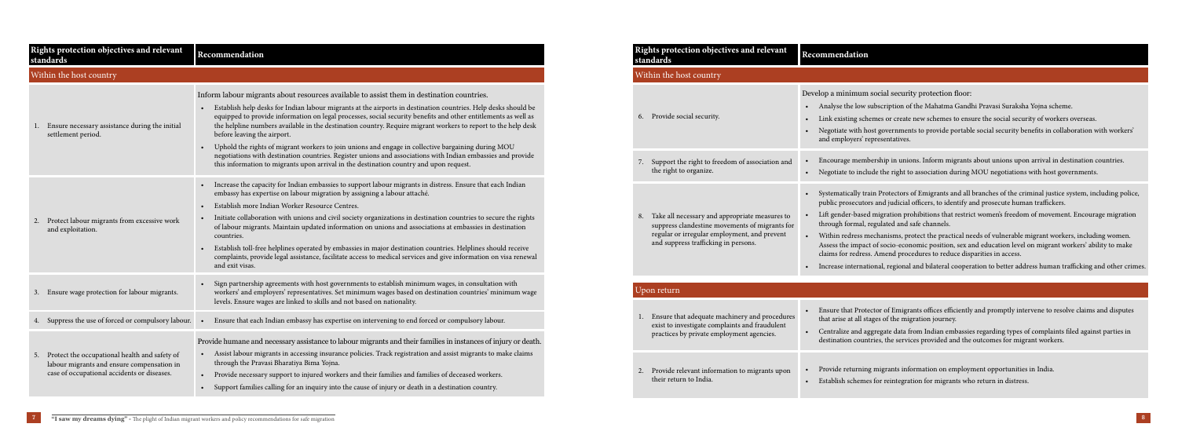| Rights protection objectives and relevant standards | Recommendation |
|---|---|
| **Within the host country** | |
| 1. Ensure necessary assistance during the initial settlement period. | Inform labour migrants about resources available to assist them in destination countries.<br>• Establish help desks for Indian labour migrants at the airports in destination countries. Help desks should be equipped to provide information on legal processes, social security benefits and other entitlements as well as the helpline numbers available in the destination country. Require migrant workers to report to the help desk before leaving the airport.<br>• Uphold the rights of migrant workers to join unions and engage in collective bargaining during MOU negotiations with destination countries. Register unions and associations with Indian embassies and provide this information to migrants upon arrival in the destination country and upon request. |
| 2. Protect labour migrants from excessive work and exploitation. | • Increase the capacity for Indian embassies to support labour migrants in distress. Ensure that each Indian embassy has expertise on labour migration by assigning a labour attaché.<br>• Establish more Indian Worker Resource Centres.<br>• Initiate collaboration with unions and civil society organizations in destination countries to secure the rights of labour migrants. Maintain updated information on unions and associations at embassies in destination countries.<br>• Establish toll-free helplines operated by embassies in major destination countries. Helplines should receive complaints, provide legal assistance, facilitate access to medical services and give information on visa renewal and exit visas. |
| 3. Ensure wage protection for labour migrants. | • Sign partnership agreements with host governments to establish minimum wages, in consultation with workers' and employers' representatives. Set minimum wages based on destination countries' minimum wage levels. Ensure wages are linked to skills and not based on nationality. |
| 4. Suppress the use of forced or compulsory labour. | • Ensure that each Indian embassy has expertise on intervening to end forced or compulsory labour. |
| 5. Protect the occupational health and safety of labour migrants and ensure compensation in case of occupational accidents or diseases. | Provide humane and necessary assistance to labour migrants and their families in instances of injury or death.<br>• Assist labour migrants in accessing insurance policies. Track registration and assist migrants to make claims through the Pravasi Bharatiya Bima Yojna.<br>• Provide necessary support to injured workers and their families and families of deceased workers.<br>• Support families calling for an inquiry into the cause of injury or death in a destination country. |
| 6. Provide social security. | Develop a minimum social security protection floor:<br>• Analyse the low subscription of the Mahatma Gandhi Pravasi Suraksha Yojna scheme.<br>• Link existing schemes or create new schemes to ensure the social security of workers overseas.<br>• Negotiate with host governments to provide portable social security benefits in collaboration with workers' and employers' representatives. |
| 7. Support the right to freedom of association and the right to organize. | • Encourage membership in unions. Inform migrants about unions upon arrival in destination countries.<br>• Negotiate to include the right to association during MOU negotiations with host governments. |
| 8. Take all necessary and appropriate measures to suppress clandestine movements of migrants for regular or irregular employment, and prevent and suppress trafficking in persons. | • Systematically train Protectors of Emigrants and all branches of the criminal justice system, including police, public prosecutors and judicial officers, to identify and prosecute human traffickers.<br>• Lift gender-based migration prohibitions that restrict women's freedom of movement. Encourage migration through formal, regulated and safe channels.<br>• Within redress mechanisms, protect the practical needs of vulnerable migrant workers, including women. Assess the impact of socio-economic position, sex and education level on migrant workers' ability to make claims for redress. Amend procedures to reduce disparities in access.<br>• Increase international, regional and bilateral cooperation to better address human trafficking and other crimes. |
| **Upon return** | |
| 1. Ensure that adequate machinery and procedures exist to investigate complaints and fraudulent practices by private employment agencies. | • Ensure that Protector of Emigrants offices efficiently and promptly intervene to resolve claims and disputes that arise at all stages of the migration journey.<br>• Centralize and aggregate data from Indian embassies regarding types of complaints filed against parties in destination countries, the services provided and the outcomes for migrant workers. |
| 2. Provide relevant information to migrants upon their return to India. | • Provide returning migrants information on employment opportunities in India.<br>• Establish schemes for reintegration for migrants who return in distress. |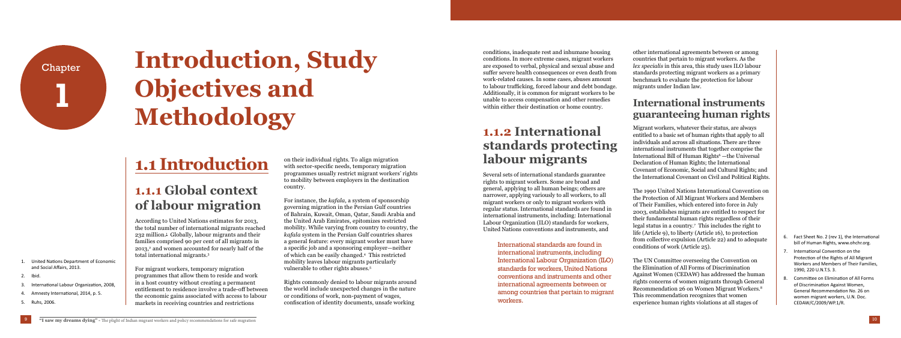Chapter 1

# Introduction, Study Objectives and Methodology

## 1.1 Introduction

### 1.1.1 Global context of labour migration

According to United Nations estimates for 2013, the total number of international migrants reached 232 million.[1] Globally, labour migrants and their families comprised 90 per cent of all migrants in 2013,[2] and women accounted for nearly half of the total international migrants.[3]

For migrant workers, temporary migration programmes that allow them to reside and work in a host country without creating a permanent entitlement to residence involve a trade-off between the economic gains associated with access to labour markets in receiving countries and restrictions on their individual rights. To align migration with sector-specific needs, temporary migration programmes usually restrict migrant workers' rights to mobility between employers in the destination country.

For instance, the *kafala*, a system of sponsorship governing migration in the Persian Gulf countries of Bahrain, Kuwait, Oman, Qatar, Saudi Arabia and the United Arab Emirates, epitomizes restricted mobility. While varying from country to country, the *kafala* system in the Persian Gulf countries shares a general feature: every migrant worker must have a specific job and a sponsoring employer—neither of which can be easily changed.[4] This restricted mobility leaves labour migrants particularly vulnerable to other rights abuses.[5]

Rights commonly denied to labour migrants around the world include unexpected changes in the nature or conditions of work, non-payment of wages, confiscation of identity documents, unsafe working conditions, inadequate rest and inhumane housing conditions. In more extreme cases, migrant workers are exposed to verbal, physical and sexual abuse and suffer severe health consequences or even death from work-related causes. In some cases, abuses amount to labour trafficking, forced labour and debt bondage. Additionally, it is common for migrant workers to be unable to access compensation and other remedies within either their destination or home country.

### 1.1.2 International standards protecting labour migrants

Several sets of international standards guarantee rights to migrant workers. Some are broad and general, applying to all human beings; others are narrower, applying variously to all workers, to all migrant workers or only to migrant workers with regular status. International standards are found in international instruments, including: International Labour Organization (ILO) standards for workers, United Nations conventions and instruments, and other international agreements between or among countries that pertain to migrant workers. As the *lex specialis* in this area, this study uses ILO labour standards protecting migrant workers as a primary benchmark to evaluate the protection for labour migrants under Indian law.

> International standards are found in international instruments, including International Labour Organization (ILO) standards for workers, United Nations conventions and instruments and other international agreements between or among countries that pertain to migrant workers.

#### International instruments guaranteeing human rights

Migrant workers, whatever their status, are always entitled to a basic set of human rights that apply to all individuals and across all situations. There are three international instruments that together comprise the International Bill of Human Rights[6] —the Universal Declaration of Human Rights; the International Covenant of Economic, Social and Cultural Rights; and the International Covenant on Civil and Political Rights.

The 1990 United Nations International Convention on the Protection of All Migrant Workers and Members of Their Families, which entered into force in July 2003, establishes migrants are entitled to respect for their fundamental human rights regardless of their legal status in a country.[7] This includes the right to life (Article 9), to liberty (Article 16), to protection from collective expulsion (Article 22) and to adequate conditions of work (Article 25).

The UN Committee overseeing the Convention on the Elimination of All Forms of Discrimination Against Women (CEDAW) has addressed the human rights concerns of women migrants through General Recommendation 26 on Women Migrant Workers.[8] This recommendation recognizes that women experience human rights violations at all stages of

1. United Nations Department of Economic and Social Affairs, 2013.
2. Ibid.
3. International Labour Organization, 2008,
4. Amnesty International, 2014, p. 5.
5. Ruhs, 2006.
6. Fact Sheet No. 2 (rev 1), the International bill of Human Rights, www.ohchr.org.
7. International Convention on the Protection of the Rights of All Migrant Workers and Members of Their Families, 1990, 220 U.N.T.S. 3.
8. Committee on Elimination of All Forms of Discrimination Against Women, General Recommendation No. 26 on women migrant workers, U.N. Doc. CEDAW/C/2009/WP.1/R.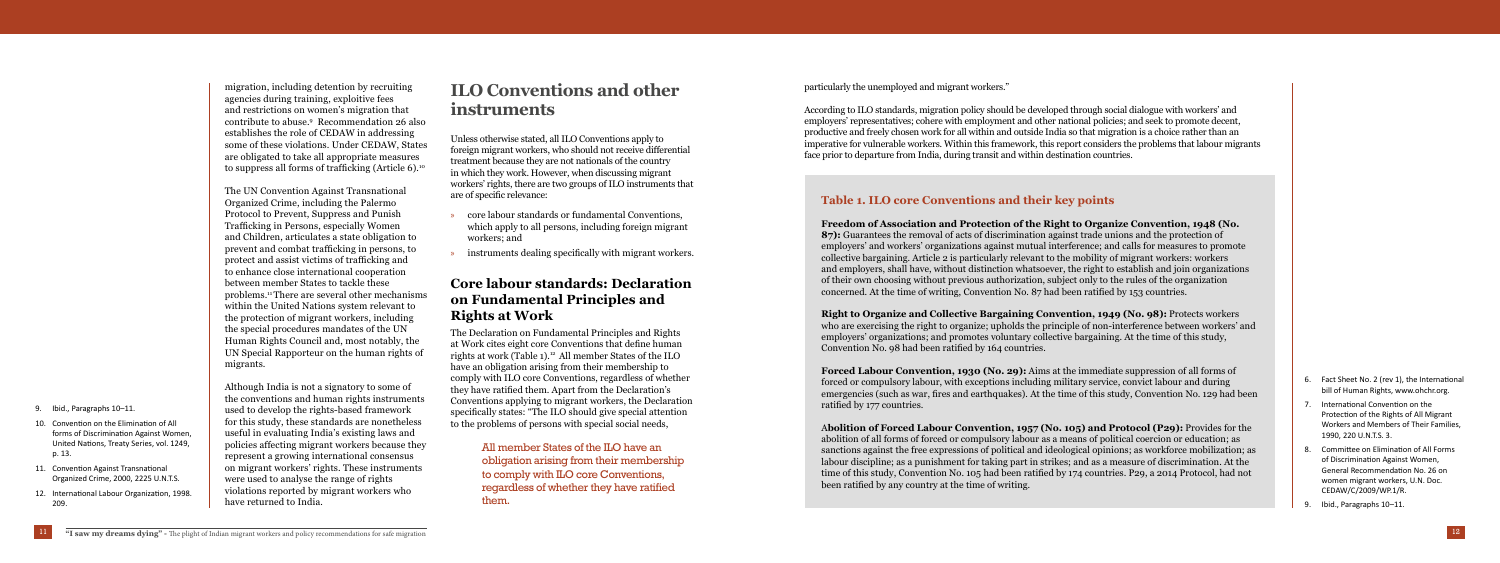migration, including detention by recruiting agencies during training, exploitive fees and restrictions on women's migration that contribute to abuse.[9] Recommendation 26 also establishes the role of CEDAW in addressing some of these violations. Under CEDAW, States are obligated to take all appropriate measures to suppress all forms of trafficking (Article 6).[10]

The UN Convention Against Transnational Organized Crime, including the Palermo Protocol to Prevent, Suppress and Punish Trafficking in Persons, especially Women and Children, articulates a state obligation to prevent and combat trafficking in persons, to protect and assist victims of trafficking and to enhance close international cooperation between member States to tackle these problems.[11] There are several other mechanisms within the United Nations system relevant to the protection of migrant workers, including the special procedures mandates of the UN Human Rights Council and, most notably, the UN Special Rapporteur on the human rights of migrants.

Although India is not a signatory to some of the conventions and human rights instruments used to develop the rights-based framework for this study, these standards are nonetheless useful in evaluating India's existing laws and policies affecting migrant workers because they represent a growing international consensus on migrant workers' rights. These instruments were used to analyse the range of rights violations reported by migrant workers who have returned to India.

9. Ibid., Paragraphs 10–11.
10. Convention on the Elimination of All forms of Discrimination Against Women, United Nations, Treaty Series, vol. 1249, p. 13.
11. Convention Against Transnational Organized Crime, 2000, 2225 U.N.T.S.
12. International Labour Organization, 1998. 209.

## ILO Conventions and other instruments

Unless otherwise stated, all ILO Conventions apply to foreign migrant workers, who should not receive differential treatment because they are not nationals of the country in which they work. However, when discussing migrant workers' rights, there are two groups of ILO instruments that are of specific relevance:

- core labour standards or fundamental Conventions, which apply to all persons, including foreign migrant workers; and
- instruments dealing specifically with migrant workers.

### Core labour standards: Declaration on Fundamental Principles and Rights at Work

The Declaration on Fundamental Principles and Rights at Work cites eight core Conventions that define human rights at work (Table 1).[12] All member States of the ILO have an obligation arising from their membership to comply with ILO core Conventions, regardless of whether they have ratified them. Apart from the Declaration's Conventions applying to migrant workers, the Declaration specifically states: "The ILO should give special attention to the problems of persons with special social needs, particularly the unemployed and migrant workers."

> All member States of the ILO have an obligation arising from their membership to comply with ILO core Conventions, regardless of whether they have ratified them.

According to ILO standards, migration policy should be developed through social dialogue with workers' and employers' representatives; cohere with employment and other national policies; and seek to promote decent, productive and freely chosen work for all within and outside India so that migration is a choice rather than an imperative for vulnerable workers. Within this framework, this report considers the problems that labour migrants face prior to departure from India, during transit and within destination countries.

### Table 1. ILO core Conventions and their key points

**Freedom of Association and Protection of the Right to Organize Convention, 1948 (No. 87):** Guarantees the removal of acts of discrimination against trade unions and the protection of employers' and workers' organizations against mutual interference; and calls for measures to promote collective bargaining. Article 2 is particularly relevant to the mobility of migrant workers: workers and employers, shall have, without distinction whatsoever, the right to establish and join organizations of their own choosing without previous authorization, subject only to the rules of the organization concerned. At the time of writing, Convention No. 87 had been ratified by 153 countries.

**Right to Organize and Collective Bargaining Convention, 1949 (No. 98):** Protects workers who are exercising the right to organize; upholds the principle of non-interference between workers' and employers' organizations; and promotes voluntary collective bargaining. At the time of this study, Convention No. 98 had been ratified by 164 countries.

**Forced Labour Convention, 1930 (No. 29):** Aims at the immediate suppression of all forms of forced or compulsory labour, with exceptions including military service, convict labour and during emergencies (such as war, fires and earthquakes). At the time of this study, Convention No. 129 had been ratified by 177 countries.

**Abolition of Forced Labour Convention, 1957 (No. 105) and Protocol (P29):** Provides for the abolition of all forms of forced or compulsory labour as a means of political coercion or education; as sanctions against the free expressions of political and ideological opinions; as workforce mobilization; as labour discipline; as a punishment for taking part in strikes; and as a measure of discrimination. At the time of this study, Convention No. 105 had been ratified by 174 countries. P29, a 2014 Protocol, had not been ratified by any country at the time of writing.

6. Fact Sheet No. 2 (rev 1), the International bill of Human Rights, www.ohchr.org.
7. International Convention on the Protection of the Rights of All Migrant Workers and Members of Their Families, 1990, 220 U.N.T.S. 3.
8. Committee on Elimination of All Forms of Discrimination Against Women, General Recommendation No. 26 on women migrant workers, U.N. Doc. CEDAW/C/2009/WP.1/R.
9. Ibid., Paragraphs 10–11.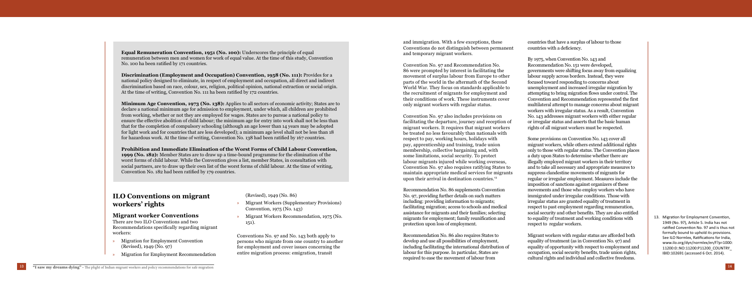**Equal Remuneration Convention, 1951 (No. 100):** Underscores the principle of equal remuneration between men and women for work of equal value. At the time of this study, Convention No. 100 ha been ratified by 171 countries.

**Discrimination (Employment and Occupation) Convention, 1958 (No. 111):** Provides for a national policy designed to eliminate, in respect of employment and occupation, all direct and indirect discrimination based on race, colour, sex, religion, political opinion, national extraction or social origin. At the time of writing, Convention No. 111 ha been ratified by 172 countries.

**Minimum Age Convention, 1973 (No. 138):** Applies to all sectors of economic activity; States are to declare a national minimum age for admission to employment, under which, all children are prohibited from working, whether or not they are employed for wages. States are to pursue a national policy to ensure the effective abolition of child labour; the minimum age for entry into work shall not be less than that for the completion of compulsory schooling (although an age lower than 14 years may be adopted for light work and for countries that are less developed); a minimum age level shall not be less than 18 for hazardous work. At the time of writing, Convention No. 138 had been ratified by 167 countries.

**Prohibition and Immediate Elimination of the Worst Forms of Child Labour Convention, 1999 (No. 182):** Member States are to draw up a time-bound programme for the elimination of the worst forms of child labour. While the Convention gives a list, member States, in consultation with social partners, are to draw up their own list of the worst forms of child labour. At the time of writing, Convention No. 182 had been ratified by 179 countries.

## ILO Conventions on migrant workers' rights

### Migrant worker Conventions

There are two ILO Conventions and two Recommendations specifically regarding migrant workers:

- Migration for Employment Convention (Revised), 1949 (No. 97)
- Migration for Employment Recommendation (Revised), 1949 (No. 86)
- Migrant Workers (Supplementary Provisions) Convention, 1975 (No. 143)
- Migrant Workers Recommendation, 1975 (No. 151).

Conventions No. 97 and No. 143 both apply to persons who migrate from one country to another for employment and cover issues concerning the entire migration process: emigration, transit and immigration. With a few exceptions, these Conventions do not distinguish between permanent and temporary migrant workers.

Convention No. 97 and Recommendation No. 86 were prompted by interest in facilitating the movement of surplus labour from Europe to other parts of the world in the aftermath of the Second World War. They focus on standards applicable to the recruitment of migrants for employment and their conditions of work. These instruments cover only migrant workers with regular status.

Convention No. 97 also includes provisions on facilitating the departure, journey and reception of migrant workers. It requires that migrant workers be treated no less favourably than nationals with respect to pay, working hours, holidays with pay, apprenticeship and training, trade union membership, collective bargaining and, with some limitations, social security. To protect labour migrants injured while working overseas, Convention No. 97 also requires ratifying States to maintain appropriate medical services for migrants upon their arrival in destination countries.[13]

Recommendation No. 86 supplements Convention No. 97, providing further details on such matters including: providing information to migrants; facilitating migration; access to schools and medical assistance for migrants and their families; selecting migrants for employment; family reunification and protection upon loss of employment.

Recommendation No. 86 also requires States to develop and use all possibilities of employment, including facilitating the international distribution of labour for this purpose. In particular, States are required to ease the movement of labour from countries that have a surplus of labour to those countries with a deficiency.

By 1975, when Convention No. 143 and Recommendation No. 151 were developed, governments were shifting focus away from equalizing labour supply across borders. Instead, they were focused toward responding to concerns about unemployment and increased irregular migration by attempting to bring migration flows under control. The Convention and Recommendation represented the first multilateral attempt to manage concerns about migrant workers with irregular status. As a result, Convention No. 143 addresses migrant workers with either regular or irregular status and asserts that the basic human rights of all migrant workers must be respected.

Some provisions on Convention No. 143 cover all migrant workers, while others extend additional rights only to those with regular status. The Convention places a duty upon States to determine whether there are illegally employed migrant workers in their territory and to take all necessary and appropriate measures to suppress clandestine movements of migrants for regular or irregular employment. Measures include the imposition of sanctions against organizers of these movements and those who employ workers who have immigrated under irregular conditions. Those with irregular status are granted equality of treatment in respect to past employment regarding remuneration, social security and other benefits. They are also entitled to equality of treatment and working conditions with respect to regular workers.

Migrant workers with regular status are afforded both equality of treatment (as in Convention No. 97) and equality of opportunity with respect to employment and occupation, social security benefits, trade union rights, cultural rights and individual and collective freedoms.

13. Migration for Employment Convention, 1949 (No. 97), Article 5. India has not ratified Convention No. 97 and is thus not formally bound to uphold its provisions. See ILO Normlex, Ratifications for India, www.ilo.org/dyn/normlex/en/f?p=1000:11200:0::NO:11200:P11200_COUNTRY_IBID:102691 (accessed 6 Oct. 2014).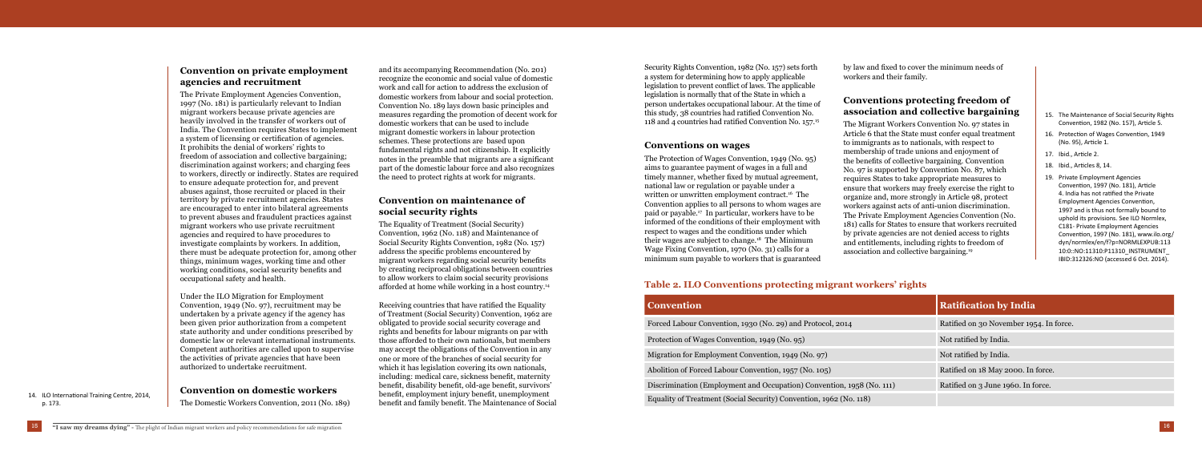## Convention on private employment agencies and recruitment

The Private Employment Agencies Convention, 1997 (No. 181) is particularly relevant to Indian migrant workers because private agencies are heavily involved in the transfer of workers out of India. The Convention requires States to implement a system of licensing or certification of agencies. It prohibits the denial of workers' rights to freedom of association and collective bargaining; discrimination against workers; and charging fees to workers, directly or indirectly. States are required to ensure adequate protection for, and prevent abuses against, those recruited or placed in their territory by private recruitment agencies. States are encouraged to enter into bilateral agreements to prevent abuses and fraudulent practices against migrant workers who use private recruitment agencies and required to have procedures to investigate complaints by workers. In addition, there must be adequate protection for, among other things, minimum wages, working time and other working conditions, social security benefits and occupational safety and health.

Under the ILO Migration for Employment Convention, 1949 (No. 97), recruitment may be undertaken by a private agency if the agency has been given prior authorization from a competent state authority and under conditions prescribed by domestic law or relevant international instruments. Competent authorities are called upon to supervise the activities of private agencies that have been authorized to undertake recruitment.

## Convention on domestic workers

The Domestic Workers Convention, 2011 (No. 189) and its accompanying Recommendation (No. 201) recognize the economic and social value of domestic work and call for action to address the exclusion of domestic workers from labour and social protection. Convention No. 189 lays down basic principles and measures regarding the promotion of decent work for domestic workers that can be used to include migrant domestic workers in labour protection schemes. These protections are based upon fundamental rights and not citizenship. It explicitly notes in the preamble that migrants are a significant part of the domestic labour force and also recognizes the need to protect rights at work for migrants.

## Convention on maintenance of social security rights

The Equality of Treatment (Social Security) Convention, 1962 (No. 118) and Maintenance of Social Security Rights Convention, 1982 (No. 157) address the specific problems encountered by migrant workers regarding social security benefits by creating reciprocal obligations between countries to allow workers to claim social security provisions afforded at home while working in a host country.[14]

Receiving countries that have ratified the Equality of Treatment (Social Security) Convention, 1962 are obligated to provide social security coverage and rights and benefits for labour migrants on par with those afforded to their own nationals, but members may accept the obligations of the Convention in any one or more of the branches of social security for which it has legislation covering its own nationals, including: medical care, sickness benefit, maternity benefit, disability benefit, old-age benefit, survivors' benefit, employment injury benefit, unemployment benefit and family benefit. The Maintenance of Social Security Rights Convention, 1982 (No. 157) sets forth a system for determining how to apply applicable legislation to prevent conflict of laws. The applicable legislation is normally that of the State in which a person undertakes occupational labour. At the time of this study, 38 countries had ratified Convention No. 118 and 4 countries had ratified Convention No. 157.[15]

## Conventions on wages

The Protection of Wages Convention, 1949 (No. 95) aims to guarantee payment of wages in a full and timely manner, whether fixed by mutual agreement, national law or regulation or payable under a written or unwritten employment contract.[16] The Convention applies to all persons to whom wages are paid or payable.[17] In particular, workers have to be informed of the conditions of their employment with respect to wages and the conditions under which their wages are subject to change.[18] The Minimum Wage Fixing Convention, 1970 (No. 31) calls for a minimum sum payable to workers that is guaranteed by law and fixed to cover the minimum needs of workers and their family.

## Conventions protecting freedom of association and collective bargaining

The Migrant Workers Convention No. 97 states in Article 6 that the State must confer equal treatment to immigrants as to nationals, with respect to membership of trade unions and enjoyment of the benefits of collective bargaining. Convention No. 97 is supported by Convention No. 87, which requires States to take appropriate measures to ensure that workers may freely exercise the right to organize and, more strongly in Article 98, protect workers against acts of anti-union discrimination. The Private Employment Agencies Convention (No. 181) calls for States to ensure that workers recruited by private agencies are not denied access to rights and entitlements, including rights to freedom of association and collective bargaining.[19]

### Table 2. ILO Conventions protecting migrant workers' rights

| Convention | Ratification by India |
|---|---|
| Forced Labour Convention, 1930 (No. 29) and Protocol, 2014 | Ratified on 30 November 1954. In force. |
| Protection of Wages Convention, 1949 (No. 95) | Not ratified by India. |
| Migration for Employment Convention, 1949 (No. 97) | Not ratified by India. |
| Abolition of Forced Labour Convention, 1957 (No. 105) | Ratified on 18 May 2000. In force. |
| Discrimination (Employment and Occupation) Convention, 1958 (No. 111) | Ratified on 3 June 1960. In force. |
| Equality of Treatment (Social Security) Convention, 1962 (No. 118) | |

14. ILO International Training Centre, 2014, p. 173.

15. The Maintenance of Social Security Rights Convention, 1982 (No. 157), Article 5.

16. Protection of Wages Convention, 1949 (No. 95), Article 1.

17. Ibid., Article 2.

18. Ibid., Articles 8, 14.

19. Private Employment Agencies Convention, 1997 (No. 181), Article 4. India has not ratified the Private Employment Agencies Convention, 1997 and is thus not formally bound to uphold its provisions. See ILO Normlex, C181- Private Employment Agencies Convention, 1997 (No. 181), www.ilo.org/dyn/normlex/en/f?p=NORMLEXPUB:11310:0::NO:11310:P11310_INSTRUMENT_ID:312326:NO (accessed 6 Oct. 2014).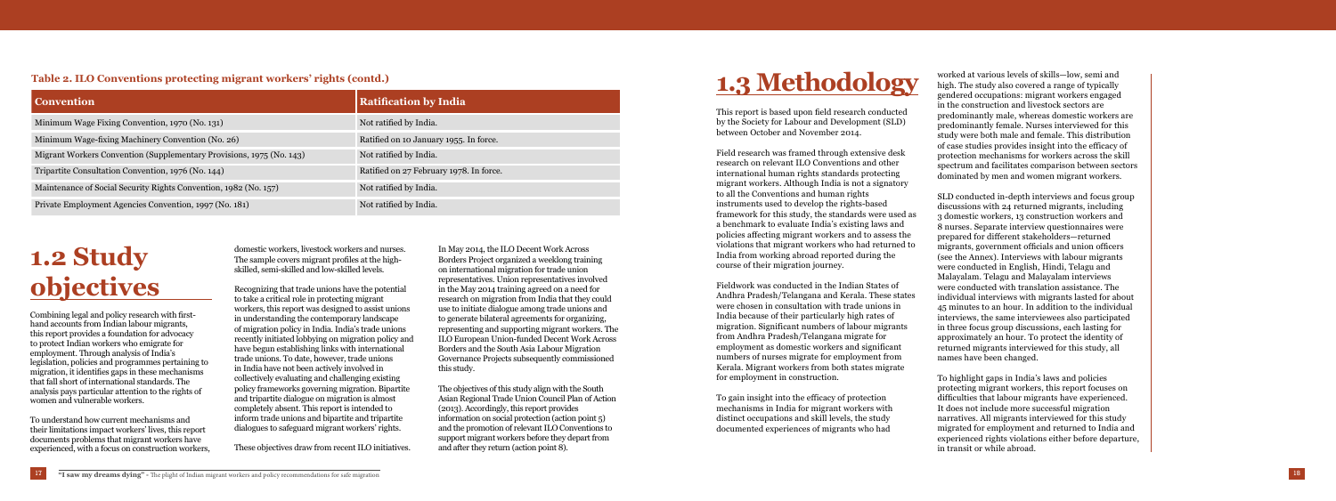**Table 2. ILO Conventions protecting migrant workers' rights (contd.)**

| Convention | Ratification by India |
| --- | --- |
| Minimum Wage Fixing Convention, 1970 (No. 131) | Not ratified by India. |
| Minimum Wage-fixing Machinery Convention (No. 26) | Ratified on 10 January 1955. In force. |
| Migrant Workers Convention (Supplementary Provisions, 1975 (No. 143) | Not ratified by India. |
| Tripartite Consultation Convention, 1976 (No. 144) | Ratified on 27 February 1978. In force. |
| Maintenance of Social Security Rights Convention, 1982 (No. 157) | Not ratified by India. |
| Private Employment Agencies Convention, 1997 (No. 181) | Not ratified by India. |

# 1.2 Study objectives

Combining legal and policy research with first-hand accounts from Indian labour migrants, this report provides a foundation for advocacy to protect Indian workers who emigrate for employment. Through analysis of India's legislation, policies and programmes pertaining to migration, it identifies gaps in these mechanisms that fall short of international standards. The analysis pays particular attention to the rights of women and vulnerable workers.

To understand how current mechanisms and their limitations impact workers' lives, this report documents problems that migrant workers have experienced, with a focus on construction workers, domestic workers, livestock workers and nurses. The sample covers migrant profiles at the high-skilled, semi-skilled and low-skilled levels.

Recognizing that trade unions have the potential to take a critical role in protecting migrant workers, this report was designed to assist unions in understanding the contemporary landscape of migration policy in India. India's trade unions recently initiated lobbying on migration policy and have begun establishing links with international trade unions. To date, however, trade unions in India have not been actively involved in collectively evaluating and challenging existing policy frameworks governing migration. Bipartite and tripartite dialogue on migration is almost completely absent. This report is intended to inform trade unions and bipartite and tripartite dialogues to safeguard migrant workers' rights.

These objectives draw from recent ILO initiatives.

In May 2014, the ILO Decent Work Across Borders Project organized a weeklong training on international migration for trade union representatives. Union representatives involved in the May 2014 training agreed on a need for research on migration from India that they could use to initiate dialogue among trade unions and to generate bilateral agreements for organizing, representing and supporting migrant workers. The ILO European Union-funded Decent Work Across Borders and the South Asia Labour Migration Governance Projects subsequently commissioned this study.

The objectives of this study align with the South Asian Regional Trade Union Council Plan of Action (2013). Accordingly, this report provides information on social protection (action point 5) and the promotion of relevant ILO Conventions to support migrant workers before they depart from and after they return (action point 8).

# 1.3 Methodology

This report is based upon field research conducted by the Society for Labour and Development (SLD) between October and November 2014.

Field research was framed through extensive desk research on relevant ILO Conventions and other international human rights standards protecting migrant workers. Although India is not a signatory to all the Conventions and human rights instruments used to develop the rights-based framework for this study, the standards were used as a benchmark to evaluate India's existing laws and policies affecting migrant workers and to assess the violations that migrant workers who had returned to India from working abroad reported during the course of their migration journey.

Fieldwork was conducted in the Indian States of Andhra Pradesh/Telangana and Kerala. These states were chosen in consultation with trade unions in India because of their particularly high rates of migration. Significant numbers of labour migrants from Andhra Pradesh/Telangana migrate for employment as domestic workers and significant numbers of nurses migrate for employment from Kerala. Migrant workers from both states migrate for employment in construction.

To gain insight into the efficacy of protection mechanisms in India for migrant workers with distinct occupations and skill levels, the study documented experiences of migrants who had worked at various levels of skills—low, semi and high. The study also covered a range of typically gendered occupations: migrant workers engaged in the construction and livestock sectors are predominantly male, whereas domestic workers are predominantly female. Nurses interviewed for this study were both male and female. This distribution of case studies provides insight into the efficacy of protection mechanisms for workers across the skill spectrum and facilitates comparison between sectors dominated by men and women migrant workers.

SLD conducted in-depth interviews and focus group discussions with 24 returned migrants, including 3 domestic workers, 13 construction workers and 8 nurses. Separate interview questionnaires were prepared for different stakeholders—returned migrants, government officials and union officers (see the Annex). Interviews with labour migrants were conducted in English, Hindi, Telugu and Malayalam. Telugu and Malayalam interviews were conducted with translation assistance. The individual interviews with migrants lasted for about 45 minutes to an hour. In addition to the individual interviews, the same interviewees also participated in three focus group discussions, each lasting for approximately an hour. To protect the identity of returned migrants interviewed for this study, all names have been changed.

To highlight gaps in India's laws and policies protecting migrant workers, this report focuses on difficulties that labour migrants have experienced. It does not include more successful migration narratives. All migrants interviewed for this study migrated for employment and returned to India and experienced rights violations either before departure, in transit or while abroad.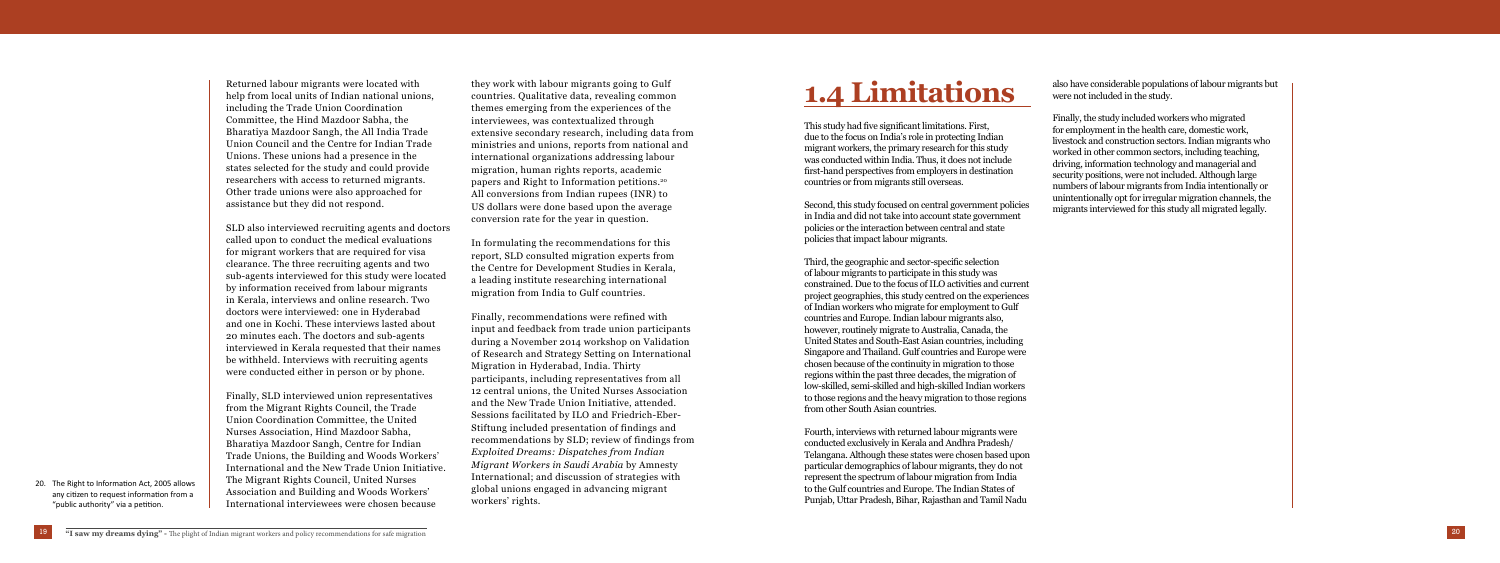Returned labour migrants were located with help from local units of Indian national unions, including the Trade Union Coordination Committee, the Hind Mazdoor Sabha, the Bharatiya Mazdoor Sangh, the All India Trade Union Council and the Centre for Indian Trade Unions. These unions had a presence in the states selected for the study and could provide researchers with access to returned migrants. Other trade unions were also approached for assistance but they did not respond.

SLD also interviewed recruiting agents and doctors called upon to conduct the medical evaluations for migrant workers that are required for visa clearance. The three recruiting agents and two sub-agents interviewed for this study were located by information received from labour migrants in Kerala, interviews and online research. Two doctors were interviewed: one in Hyderabad and one in Kochi. These interviews lasted about 20 minutes each. The doctors and sub-agents interviewed in Kerala requested that their names be withheld. Interviews with recruiting agents were conducted either in person or by phone.

Finally, SLD interviewed union representatives from the Migrant Rights Council, the Trade Union Coordination Committee, the United Nurses Association, Hind Mazdoor Sabha, Bharatiya Mazdoor Sangh, Centre for Indian Trade Unions, the Building and Woods Workers' International and the New Trade Union Initiative. The Migrant Rights Council, United Nurses Association and Building and Woods Workers' International interviewees were chosen because they work with labour migrants going to Gulf countries. Qualitative data, revealing common themes emerging from the experiences of the interviewees, was contextualized through extensive secondary research, including data from ministries and unions, reports from national and international organizations addressing labour migration, human rights reports, academic papers and Right to Information petitions.[20] All conversions from Indian rupees (INR) to US dollars were done based upon the average conversion rate for the year in question.

In formulating the recommendations for this report, SLD consulted migration experts from the Centre for Development Studies in Kerala, a leading institute researching international migration from India to Gulf countries.

Finally, recommendations were refined with input and feedback from trade union participants during a November 2014 workshop on Validation of Research and Strategy Setting on International Migration in Hyderabad, India. Thirty participants, including representatives from all 12 central unions, the United Nurses Association and the New Trade Union Initiative, attended. Sessions facilitated by ILO and Friedrich-Eber-Stiftung included presentation of findings and recommendations by SLD; review of findings from *Exploited Dreams: Dispatches from Indian Migrant Workers in Saudi Arabia* by Amnesty International; and discussion of strategies with global unions engaged in advancing migrant workers' rights.

20. The Right to Information Act, 2005 allows any citizen to request information from a "public authority" via a petition.

# 1.4 Limitations

This study had five significant limitations. First, due to the focus on India's role in protecting Indian migrant workers, the primary research for this study was conducted within India. Thus, it does not include first-hand perspectives from employers in destination countries or from migrants still overseas.

Second, this study focused on central government policies in India and did not take into account state government policies or the interaction between central and state policies that impact labour migrants.

Third, the geographic and sector-specific selection of labour migrants to participate in this study was constrained. Due to the focus of ILO activities and current project geographies, this study centred on the experiences of Indian workers who migrate for employment to Gulf countries and Europe. Indian labour migrants also, however, routinely migrate to Australia, Canada, the United States and South-East Asian countries, including Singapore and Thailand. Gulf countries and Europe were chosen because of the continuity in migration to those regions within the past three decades, the migration of low-skilled, semi-skilled and high-skilled Indian workers to those regions and the heavy migration to those regions from other South Asian countries.

Fourth, interviews with returned labour migrants were conducted exclusively in Kerala and Andhra Pradesh/Telangana. Although these states were chosen based upon particular demographics of labour migrants, they do not represent the spectrum of labour migration from India to the Gulf countries and Europe. The Indian States of Punjab, Uttar Pradesh, Bihar, Rajasthan and Tamil Nadu also have considerable populations of labour migrants but were not included in the study.

Finally, the study included workers who migrated for employment in the health care, domestic work, livestock and construction sectors. Indian migrants who worked in other common sectors, including teaching, driving, information technology and managerial and security positions, were not included. Although large numbers of labour migrants from India intentionally or unintentionally opt for irregular migration channels, the migrants interviewed for this study all migrated legally.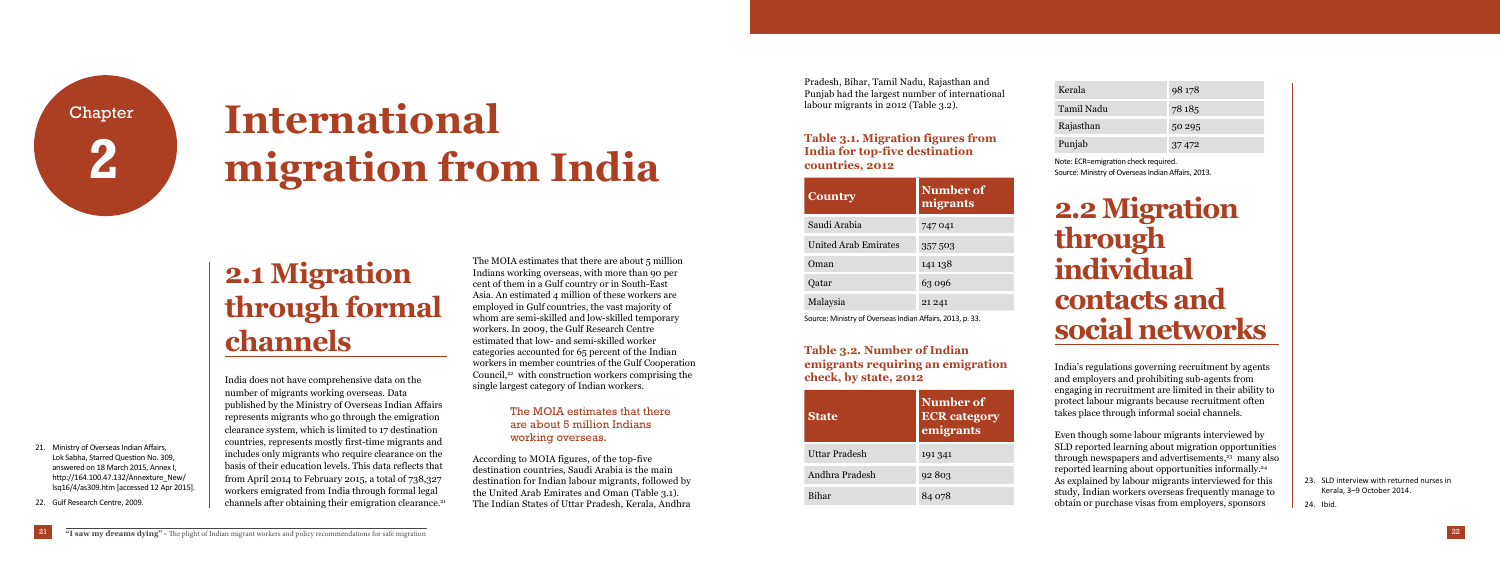# Chapter 2

# International migration from India

## 2.1 Migration through formal channels

India does not have comprehensive data on the number of migrants working overseas. Data published by the Ministry of Overseas Indian Affairs represents migrants who go through the emigration clearance system, which is limited to 17 destination countries, represents mostly first-time migrants and includes only migrants who require clearance on the basis of their education levels. This data reflects that from April 2014 to February 2015, a total of 738,327 workers emigrated from India through formal legal channels after obtaining their emigration clearance.[21]

The MOIA estimates that there are about 5 million Indians working overseas, with more than 90 per cent of them in a Gulf country or in South-East Asia. An estimated 4 million of these workers are employed in Gulf countries, the vast majority of whom are semi-skilled and low-skilled temporary workers. In 2009, the Gulf Research Centre estimated that low- and semi-skilled worker categories accounted for 65 percent of the Indian workers in member countries of the Gulf Cooperation Council,[22] with construction workers comprising the single largest category of Indian workers.

> The MOIA estimates that there are about 5 million Indians working overseas.

According to MOIA figures, of the top-five destination countries, Saudi Arabia is the main destination for Indian labour migrants, followed by the United Arab Emirates and Oman (Table 3.1). The Indian States of Uttar Pradesh, Kerala, Andhra Pradesh, Bihar, Tamil Nadu, Rajasthan and Punjab had the largest number of international labour migrants in 2012 (Table 3.2).

**Table 3.1. Migration figures from India for top-five destination countries, 2012**

| Country | Number of migrants |
|---|---|
| Saudi Arabia | 747 041 |
| United Arab Emirates | 357 503 |
| Oman | 141 138 |
| Qatar | 63 096 |
| Malaysia | 21 241 |

Source: Ministry of Overseas Indian Affairs, 2013, p. 33.

**Table 3.2. Number of Indian emigrants requiring an emigration check, by state, 2012**

| State | Number of ECR category emigrants |
|---|---|
| Uttar Pradesh | 191 341 |
| Andhra Pradesh | 92 803 |
| Bihar | 84 078 |
| Kerala | 98 178 |
| Tamil Nadu | 78 185 |
| Rajasthan | 50 295 |
| Punjab | 37 472 |

Note: ECR=emigration check required.
Source: Ministry of Overseas Indian Affairs, 2013.

## 2.2 Migration through individual contacts and social networks

India's regulations governing recruitment by agents and employers and prohibiting sub-agents from engaging in recruitment are limited in their ability to protect labour migrants because recruitment often takes place through informal social channels.

Even though some labour migrants interviewed by SLD reported learning about migration opportunities through newspapers and advertisements,[23] many also reported learning about opportunities informally.[24] As explained by labour migrants interviewed for this study, Indian workers overseas frequently manage to obtain or purchase visas from employers, sponsors

21. Ministry of Overseas Indian Affairs, Lok Sabha, Starred Question No. 309, answered on 18 March 2015, Annex I, http://164.100.47.132/Annexture_New/lsq16/4/as309.htm [accessed 12 Apr 2015].
22. Gulf Research Centre, 2009.
23. SLD interview with returned nurses in Kerala, 3–9 October 2014.
24. Ibid.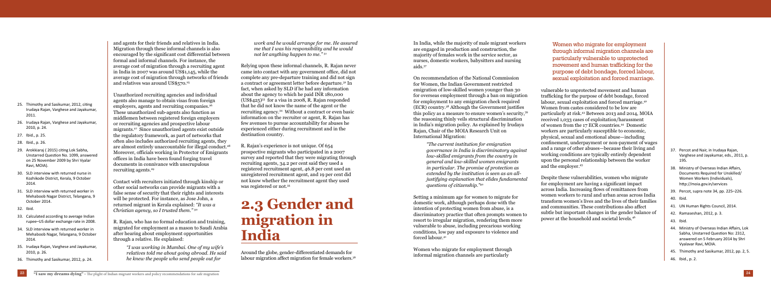and agents for their friends and relatives in India. Migration through these informal channels is also encouraged by the significant cost differential between formal and informal channels. For instance, the average cost of migration through a recruiting agent in India in 2007 was around US$1,145, while the average cost of migration through networks of friends and relatives was around US$570.[25]

Unauthorized recruiting agencies and individual agents also manage to obtain visas from foreign employers, agents and recruiting companies.[26] These unauthorized sub-agents also function as middlemen between registered foreign employers or recruiting agencies and prospective labour migrants.[27] Since unauthorized agents exist outside the regulatory framework, as part of networks that often also includes authorized recruiting agents, they are almost entirely unaccountable for illegal conduct.[28] Moreover, officials working in Protector of Emigrants offices in India have been found forging travel documents in connivance with unscrupulous recruiting agents.[29]

Contact with recruiters initiated through kinship or other social networks can provide migrants with a false sense of security that their rights and interests will be protected. For instance, as Jose John, a returned migrant in Kerala explained: *"It was a Christian agency, so I trusted them."*[30]

R. Rajan, who has no formal education and training, migrated for employment as a mason to Saudi Arabia after hearing about employment opportunities through a relative. He explained:

> *"I was working in Mumbai. One of my wife's relatives told me about going abroad. He said he knew the people who send people out for work and he would arrange for me. He assured me that I was his responsibility and he would not let anything happen to me."*[31]

Relying upon these informal channels, R. Rajan never came into contact with any government office, did not complete any pre-departure training and did not sign a contract or agreement letter before departure.[32] In fact, when asked by SLD if he had any information about the agency to which he paid INR 180,000 (US$425)[33] for a visa in 2008, R. Rajan responded that he did not know the name of the agent or the recruiting agency.[34] Without a contract or even basic information on the recruiter or agent, R. Rajan has few avenues to pursue accountability for abuses he experienced either during recruitment and in the destination country.

R. Rajan's experience is not unique. Of 654 prospective migrants who participated in a 2007 survey and reported that they were migrating through recruiting agents, 34.2 per cent said they used a registered recruitment agent, 46.8 per cent used an unregistered recruitment agent, and 19 per cent did not know whether the recruitment agent they used was registered or not.[35]

# 2.3 Gender and migration in India

Around the globe, gender-differentiated demands for labour migration affect migration for female workers.[36] In India, while the majority of male migrant workers are engaged in production and construction, the majority of females work in the service sector, as nurses, domestic workers, babysitters and nursing aids.[37]

On recommendation of the National Commission for Women, the Indian Government restricted emigration of low-skilled women younger than 30 for overseas employment through a ban on migration for employment to any emigration check required (ECR) country.[38] Although the Government justifies this policy as a measure to ensure women's security,[39] the reasoning thinly veils structural discrimination in India's migration policy. As explained by Irudaya Rajan, Chair of the MOIA Research Unit on International Migration:

> *"The current institution for emigration governance in India is discriminatory against low-skilled emigrants from the country in general and low-skilled women emigrants in particular. The promise of protection as extended by the institution is seen as an all-justifying explanation that elides fundamental questions of citizenship."*[40]

Setting a minimum age for women to migrate for domestic work, although perhaps done with the intention of protecting women from abuse, is a discriminatory practice that often prompts women to resort to irregular migration, rendering them more vulnerable to abuse, including precarious working conditions, low pay and exposure to violence and forced labour.[41]

> Women who migrate for employment through informal migration channels are particularly vulnerable to unprotected movement and human trafficking for the purpose of debt bondage, forced labour, sexual exploitation and forced marriage.

Women who migrate for employment through informal migration channels are particularly vulnerable to unprotected movement and human trafficking for the purpose of debt bondage, forced labour, sexual exploitation and forced marriage.[42] Women from castes considered to be low are particularly at risk.[43] Between 2013 and 2014, MOIA received 1,033 cases of exploitation/harassment of women from the 17 ECR countries.[44] Domestic workers are particularly susceptible to economic, physical, sexual and emotional abuse—including confinement, underpayment or non-payment of wages and a range of other abuses—because their living and working conditions are typically entirely dependent upon the personal relationship between the worker and the employer.[45]

Despite these vulnerabilities, women who migrate for employment are having a significant impact across India. Increasing flows of remittances from women workers to rural and urban areas across India transform women's lives and the lives of their families and communities. These contributions also affect subtle but important changes in the gender balance of power at the household and societal levels.[46]

25. Thimothy and Sasikumar, 2012, citing Irudaya Rajan, Varghese and Jayakumar, 2011.
26. Irudaya Rajan, Varghese and Jayakumar, 2010, p. 24.
27. Ibid., p. 25.
28. Ibid., p. 26.
29. Arokkiaraj ( 2015) citing Lok Sabha, Unstarred Question No. 1099, answered on 25 November 2009 by Shri Vyalar Ravi, MOIA).
30. SLD interview with returned nurse in Kozhikode District, Kerala, 9 October 2014.
31. SLD interview with returned worker in Mehaboob Nagar District, Telangana, 9 October 2014.
32. Ibid.
33. Calculated according to average Indian rupee–US dollar exchange rate in 2008.
34. SLD interview with returned worker in Mehaboob Nagar, Telangana, 9 October 2014.
35. Irudaya Rajan, Varghese and Jayakumar, 2010, p. 26.
36. Thimothy and Sasikumar, 2012, p. 24.
37. Percot and Nair, in Irudaya Rajan, Varghese and Jayakumar, eds., 2011, p. 195.
38. Ministry of Overseas Indian Affairs, Documents Required for Unskilled/ Women Workers (Individuals), http://moia.gov.in/services
39. Percot, supra note 34, pp. 225–226.
40. Ibid.
41. UN Human Rights Council, 2014.
42. Ramaseshan, 2012, p. 3.
43. Ibid.
44. Ministry of Overseas Indian Affairs, Lok Sabha, Unstarred Question No: 2312, answered on 5 February 2014 by Shri Vyalavar Ravi, MOIA.
45. Thimothy and Sasikumar, 2012, pp. 2, 5.
46. Ibid., p. 2.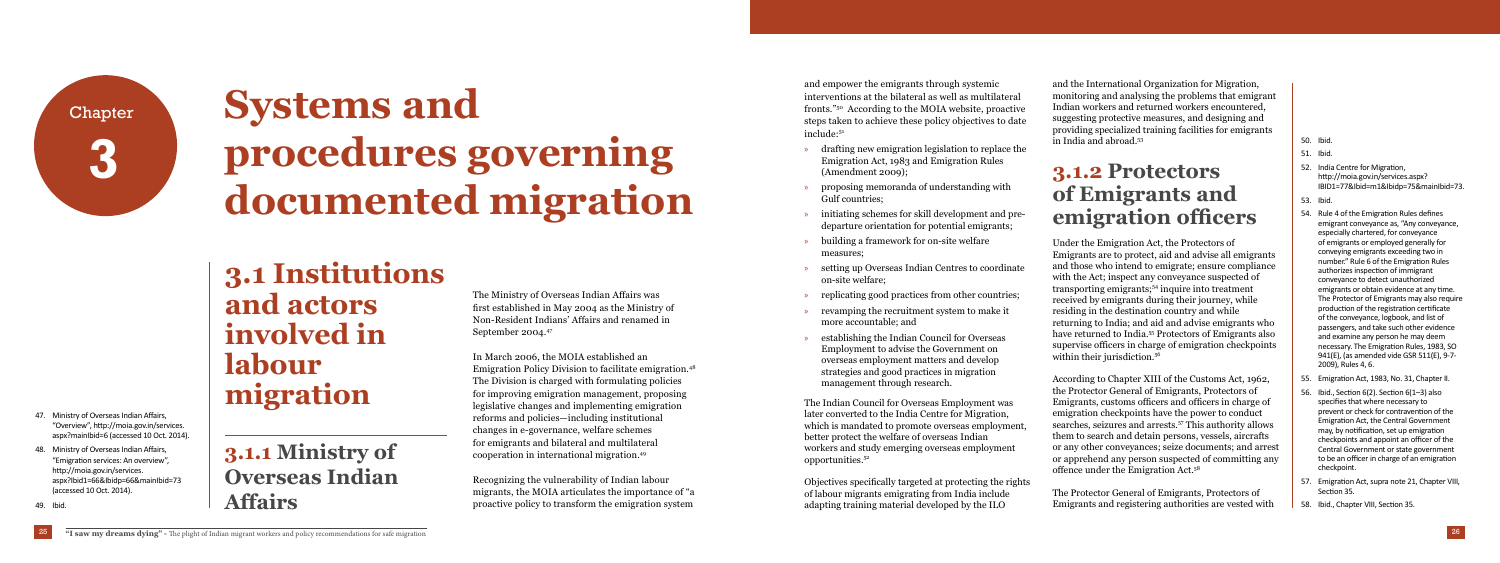Chapter 3

# Systems and procedures governing documented migration

## 3.1 Institutions and actors involved in labour migration

### 3.1.1 Ministry of Overseas Indian Affairs

The Ministry of Overseas Indian Affairs was first established in May 2004 as the Ministry of Non-Resident Indians' Affairs and renamed in September 2004.[47]

In March 2006, the MOIA established an Emigration Policy Division to facilitate emigration.[48] The Division is charged with formulating policies for improving emigration management, proposing legislative changes and implementing emigration reforms and policies—including institutional changes in e-governance, welfare schemes for emigrants and bilateral and multilateral cooperation in international migration.[49]

Recognizing the vulnerability of Indian labour migrants, the MOIA articulates the importance of "a proactive policy to transform the emigration system and empower the emigrants through systemic interventions at the bilateral as well as multilateral fronts."[50] According to the MOIA website, proactive steps taken to achieve these policy objectives to date include:[51]

- drafting new emigration legislation to replace the Emigration Act, 1983 and Emigration Rules (Amendment 2009);
- proposing memoranda of understanding with Gulf countries;
- initiating schemes for skill development and pre-departure orientation for potential emigrants;
- building a framework for on-site welfare measures;
- setting up Overseas Indian Centres to coordinate on-site welfare;
- replicating good practices from other countries;
- revamping the recruitment system to make it more accountable; and
- establishing the Indian Council for Overseas Employment to advise the Government on overseas employment matters and develop strategies and good practices in migration management through research.

The Indian Council for Overseas Employment was later converted to the India Centre for Migration, which is mandated to promote overseas employment, better protect the welfare of overseas Indian workers and study emerging overseas employment opportunities.[52]

Objectives specifically targeted at protecting the rights of labour migrants emigrating from India include adapting training material developed by the ILO and the International Organization for Migration, monitoring and analysing the problems that emigrant Indian workers and returned workers encountered, suggesting protective measures, and designing and providing specialized training facilities for emigrants in India and abroad.[53]

### 3.1.2 Protectors of Emigrants and emigration officers

Under the Emigration Act, the Protectors of Emigrants are to protect, aid and advise all emigrants and those who intend to emigrate; ensure compliance with the Act; inspect any conveyance suspected of transporting emigrants;[54] inquire into treatment received by emigrants during their journey, while residing in the destination country and while returning to India; and aid and advise emigrants who have returned to India.[55] Protectors of Emigrants also supervise officers in charge of emigration checkpoints within their jurisdiction.[56]

According to Chapter XIII of the Customs Act, 1962, the Protector General of Emigrants, Protectors of Emigrants, customs officers and officers in charge of emigration checkpoints have the power to conduct searches, seizures and arrests.[57] This authority allows them to search and detain persons, vessels, aircrafts or any other conveyances; seize documents; and arrest or apprehend any person suspected of committing any offence under the Emigration Act.[58]

The Protector General of Emigrants, Protectors of Emigrants and registering authorities are vested with

---

47. Ministry of Overseas Indian Affairs, "Overview", http://moia.gov.in/services.aspx?mainId=6 (accessed 10 Oct. 2014).
48. Ministry of Overseas Indian Affairs, "Emigration services: An overview", http://moia.gov.in/services.aspx?Ibid1=66&Ibidp=66&mainIbid=73 (accessed 10 Oct. 2014).
49. Ibid.
50. Ibid.
51. Ibid.
52. India Centre for Migration, http://moia.gov.in/services.aspx?IBID1=77&Ibid=m1&Ibidp=75&mainIbid=73.
53. Ibid.
54. Rule 4 of the Emigration Rules defines emigrant conveyance as, "Any conveyance, especially chartered, for conveyance of emigrants or employed generally for conveying emigrants exceeding two in number." Rule 6 of the Emigration Rules authorizes inspection of immigrant conveyance to detect unauthorized emigrants or obtain evidence at any time. The Protector of Emigrants may also require production of the registration certificate of the conveyance, logbook, and list of passengers, and take such other evidence and examine any person he may deem necessary. The Emigration Rules, 1983, SO 941(E), (as amended vide GSR 511(E), 9-7-2009), Rules 4, 6.
55. Emigration Act, 1983, No. 31, Chapter II.
56. Ibid., Section 6(2). Section 6(1–3) also specifies that where necessary to prevent or check for contravention of the Emigration Act, the Central Government may, by notification, set up emigration checkpoints and appoint an officer of the Central Government or state government to be an officer in charge of an emigration checkpoint.
57. Emigration Act, supra note 21, Chapter VIII, Section 35.
58. Ibid., Chapter VIII, Section 35.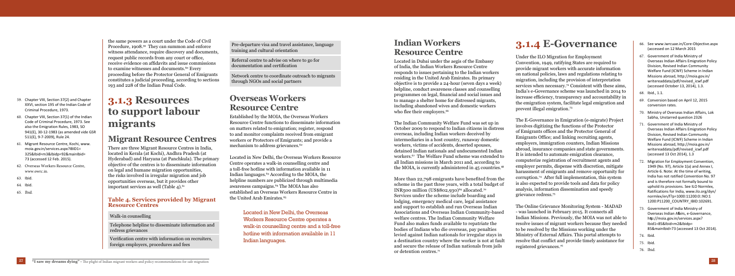the same powers as a court under the Code of Civil Procedure, 1908.[59] They can summon and enforce witness attendance, require discovery and documents, request public records from any court or office, receive evidence on affidavits and issue commissions to examine witnesses and documents.[60] Every proceeding before the Protector General of Emigrants constitutes a judicial proceeding, according to sections 193 and 228 of the Indian Penal Code.

# 3.1.3 Resources to support labour migrants

## Migrant Resource Centres

There are three Migrant Resource Centres in India, located in Kerala (at Kochi), Andhra Pradesh (at Hyderabad) and Haryana (at Panchkula). The primary objective of the centres is to disseminate information on legal and humane migration opportunities, the risks involved in irregular migration and job opportunities overseas, but it provides other important services as well (Table 4).[61]

### Table 4. Services provided by Migrant Resource Centres

| Services |
|---|
| Walk-in counselling |
| Telephone helpline to disseminate information and redress grievances |
| Verification centre with information on recruiters, foreign employers, procedures and fees |
| Pre-departure visa and travel assistance, language training and cultural orientation |
| Referral centre to advise on where to go for documentation and certification |
| Network centre to coordinate outreach to migrants through NGOs and social partners |

## Overseas Workers Resource Centre

Established by the MOIA, the Overseas Workers Resource Centre functions to disseminate information on matters related to emigration; register, respond to and monitor complaints received from emigrant workers or Protectors of Emigrants; and provide a mechanism to address grievances.[62]

Located in New Delhi, the Overseas Workers Resource Centre operates a walk-in counselling centre and a toll-free hotline with information available in 11 Indian languages.[63] According to the MOIA, the helpline numbers are publicized through multimedia awareness campaigns.[64] The MOIA has also established an Overseas Workers Resource Centre in the United Arab Emirates.[65]

Located in New Delhi, the Overseas Workers Resource Centre operates a walk-in counselling centre and a toll-free hotline with information available in 11 Indian languages.

## Indian Workers Resource Centre

Located in Dubai under the aegis of the Embassy of India, the Indian Workers Resource Centre responds to issues pertaining to the Indian workers residing in the United Arab Emirates. Its primary objective is to provide a 24-hour (seven days a week) helpline, conduct awareness classes and counselling programmes on legal, financial and social issues and to manage a shelter home for distressed migrants, including abandoned wives and domestic workers who flee their employers.[66]

The Indian Community Welfare Fund was set up in October 2009 to respond to Indian citizens in distress overseas, including Indian workers deceived by intermediaries in a host country, runaway domestic workers, victims of accidents, deserted spouses, detained Indian nationals and undocumented Indian workers.[67] The Welfare Fund scheme was extended to all Indian missions in March 2011 and, according to the MOIA, is currently administered in 45 countries.[68]

More than 22,798 emigrants have benefited from the scheme in the past three years, with a total budget of INR500 million (US$802,930)[69] allocated.[70] Services under the scheme include boarding and lodging, emergency medical care, legal assistance and support to establish and run Overseas Indian Associations and Overseas Indian Community-based welfare centres. The Indian Community Welfare Fund also makes funds available to repatriate the bodies of Indians who die overseas, pay penalties levied against Indian nationals for irregular stays in a destination country where the worker is not at fault and secure the release of Indian nationals from jails or detention centres.[71]

# 3.1.4 E-Governance

Under the ILO Migration for Employment Convention, 1949, ratifying States are required to provide migrant workers with accurate information on national policies, laws and regulations relating to migration, including the provision of interpretation services when necessary.[72] Consistent with these aims, India's e-Governance scheme was launched in 2014 to increase efficiency, transparency and accountability in the emigration system, facilitate legal emigration and prevent illegal emigration.[73]

The E-Governance in Emigration (e-migrate) Project involves digitizing the functions of the Protector of Emigrants offices and the Protector General of Emigrants Office; and linking recruiting agents, employers, immigration counters, Indian Missions abroad, insurance companies and state governments. It is intended to automate emigration clearance, computerize registration of recruitment agents and employer permits, dispense with discretion, mitigate harassment of emigrants and remove opportunity for corruption.[74] After full implementation, this system is also expected to provide tools and data for policy analysis, information dissemination and speedy grievance redress.[75]

The Online Grievance Monitoring System - MADAD - was launched in February 2015. It connects all Indian Missions. Previously, the MOIA was not able to resolve issues of migrant workers because they needed to be resolved by the Missions working under the Ministry of External Affairs. This portal attempts to resolve that conflict and provide timely assistance for registered grievances.[76]

---

59. Chapter VIII, Section 37(2) and Chapter XXVI, section 195 of the Indian Code of Criminal Procedure, 1973.
60. Chapter VIII, Section 37(1) of the Indian Code of Criminal Procedure, 1973. See also the Emigration Rules, 1983, SO 941(E), 30-12-1983 (as amended vide GSR 511(E), 9-7-2009), Rule 24.
61. Migrant Resource Centre, Kochi, www.moia.gov.in/services.aspx?IBID1=325&lbid=m3&lbidp=92&mainlbid=73 (accessed 12 Feb. 2015).
62. Overseas Workers Resource Centre, www.owrc.in.
63. Ibid.
64. Ibid.
65. Ibid.
66. See www.iwrcuae.in/Core-Objective.aspx (accessed on 12 March 2015
67. Government of India Ministry of Overseas Indian Affairs Emigration Policy Division, Revised Indian Community Welfare Fund (ICWF) Scheme in Indian Missions abroad, http://moia.gov.in/writereaddata/pdf/revised_icwf.pdf (accessed October 13, 2014), 1.3.
68. Ibid., 1.1.
69. Conversion based on April 12, 2015 conversion rates.
70. Ministry of Overseas Indian Affairs, Lok Sabha, Unstarred question 2326
71. Government of India Ministry of Overseas Indian Affairs Emigration Policy Division, Revised Indian Community Welfare Fund (ICWF) Scheme in Indian Missions abroad, http://moia.gov.in/writereaddata/pdf/revised_icwf.pdf (accessed 13 Oct 2014), 1.3
72. Migration for Employment Convention, 1949 (No. 97), Article 1(a) and Annex I, Article 6. Note: At the time of writing, India has not ratified Convention No. 97 and is therefore not formally bound to uphold its provisions. See ILO Normlex, Ratifications for India, www.ilo.org/dyn/normlex/en/f?p=1000:11200:0::NO:11200:P11200_COUNTRY_IBID:102691.
73. Government of India Ministry of Overseas Indian Affairs, e-Governance, http://moia.gov.in/services.aspx?Ibid1=85&lbid=m2&lbidp=85&mainlbid=73 (accessed 13 Oct 2014).
74. Ibid.
75. Ibid.
76. Ibid.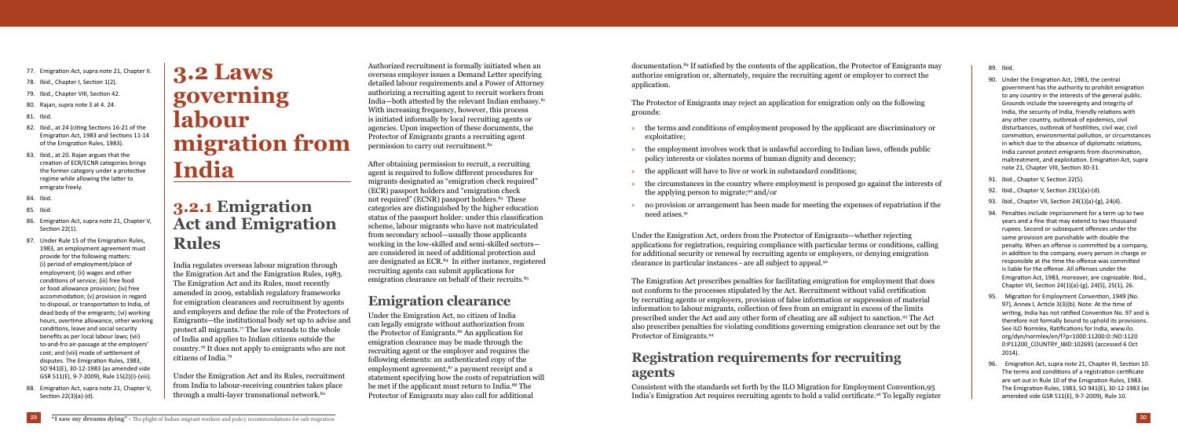# 3.2 Laws governing labour migration from India

## 3.2.1 Emigration Act and Emigration Rules

India regulates overseas labour migration through the Emigration Act and the Emigration Rules, 1983. The Emigration Act and its Rules, most recently amended in 2009, establish regulatory frameworks for emigration clearances and recruitment by agents and employers and define the role of the Protectors of Emigrants—the institutional body set up to advise and protect all migrants.[77] The law extends to the whole of India and applies to Indian citizens outside the country.[78] It does not apply to emigrants who are not citizens of India.[79]

Under the Emigration Act and its Rules, recruitment from India to labour-receiving countries takes place through a multi-layer transnational network.[80]

Authorized recruitment is formally initiated when an overseas employer issues a Demand Letter specifying detailed labour requirements and a Power of Attorney authorizing a recruiting agent to recruit workers from India—both attested by the relevant Indian embassy.[81] With increasing frequency, however, this process is initiated informally by local recruiting agents or agencies. Upon inspection of these documents, the Protector of Emigrants grants a recruiting agent permission to carry out recruitment.[82]

After obtaining permission to recruit, a recruiting agent is required to follow different procedures for migrants designated as "emigration check required" (ECR) passport holders and "emigration check not required" (ECNR) passport holders.[83] These categories are distinguished by the higher education status of the passport holder: under this classification scheme, labour migrants who have not matriculated from secondary school—usually those applicants working in the low-skilled and semi-skilled sectors—are considered in need of additional protection and are designated as ECR.[84] In either instance, registered recruiting agents can submit applications for emigration clearance on behalf of their recruits.[85]

## Emigration clearance

Under the Emigration Act, no citizen of India can legally emigrate without authorization from the Protector of Emigrants.[86] An application for emigration clearance may be made through the recruiting agent or the employer and requires the following elements: an authenticated copy of the employment agreement,[87] a payment receipt and a statement specifying how the costs of repatriation will be met if the applicant must return to India.[88] The Protector of Emigrants may also call for additional documentation.[89] If satisfied by the contents of the application, the Protector of Emigrants may authorize emigration or, alternately, require the recruiting agent or employer to correct the application.

The Protector of Emigrants may reject an application for emigration only on the following grounds:

- the terms and conditions of employment proposed by the applicant are discriminatory or exploitative;
- the employment involves work that is unlawful according to Indian laws, offends public policy interests or violates norms of human dignity and decency;
- the applicant will have to live or work in substandard conditions;
- the circumstances in the country where employment is proposed go against the interests of the applying person to migrate;[90] and/or
- no provision or arrangement has been made for meeting the expenses of repatriation if the need arises.[91]

Under the Emigration Act, orders from the Protector of Emigrants—whether rejecting applications for registration, requiring compliance with particular terms or conditions, calling for additional security or renewal by recruiting agents or employers, or denying emigration clearance in particular instances - are all subject to appeal.[92]

The Emigration Act prescribes penalties for facilitating emigration for employment that does not conform to the processes stipulated by the Act. Recruitment without valid certification by recruiting agents or employers, provision of false information or suppression of material information to labour migrants, collection of fees from an emigrant in excess of the limits prescribed under the Act and any other form of cheating are all subject to sanction.[93] The Act also prescribes penalties for violating conditions governing emigration clearance set out by the Protector of Emigrants.[94]

## Registration requirements for recruiting agents

Consistent with the standards set forth by the ILO Migration for Employment Convention,[95] India's Emigration Act requires recruiting agents to hold a valid certificate.[96] To legally register

---

77. Emigration Act, supra note 21, Chapter II.
78. Ibid., Chapter I, Section 1(2).
79. Ibid., Chapter VIII, Section 42.
80. Rajan, supra note 3 at 4. 24.
81. Ibid.
82. Ibid., at 24 (citing Sections 16-21 of the Emigration Act, 1983 and Sections 11-14 of the Emigration Rules, 1983).
83. Ibid., at 20. Rajan argues that the creation of ECR/ECNR categories brings the former category under a protective regime while allowing the latter to emigrate freely.
84. Ibid.
85. Ibid.
86. Emigration Act, supra note 21, Chapter V, Section 22(1).
87. Under Rule 15 of the Emigration Rules, 1983, an employment agreement must provide for the following matters: (i) period of employment/place of employment; (ii) wages and other conditions of service; (iii) free food or food allowance provision; (iv) free accommodation; (v) provision in regard to disposal, or transportation to India, of dead body of the emigrants; (vi) working hours, overtime allowance, other working conditions, leave and social security benefits as per local labour laws; (vii) to-and-fro air-passage at the employers' cost; and (viii) mode of settlement of disputes. The Emigration Rules, 1983, SO 941(E), 30-12-1983 (as amended vide GSR 511(E), 9-7-2009), Rule 15(2)(i)-(viii).
88. Emigration Act, supra note 21, Chapter V, Section 22(3)(a)-(d).
89. Ibid.
90. Under the Emigration Act, 1983, the central government has the authority to prohibit emigration to any country in the interests of the general public. Grounds include the sovereignty and integrity of India, the security of India, friendly relations with any other country, outbreak of epidemics, civil disturbances, outbreak of hostilities, civil war, civil commotion, environmental pollution, or circumstances in which due to the absence of diplomatic relations, India cannot protect emigrants from discrimination, maltreatment, and exploitation. Emigration Act, supra note 21, Chapter VIII, Section 30-31.
91. Ibid., Chapter V, Section 22(5).
92. Ibid., Chapter V, Section 23(1)(a)-(d).
93. Ibid., Chapter VII, Section 24(1)(a)-(g), 24(4).
94. Penalties include imprisonment for a term up to two years and a fine that may extend to two thousand rupees. Second or subsequent offenses under the same provision are punishable with double the penalty. When an offense is committed by a company, in addition to the company, every person in charge or responsible at the time the offense was committed is liable for the offense. All offenses under the Emigration Act, 1983, moreover, are cognizable. Ibid., Chapter VII, Section 24(1)(a)-(g), 24(5), 25(1), 26.
95. Migration for Employment Convention, 1949 (No. 97), Annex I, Article 3(3)(b). Note: At the time of writing, India has not ratified Convention No. 97 and is therefore not formally bound to uphold its provisions. See ILO Normlex, Ratifications for India, www.ilo.org/dyn/normlex/en/f?p=1000:11200:0::NO:11200:P11200_COUNTRY_IBID:102691 (accessed 6 Oct 2014).
96. Emigration Act, supra note 21, Chapter III, Section 10. The terms and conditions of a registration certificate are set out in Rule 10 of the Emigration Rules, 1983. The Emigration Rules, 1983, SO 941(E), 30-12-1983 (as amended vide GSR 511(E), 9-7-2009), Rule 10.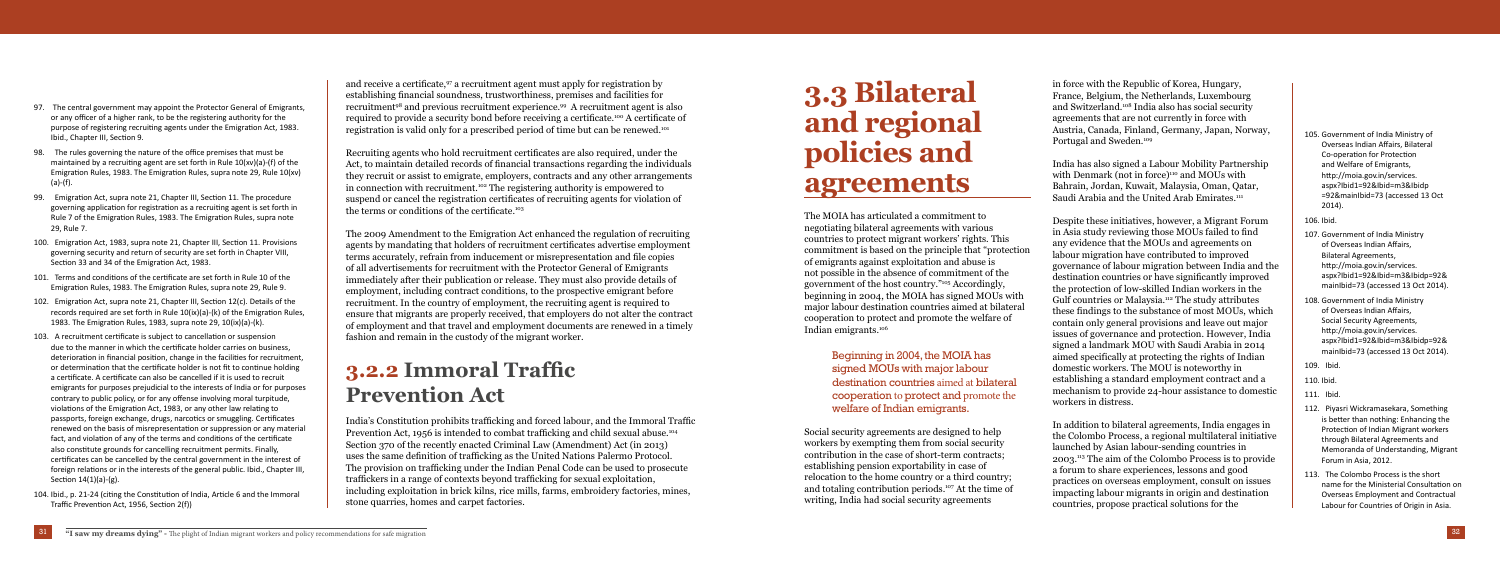and receive a certificate,[97] a recruitment agent must apply for registration by establishing financial soundness, trustworthiness, premises and facilities for recruitment[98] and previous recruitment experience.[99] A recruitment agent is also required to provide a security bond before receiving a certificate.[100] A certificate of registration is valid only for a prescribed period of time but can be renewed.[101]

Recruiting agents who hold recruitment certificates are also required, under the Act, to maintain detailed records of financial transactions regarding the individuals they recruit or assist to emigrate, employers, contracts and any other arrangements in connection with recruitment.[102] The registering authority is empowered to suspend or cancel the registration certificates of recruiting agents for violation of the terms or conditions of the certificate.[103]

The 2009 Amendment to the Emigration Act enhanced the regulation of recruiting agents by mandating that holders of recruitment certificates advertise employment terms accurately, refrain from inducement or misrepresentation and file copies of all advertisements for recruitment with the Protector General of Emigrants immediately after their publication or release. They must also provide details of employment, including contract conditions, to the prospective emigrant before recruitment. In the country of employment, the recruiting agent is required to ensure that migrants are properly received, that employers do not alter the contract of employment and that travel and employment documents are renewed in a timely fashion and remain in the custody of the migrant worker.

## 3.2.2 Immoral Traffic Prevention Act

India's Constitution prohibits trafficking and forced labour, and the Immoral Traffic Prevention Act, 1956 is intended to combat trafficking and child sexual abuse.[104] Section 370 of the recently enacted Criminal Law (Amendment) Act (in 2013) uses the same definition of trafficking as the United Nations Palermo Protocol. The provision on trafficking under the Indian Penal Code can be used to prosecute traffickers in a range of contexts beyond trafficking for sexual exploitation, including exploitation in brick kilns, rice mills, farms, embroidery factories, mines, stone quarries, homes and carpet factories.

# 3.3 Bilateral and regional policies and agreements

The MOIA has articulated a commitment to negotiating bilateral agreements with various countries to protect migrant workers' rights. This commitment is based on the principle that "protection of emigrants against exploitation and abuse is not possible in the absence of commitment of the government of the host country."[105] Accordingly, beginning in 2004, the MOIA has signed MOUs with major labour destination countries aimed at bilateral cooperation to protect and promote the welfare of Indian emigrants.[106]

> Beginning in 2004, the MOIA has signed MOUs with major labour destination countries aimed at bilateral cooperation to protect and promote the welfare of Indian emigrants.

Social security agreements are designed to help workers by exempting them from social security contribution in the case of short-term contracts; establishing pension exportability in case of relocation to the home country or a third country; and totaling contribution periods.[107] At the time of writing, India had social security agreements in force with the Republic of Korea, Hungary, France, Belgium, the Netherlands, Luxembourg and Switzerland.[108] India also has social security agreements that are not currently in force with Austria, Canada, Finland, Germany, Japan, Norway, Portugal and Sweden.[109]

India has also signed a Labour Mobility Partnership with Denmark (not in force)[110] and MOUs with Bahrain, Jordan, Kuwait, Malaysia, Oman, Qatar, Saudi Arabia and the United Arab Emirates.[111]

Despite these initiatives, however, a Migrant Forum in Asia study reviewing those MOUs failed to find any evidence that the MOUs and agreements on labour migration have contributed to improved governance of labour migration between India and the destination countries or have significantly improved the protection of low-skilled Indian workers in the Gulf countries or Malaysia.[112] The study attributes these findings to the substance of most MOUs, which contain only general provisions and leave out major issues of governance and protection. However, India signed a landmark MOU with Saudi Arabia in 2014 aimed specifically at protecting the rights of Indian domestic workers. The MOU is noteworthy in establishing a standard employment contract and a mechanism to provide 24-hour assistance to domestic workers in distress.

In addition to bilateral agreements, India engages in the Colombo Process, a regional multilateral initiative launched by Asian labour-sending countries in 2003.[113] The aim of the Colombo Process is to provide a forum to share experiences, lessons and good practices on overseas employment, consult on issues impacting labour migrants in origin and destination countries, propose practical solutions for the

---

97. The central government may appoint the Protector General of Emigrants, or any officer of a higher rank, to be the registering authority for the purpose of registering recruiting agents under the Emigration Act, 1983. Ibid., Chapter III, Section 9.
98. The rules governing the nature of the office premises that must be maintained by a recruiting agent are set forth in Rule 10(xv)(a)-(f) of the Emigration Rules, 1983. The Emigration Rules, supra note 29, Rule 10(xv)(a)-(f).
99. Emigration Act, supra note 21, Chapter III, Section 11. The procedure governing application for registration as a recruiting agent is set forth in Rule 7 of the Emigration Rules, 1983. The Emigration Rules, supra note 29, Rule 7.
100. Emigration Act, 1983, supra note 21, Chapter III, Section 11. Provisions governing security and return of security are set forth in Chapter VIII, Section 33 and 34 of the Emigration Act, 1983.
101. Terms and conditions of the certificate are set forth in Rule 10 of the Emigration Rules, 1983. The Emigration Rules, supra note 29, Rule 9.
102. Emigration Act, supra note 21, Chapter III, Section 12(c). Details of the records required are set forth in Rule 10(ix)(a)-(k) of the Emigration Rules, 1983. The Emigration Rules, 1983, supra note 29, 10(ix)(a)-(k).
103. A recruitment certificate is subject to cancellation or suspension due to the manner in which the certificate holder carries on business, deterioration in financial position, change in the facilities for recruitment, or determination that the certificate holder is not fit to continue holding a certificate. A certificate can also be cancelled if it is used to recruit emigrants for purposes prejudicial to the interests of India or for purposes contrary to public policy, or for any offense involving moral turpitude, violations of the Emigration Act, 1983, or any other law relating to passports, foreign exchange, drugs, narcotics or smuggling. Certificates renewed on the basis of misrepresentation or suppression or any material fact, and violation of any of the terms and conditions of the certificate also constitute grounds for cancelling recruitment permits. Finally, certificates can be cancelled by the central government in the interest of foreign relations or in the interests of the general public. Ibid., Chapter III, Section 14(1)(a)-(g).
104. Ibid., p. 21-24 (citing the Constitution of India, Article 6 and the Immoral Traffic Prevention Act, 1956, Section 2(f))
105. Government of India Ministry of Overseas Indian Affairs, Bilateral Co-operation for Protection and Welfare of Emigrants, http://moia.gov.in/services.aspx?ibid1=92&lbid=m3&lbidp=92&mainlbid=73 (accessed 13 Oct 2014).
106. Ibid.
107. Government of India Ministry of Overseas Indian Affairs, Bilateral Agreements, http://moia.gov.in/services.aspx?lbid1=92&lbid=m3&lbidp=92&mainlbid=73 (accessed 13 Oct 2014).
108. Government of India Ministry of Overseas Indian Affairs, Social Security Agreements, http://moia.gov.in/services.aspx?lbid1=92&lbid=m3&lbidp=92&mainlbid=73 (accessed 13 Oct 2014).
109. Ibid.
110. Ibid.
111. Ibid.
112. Piyasri Wickramasekara, Something is better than nothing: Enhancing the Protection of Indian Migrant workers through Bilateral Agreements and Memoranda of Understanding, Migrant Forum in Asia, 2012.
113. The Colombo Process is the short name for the Ministerial Consultation on Overseas Employment and Contractual Labour for Countries of Origin in Asia.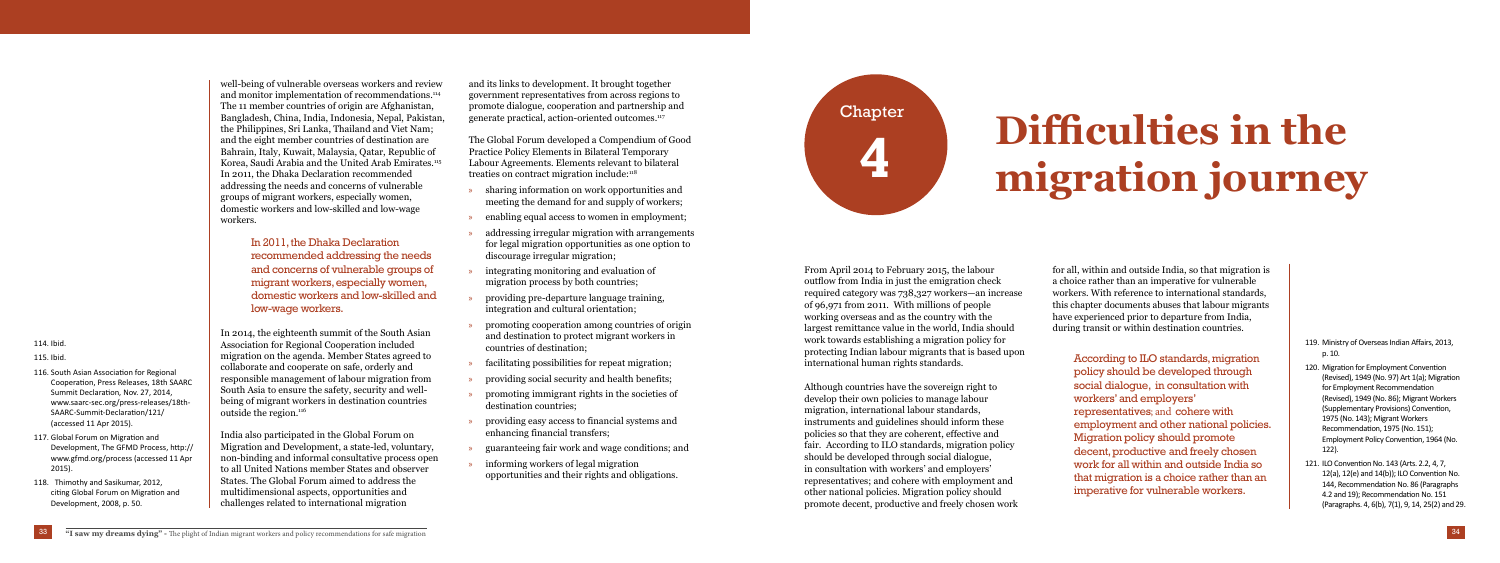well-being of vulnerable overseas workers and review and monitor implementation of recommendations.[114] The 11 member countries of origin are Afghanistan, Bangladesh, China, India, Indonesia, Nepal, Pakistan, the Philippines, Sri Lanka, Thailand and Viet Nam; and the eight member countries of destination are Bahrain, Italy, Kuwait, Malaysia, Qatar, Republic of Korea, Saudi Arabia and the United Arab Emirates.[115] In 2011, the Dhaka Declaration recommended addressing the needs and concerns of vulnerable groups of migrant workers, especially women, domestic workers and low-skilled and low-wage workers.

> In 2011, the Dhaka Declaration recommended addressing the needs and concerns of vulnerable groups of migrant workers, especially women, domestic workers and low-skilled and low-wage workers.

In 2014, the eighteenth summit of the South Asian Association for Regional Cooperation included migration on the agenda. Member States agreed to collaborate and cooperate on safe, orderly and responsible management of labour migration from South Asia to ensure the safety, security and well-being of migrant workers in destination countries outside the region.[116]

India also participated in the Global Forum on Migration and Development, a state-led, voluntary, non-binding and informal consultative process open to all United Nations member States and observer States. The Global Forum aimed to address the multidimensional aspects, opportunities and challenges related to international migration and its links to development. It brought together government representatives from across regions to promote dialogue, cooperation and partnership and generate practical, action-oriented outcomes.[117]

The Global Forum developed a Compendium of Good Practice Policy Elements in Bilateral Temporary Labour Agreements. Elements relevant to bilateral treaties on contract migration include:[118]

- sharing information on work opportunities and meeting the demand for and supply of workers;
- enabling equal access to women in employment;
- addressing irregular migration with arrangements for legal migration opportunities as one option to discourage irregular migration;
- integrating monitoring and evaluation of migration process by both countries;
- providing pre-departure language training, integration and cultural orientation;
- promoting cooperation among countries of origin and destination to protect migrant workers in countries of destination;
- facilitating possibilities for repeat migration;
- providing social security and health benefits;
- promoting immigrant rights in the societies of destination countries;
- providing easy access to financial systems and enhancing financial transfers;
- guaranteeing fair work and wage conditions; and
- informing workers of legal migration opportunities and their rights and obligations.

114. Ibid.

115. Ibid.

116. South Asian Association for Regional Cooperation, Press Releases, 18th SAARC Summit Declaration, Nov. 27, 2014, www.saarc-sec.org/press-releases/18th-SAARC-Summit-Declaration/121/ (accessed 11 Apr 2015).

117. Global Forum on Migration and Development, The GFMD Process, http://www.gfmd.org/process (accessed 11 Apr 2015).

118. Thimothy and Sasikumar, 2012, citing Global Forum on Migration and Development, 2008, p. 50.

# Chapter 4 Difficulties in the migration journey

From April 2014 to February 2015, the labour outflow from India in just the emigration check required category was 738,327 workers—an increase of 96,971 from 2011. With millions of people working overseas and as the country with the largest remittance value in the world, India should work towards establishing a migration policy for protecting Indian labour migrants that is based upon international human rights standards.

Although countries have the sovereign right to develop their own policies to manage labour migration, international labour standards, instruments and guidelines should inform these policies so that they are coherent, effective and fair. According to ILO standards, migration policy should be developed through social dialogue, in consultation with workers' and employers' representatives; and cohere with employment and other national policies. Migration policy should promote decent, productive and freely chosen work for all, within and outside India, so that migration is a choice rather than an imperative for vulnerable workers. With reference to international standards, this chapter documents abuses that labour migrants have experienced prior to departure from India, during transit or within destination countries.

> According to ILO standards, migration policy should be developed through social dialogue, in consultation with workers' and employers' representatives; and cohere with employment and other national policies. Migration policy should promote decent, productive and freely chosen work for all within and outside India so that migration is a choice rather than an imperative for vulnerable workers.

119. Ministry of Overseas Indian Affairs, 2013, p. 10.

120. Migration for Employment Convention (Revised), 1949 (No. 97) Art 1(a); Migration for Employment Recommendation (Revised), 1949 (No. 86); Migrant Workers (Supplementary Provisions) Convention, 1975 (No. 143); Migrant Workers Recommendation, 1975 (No. 151); Employment Policy Convention, 1964 (No. 122).

121. ILO Convention No. 143 (Arts. 2.2, 4, 7, 12(a), 12(e) and 14(b)); ILO Convention No. 144, Recommendation No. 86 (Paragraphs 4.2 and 19); Recommendation No. 151 (Paragraphs. 4, 6(b), 7(1), 9, 14, 25(2) and 29.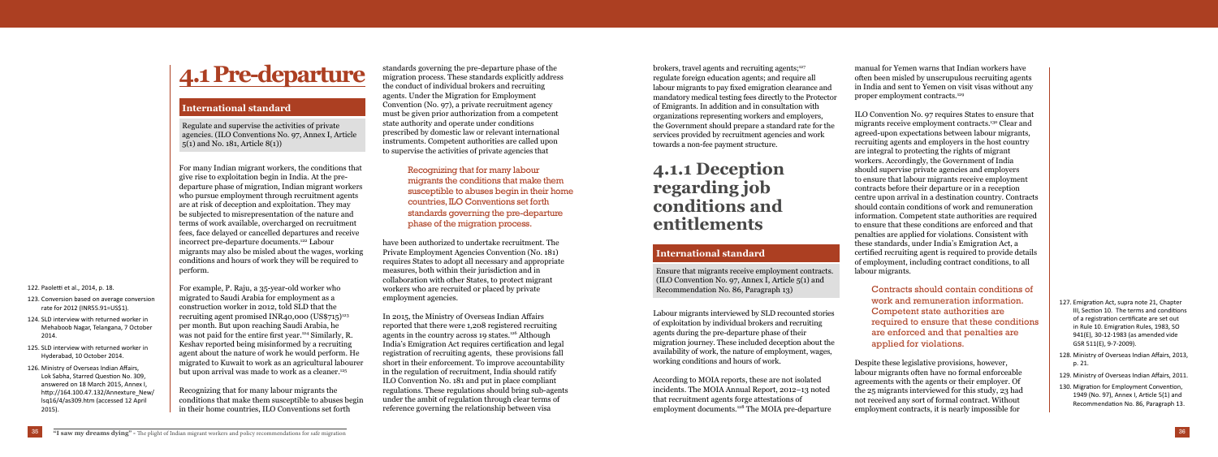# 4.1 Pre-departure

## International standard

Regulate and supervise the activities of private agencies. (ILO Conventions No. 97, Annex I, Article 5(1) and No. 181, Article 8(1))

For many Indian migrant workers, the conditions that give rise to exploitation begin in India. At the pre-departure phase of migration, Indian migrant workers who pursue employment through recruitment agents are at risk of deception and exploitation. They may be subjected to misrepresentation of the nature and terms of work available, overcharged on recruitment fees, face delayed or cancelled departures and receive incorrect pre-departure documents.[122] Labour migrants may also be misled about the wages, working conditions and hours of work they will be required to perform.

For example, P. Raju, a 35-year-old worker who migrated to Saudi Arabia for employment as a construction worker in 2012, told SLD that the recruiting agent promised INR40,000 (US$715)[123] per month. But upon reaching Saudi Arabia, he was not paid for the entire first year.[124] Similarly, R. Keshav reported being misinformed by a recruiting agent about the nature of work he would perform. He migrated to Kuwait to work as an agricultural labourer but upon arrival was made to work as a cleaner.[125]

Recognizing that for many labour migrants the conditions that make them susceptible to abuses begin in their home countries, ILO Conventions set forth standards governing the pre-departure phase of the migration process. These standards explicitly address the conduct of individual brokers and recruiting agents. Under the Migration for Employment Convention (No. 97), a private recruitment agency must be given prior authorization from a competent state authority and operate under conditions prescribed by domestic law or relevant international instruments. Competent authorities are called upon to supervise the activities of private agencies that have been authorized to undertake recruitment. The Private Employment Agencies Convention (No. 181) requires States to adopt all necessary and appropriate measures, both within their jurisdiction and in collaboration with other States, to protect migrant workers who are recruited or placed by private employment agencies.

> Recognizing that for many labour migrants the conditions that make them susceptible to abuses begin in their home countries, ILO Conventions set forth standards governing the pre-departure phase of the migration process.

In 2015, the Ministry of Overseas Indian Affairs reported that there were 1,208 registered recruiting agents in the country across 19 states.[126] Although India's Emigration Act requires certification and legal registration of recruiting agents, these provisions fall short in their enforcement. To improve accountability in the regulation of recruitment, India should ratify ILO Convention No. 181 and put in place compliant regulations. These regulations should bring sub-agents under the ambit of regulation through clear terms of reference governing the relationship between visa brokers, travel agents and recruiting agents;[127] regulate foreign education agents; and require all labour migrants to pay fixed emigration clearance and mandatory medical testing fees directly to the Protector of Emigrants. In addition and in consultation with organizations representing workers and employers, the Government should prepare a standard rate for the services provided by recruitment agencies and work towards a non-fee payment structure.

## 4.1.1 Deception regarding job conditions and entitlements

### International standard

Ensure that migrants receive employment contracts. (ILO Convention No. 97, Annex I, Article 5(1) and Recommendation No. 86, Paragraph 13)

Labour migrants interviewed by SLD recounted stories of exploitation by individual brokers and recruiting agents during the pre-departure phase of their migration journey. These included deception about the availability of work, the nature of employment, wages, working conditions and hours of work.

According to MOIA reports, these are not isolated incidents. The MOIA Annual Report, 2012–13 noted that recruitment agents forge attestations of employment documents.[128] The MOIA pre-departure manual for Yemen warns that Indian workers have often been misled by unscrupulous recruiting agents in India and sent to Yemen on visit visas without any proper employment contracts.[129]

ILO Convention No. 97 requires States to ensure that migrants receive employment contracts.[130] Clear and agreed-upon expectations between labour migrants, recruiting agents and employers in the host country are integral to protecting the rights of migrant workers. Accordingly, the Government of India should supervise private agencies and employers to ensure that labour migrants receive employment contracts before their departure or in a reception centre upon arrival in a destination country. Contracts should contain conditions of work and remuneration information. Competent state authorities are required to ensure that these conditions are enforced and that penalties are applied for violations. Consistent with these standards, under India's Emigration Act, a certified recruiting agent is required to provide details of employment, including contract conditions, to all labour migrants.

> Contracts should contain conditions of work and remuneration information. Competent state authorities are required to ensure that these conditions are enforced and that penalties are applied for violations.

Despite these legislative provisions, however, labour migrants often have no formal enforceable agreements with the agents or their employer. Of the 25 migrants interviewed for this study, 23 had not received any sort of formal contract. Without employment contracts, it is nearly impossible for

---

122. Paoletti et al., 2014, p. 18.

123. Conversion based on average conversion rate for 2012 (INR55.91=US$1).

124. SLD interview with returned worker in Mehaboob Nagar, Telangana, 7 October 2014.

125. SLD interview with returned worker in Hyderabad, 10 October 2014.

126. Ministry of Overseas Indian Affairs, Lok Sabha, Starred Question No. 309, answered on 18 March 2015, Annex I, http://164.100.47.132/Annexture_New/lsq16/4/as309.htm (accessed 12 April 2015).

127. Emigration Act, supra note 21, Chapter III, Section 10. The terms and conditions of a registration certificate are set out in Rule 10. Emigration Rules, 1983, SO 941(E), 30-12-1983 (as amended vide GSR 511(E), 9-7-2009).

128. Ministry of Overseas Indian Affairs, 2013, p. 21.

129. Ministry of Overseas Indian Affairs, 2011.

130. Migration for Employment Convention, 1949 (No. 97), Annex I, Article 5(1) and Recommendation No. 86, Paragraph 13.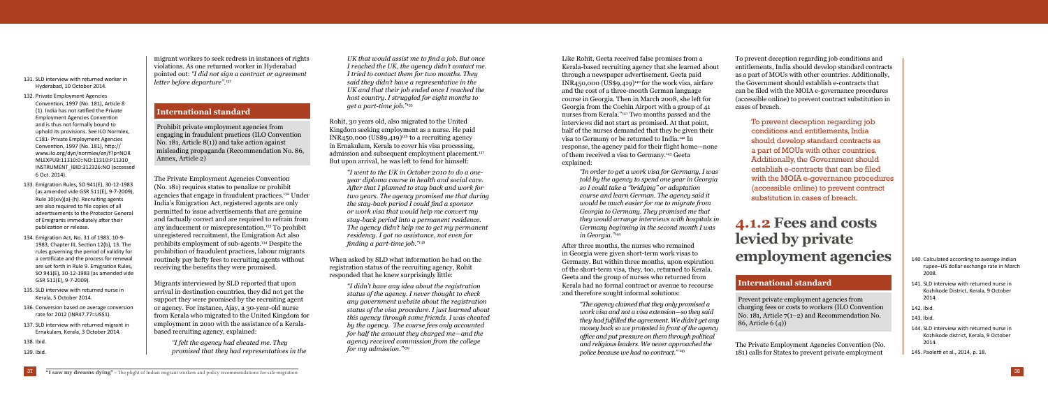migrant workers to seek redress in instances of rights violations. As one returned worker in Hyderabad pointed out: *"I did not sign a contract or agreement letter before departure".*[131]

## International standard

Prohibit private employment agencies from engaging in fraudulent practices (ILO Convention No. 181, Article 8(1)) and take action against misleading propaganda (Recommendation No. 86, Annex, Article 2)

The Private Employment Agencies Convention (No. 181) requires states to penalize or prohibit agencies that engage in fraudulent practices.[132] Under India's Emigration Act, registered agents are only permitted to issue advertisements that are genuine and factually correct and are required to refrain from any inducement or misrepresentation.[133] To prohibit unregistered recruitment, the Emigration Act also prohibits employment of sub-agents.[134] Despite the prohibition of fraudulent practices, labour migrants routinely pay hefty fees to recruiting agents without receiving the benefits they were promised.

Migrants interviewed by SLD reported that upon arrival in destination countries, they did not get the support they were promised by the recruiting agent or agency. For instance, Ajay, a 30-year-old nurse from Kerala who migrated to the United Kingdom for employment in 2010 with the assistance of a Kerala-based recruiting agency, explained:

> *"I felt the agency had cheated me. They promised that they had representatives in the UK that would assist me to find a job. But once I reached the UK, the agency didn't contact me. I tried to contact them for two months. They said they didn't have a representative in the UK and that their job ended once I reached the host country. I struggled for eight months to get a part-time job."*[135]

Rohit, 30 years old, also migrated to the United Kingdom seeking employment as a nurse. He paid INR450,000 (US$9,419)[136] to a recruiting agency in Ernakulum, Kerala to cover his visa processing, admission and subsequent employment placement.[137] But upon arrival, he was left to fend for himself:

> *"I went to the UK in October 2010 to do a one-year diploma course in health and social care. After that I planned to stay back and work for two years. The agency promised me that during the stay-back period I could find a sponsor or work visa that would help me convert my stay-back period into a permanent residence. The agency didn't help me to get my permanent residency. I got no assistance, not even for finding a part-time job."*[138]

When asked by SLD what information he had on the registration status of the recruiting agency, Rohit responded that he knew surprisingly little:

> *"I didn't have any idea about the registration status of the agency. I never thought to check any government website about the registration status of the visa procedure. I just learned about this agency through some friends. I was cheated by the agency. The course fees only accounted for half the amount they charged me—and the agency received commission from the college for my admission."*[139]

Like Rohit, Geeta received false promises from a Kerala-based recruiting agency that she learned about through a newspaper advertisement. Geeta paid INR450,000 (US$9,419)[140] for the work visa, airfare and the cost of a three-month German language course in Georgia. Then in March 2008, she left for Georgia from the Cochin Airport with a group of 41 nurses from Kerala.[141] Two months passed and the interviews did not start as promised. At that point, half of the nurses demanded that they be given their visa to Germany or be returned to India.[142] In response, the agency paid for their flight home—none of them received a visa to Germany.[143] Geeta explained:

> *"In order to get a work visa for Germany, I was told by the agency to spend one year in Georgia so I could take a "bridging" or adaptation course and learn German. The agency said it would be much easier for me to migrate from Georgia to Germany. They promised me that they would arrange interviews with hospitals in Germany beginning in the second month I was in Georgia."*[144]

After three months, the nurses who remained in Georgia were given short-term work visas to Germany. But within three months, upon expiration of the short-term visa, they, too, returned to Kerala. Geeta and the group of nurses who returned from Kerala had no formal contract or avenue to recourse and therefore sought informal solutions:

> *"The agency claimed that they only promised a work visa and not a visa extension—so they said they had fulfilled the agreement. We didn't get any money back so we protested in front of the agency office and put pressure on them through political and religious leaders. We never approached the police because we had no contract."*[145]

To prevent deception regarding job conditions and entitlements, India should develop standard contracts as a part of MOUs with other countries. Additionally, the Government should establish e-contracts that can be filed with the MOIA e-governance procedures (accessible online) to prevent contract substitution in cases of breach.

> To prevent deception regarding job conditions and entitlements, India should develop standard contracts as a part of MOUs with other countries. Additionally, the Government should establish e-contracts that can be filed with the MOIA e-governance procedures (accessible online) to prevent contract substitution in cases of breach.

# 4.1.2 Fees and costs levied by private employment agencies

## International standard

Prevent private employment agencies from charging fees or costs to workers (ILO Convention No. 181, Article 7(1–2) and Recommendation No. 86, Article 6 (4))

The Private Employment Agencies Convention (No. 181) calls for States to prevent private employment

---

131. SLD interview with returned worker in Hyderabad, 10 October 2014.

132. Private Employment Agencies Convention, 1997 (No. 181), Article 8 (1). India has not ratified the Private Employment Agencies Convention and is thus not formally bound to uphold its provisions. See ILO Normlex, C181- Private Employment Agencies Convention, 1997 (No. 181), http://www.ilo.org/dyn/normlex/en/f?p=NORMLEXPUB:11310:0::NO:11310:P11310_INSTRUMENT_IBID:312326:NO (accessed 6 Oct. 2014).

133. Emigration Rules, SO 941(E), 30-12-1983 (as amended vide GSR 511(E), 9-7-2009), Rule 10(xiv)(a)-(h). Recruiting agents are also required to file copies of all advertisements to the Protector General of Emigrants immediately after their publication or release.

134. Emigration Act, No. 31 of 1983, 10-9-1983, Chapter III, Section 12(b), 13. The rules governing the period of validity for a certificate and the process for renewal are set forth in Rule 9. Emigration Rules, SO 941(E), 30-12-1983 (as amended vide GSR 511(E), 9-7-2009).

135. SLD interview with returned nurse in Kerala, 5 October 2014.

136. Conversion based on average conversion rate for 2012 (INR47.77=US$1).

137. SLD interview with returned migrant in Ernakulam, Kerala, 3 October 2014.

138. Ibid.

139. Ibid.

140. Calculated according to average Indian rupee–US dollar exchange rate in March 2008.

141. SLD interview with returned nurse in Kozhikode District, Kerala, 9 October 2014.

142. Ibid.

143. Ibid.

144. SLD interview with returned nurse in Kozhikode district, Kerala, 9 October 2014.

145. Paoletti et al., 2014, p. 18.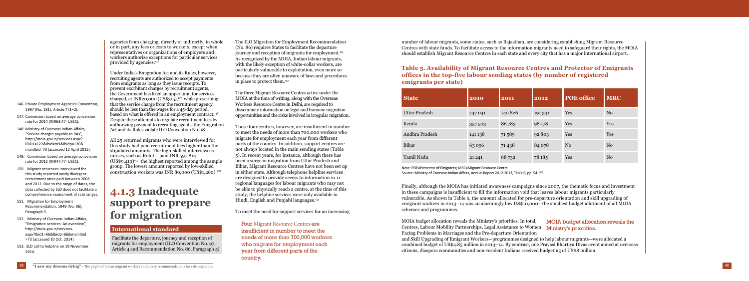agencies from charging, directly or indirectly, in whole or in part, any fees or costs to workers, except when representatives or organizations of employers and workers authorize exceptions for particular services provided by agencies.[146]

Under India's Emigration Act and its Rules, however, recruiting agents are authorized to accept payments from emigrants as long as they issue receipts. To prevent exorbitant charges by recruitment agents, the Government has fixed an upper limit for services charged, at INR20,000 (US$315),[147] while prescribing that the service charge from the recruitment agency should be less than the wages for a 45-day period, based on what is offered in an employment contract.[148] Despite these attempts to regulate recruitment fees by authorizing payment to recruiting agents, the Emigration Act and its Rules violate ILO Convention No. 181.

All 25 returned migrants who were interviewed for this study had paid recruitment fees higher than the stipulated amounts. The high-skilled interviewees—nurses, such as Rohit— paid INR 597,814 (US$9,419)[149] the highest reported among the sample group. The lowest amount reported by low-skilled construction workers was INR 80,000 (US$1,260).[150]

## 4.1.3 Inadequate support to prepare for migration

### International standard

Facilitate the departure, journey and reception of migrants for employment (ILO Convention No. 97, Article 4 and Recommendation No. 86, Paragraph 5)

The ILO Migration for Employment Recommendation (No. 86) requires States to facilitate the departure journey and reception of migrants for employment.[151] As recognized by the MOIA, Indian labour migrants, with the likely exception of white-collar workers, are particularly vulnerable to exploitation, even more so because they are often unaware of laws and procedures in place to protect them.[152]

The three Migrant Resource Centres active under the MOIA at the time of writing, along with the Overseas Workers Resource Centre in Delhi, are required to disseminate information on legal and humane migration opportunities and the risks involved in irregular migration.

These four centres, however, are insufficient in number to meet the needs of more than 700,000 workers who migrate for employment each year from different parts of the country. In addition, support centres are not always located in the main sending states (Table 5). In recent years, for instance, although there has been a surge in migration from Uttar Pradesh and Bihar, Migrant Resource Centres have not been set up in either state. Although telephone helpline services are designed to provide access to information in 11 regional languages for labour migrants who may not be able to physically reach a centre, at the time of this study, the helpline services were only available in Hindi, English and Punjabi languages.[153]

To meet the need for support services for an increasing number of labour migrants, some states, such as Rajasthan, are considering establishing Migrant Resource Centres with state funds. To facilitate access to the information migrants need to safeguard their rights, the MOIA should establish Migrant Resource Centres in each state and every city that has a major international airport.

> Four Migrant Resource Centres are insufficient in number to meet the needs of more than 700,000 workers who migrate for employment each year from different parts of the country.

### Table 5. Availability of Migrant Resource Centres and Protector of Emigrants offices in the top-five labour sending states (by number of registered emigrants per state)

| State | 2010 | 2011 | 2012 | POE office | MRC |
|---|---|---|---|---|---|
| Uttar Pradesh | 747 041 | 140 826 | 191 341 | Yes | No |
| Kerala | 357 503 | 86 783 | 98 178 | Yes | Yes |
| Andhra Pradesh | 141 138 | 71 589 | 92 803 | Yes | Yes |
| Bihar | 63 096 | 71 438 | 84 078 | No | No |
| Tamil Nadu | 21 241 | 68 732 | 78 185 | Yes | No |

Note: POE=Protector of Emigrants; MRC=Migrant Resource Centre.
Source: Ministry of Overseas Indian Affairs, Annual Report 2012-2013, Table 8, pp. 54–55.

Finally, although the MOIA has initiated awareness campaigns since 2007, the thematic focus and investment in these campaigns is insufficient to fill the information void that leaves labour migrants particularly vulnerable. As shown in Table 6, the amount allocated for pre-departure orientation and skill upgrading of emigrant workers in 2013–14 was an alarmingly low US$10,000—the smallest budget allotment of all MOIA schemes and programmes.

MOIA budget allocation reveals the Ministry's priorities. In total, Centres, Labour Mobility Partnerships, Legal Assistance to Women Facing Problems in Marriages and the Pre-departure Orientation and Skill Upgrading of Emigrant Workers—programmes designed to help labour migrants—were allocated a combined budget of US$4.85 million in 2013–14. By contrast, one Pravasi Bhartiya Divas event aimed at overseas citizens, diaspora communities and non-resident Indians received budgeting of US$8 million.

> MOIA budget allocation reveals the Ministry's priorities.

146. Private Employment Agencies Convention, 1997 (No. 181), Article 7 (1–2).

147. Conversion based on average conversion rate for 2014 (INR63.47=US$1).

148. Ministry of Overseas Indian Affairs, "Service charges payable to RAs", http://moia.gov.in/services.aspx?IBID1=122&Ibid=m9&Ibidp=120&mainIbid=73 (accessed 12 April 2015).

149. Conversion based on average conversion rate for 2012 (INR47.77=US$1).

150. Migrant returnees interviewed for this study reported vastly divergent recruitment rates paid between 2008 and 2012. Due to the range of dates, the data collected by SLD does not facilitate a comprehensive assessment of rate ranges.

151. Migration for Employment Recommendation, 1949 (No. 86), Paragraph 5.

152. Ministry of Overseas Indian Affairs, "Emigration services: An overview", http://moia.gov.in/services.aspx?Ibid1=66&Ibidp=66&mainIbid=73 (accessed 10 Oct. 2014).

153. SLD call to helpline on 19 November 2014.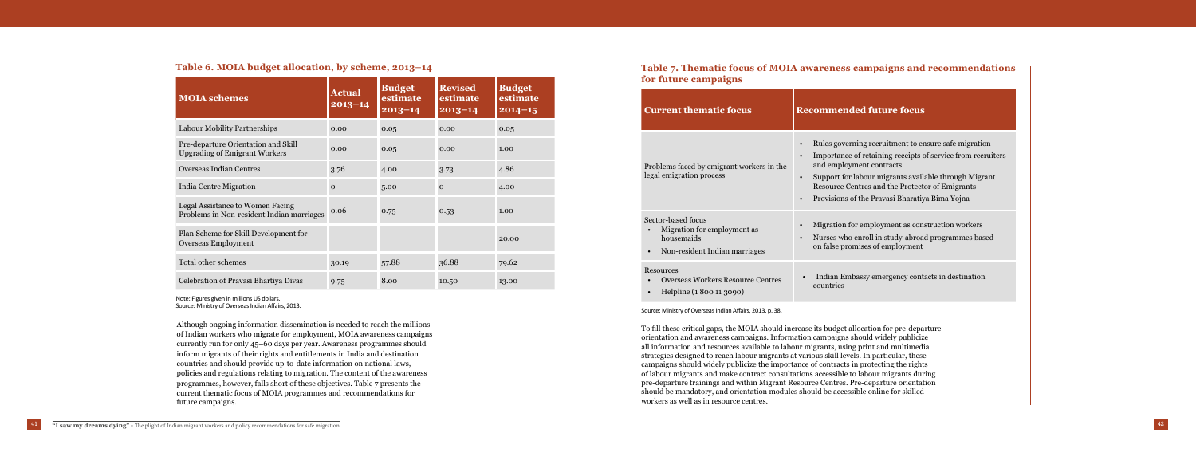### Table 6. MOIA budget allocation, by scheme, 2013–14

| MOIA schemes | Actual 2013–14 | Budget estimate 2013–14 | Revised estimate 2013–14 | Budget estimate 2014–15 |
|---|---|---|---|---|
| Labour Mobility Partnerships | 0.00 | 0.05 | 0.00 | 0.05 |
| Pre-departure Orientation and Skill Upgrading of Emigrant Workers | 0.00 | 0.05 | 0.00 | 1.00 |
| Overseas Indian Centres | 3.76 | 4.00 | 3.73 | 4.86 |
| India Centre Migration | 0 | 5.00 | 0 | 4.00 |
| Legal Assistance to Women Facing Problems in Non-resident Indian marriages | 0.06 | 0.75 | 0.53 | 1.00 |
| Plan Scheme for Skill Development for Overseas Employment | | | | 20.00 |
| Total other schemes | 30.19 | 57.88 | 36.88 | 79.62 |
| Celebration of Pravasi Bhartiya Divas | 9.75 | 8.00 | 10.50 | 13.00 |

Note: Figures given in millions US dollars.
Source: Ministry of Overseas Indian Affairs, 2013.

Although ongoing information dissemination is needed to reach the millions of Indian workers who migrate for employment, MOIA awareness campaigns currently run for only 45–60 days per year. Awareness programmes should inform migrants of their rights and entitlements in India and destination countries and should provide up-to-date information on national laws, policies and regulations relating to migration. The content of the awareness programmes, however, falls short of these objectives. Table 7 presents the current thematic focus of MOIA programmes and recommendations for future campaigns.

### Table 7. Thematic focus of MOIA awareness campaigns and recommendations for future campaigns

| Current thematic focus | Recommended future focus |
|---|---|
| Problems faced by emigrant workers in the legal emigration process | • Rules governing recruitment to ensure safe migration<br>• Importance of retaining receipts of service from recruiters and employment contracts<br>• Support for labour migrants available through Migrant Resource Centres and the Protector of Emigrants<br>• Provisions of the Pravasi Bharatiya Bima Yojna |
| Sector-based focus<br>• Migration for employment as housemaids<br>• Non-resident Indian marriages | • Migration for employment as construction workers<br>• Nurses who enroll in study-abroad programmes based on false promises of employment |
| Resources<br>• Overseas Workers Resource Centres<br>• Helpline (1 800 11 3090) | • Indian Embassy emergency contacts in destination countries |

Source: Ministry of Overseas Indian Affairs, 2013, p. 38.

To fill these critical gaps, the MOIA should increase its budget allocation for pre-departure orientation and awareness campaigns. Information campaigns should widely publicize all information and resources available to labour migrants, using print and multimedia strategies designed to reach labour migrants at various skill levels. In particular, these campaigns should widely publicize the importance of contracts in protecting the rights of labour migrants and make contract consultations accessible to labour migrants during pre-departure trainings and within Migrant Resource Centres. Pre-departure orientation should be mandatory, and orientation modules should be accessible online for skilled workers as well as in resource centres.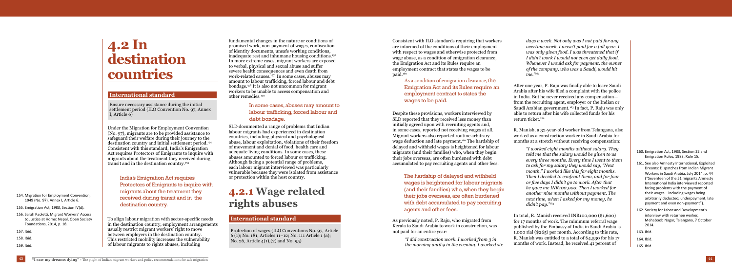# 4.2 In destination countries

## International standard

Ensure necessary assistance during the initial settlement period (ILO Convention No. 97, Annex I, Article 6)

Under the Migration for Employment Convention (No. 97), migrants are to be provided assistance to safeguard their welfare during their journey to the destination country and initial settlement period.[154] Consistent with this standard, India's Emigration Act requires Protectors of Emigrants to inquire with migrants about the treatment they received during transit and in the destination country.[155]

> India's Emigration Act requires Protectors of Emigrants to inquire with migrants about the treatment they received during transit and in the destination country.

To align labour migration with sector-specific needs in the destination country, employment arrangements usually restrict migrant workers' right to move between employers in the destination country. This restricted mobility increases the vulnerability of labour migrants to rights abuses, including fundamental changes in the nature or conditions of promised work, non-payment of wages, confiscation of identity documents, unsafe working conditions, inadequate rest and inhumane housing conditions.[156] In more extreme cases, migrant workers are exposed to verbal, physical and sexual abuse and suffer severe health consequences and even death from work-related causes.[157] In some cases, abuses may amount to labour trafficking, forced labour and debt bondage.[158] It is also not uncommon for migrant workers to be unable to access compensation and other remedies.[159]

> In some cases, abuses may amount to labour trafficking, forced labour and debt bondage.

SLD documented a range of problems that Indian labour migrants had experienced in destination countries, including physical and psychological abuse, labour exploitation, violations of their freedom of movement and denial of food, health care and adequate living conditions. In some cases, these abuses amounted to forced labour or trafficking. Although facing a potential range of problems, each labour migrant interviewed was particularly vulnerable because they were isolated from assistance or protection within the host country.

# 4.2.1 Wage related rights abuses

## International standard

Protection of wages (ILO Conventions No. 97, Article 6 (1); No. 181, Articles 11–12; No. 111 Article 1 (a); No. 26, Article 4(1),(2) and No. 95)

Consistent with ILO standards requiring that workers are informed of the conditions of their employment with respect to wages and otherwise protected from wage abuse, as a condition of emigration clearance, the Emigration Act and its Rules require an employment contract that states the wages to be paid.[160]

> As a condition of emigration clearance, the Emigration Act and its Rules require an employment contract to states the wages to be paid.

Despite these provisions, workers interviewed by SLD reported that they received less money than initially agreed upon with recruiting agents and, in some cases, reported not receiving wages at all. Migrant workers also reported routine arbitrary wage deduction and late payment.[161] The hardship of delayed and withheld wages is heightened for labour migrants (and their families) who, when they begin their jobs overseas, are often burdened with debt accumulated to pay recruiting agents and other fees.

> The hardship of delayed and withheld wages is heightened for labour migrants (and their families) who, when they begin their jobs overseas, are often burdened with debt accumulated to pay recruiting agents and other fees.

As previously noted, P. Raju, who migrated from Kerala to Saudi Arabia to work in construction, was not paid for an entire year:

> *"I did construction work. I worked from 3 in the morning until 9 in the evening. I worked six days a week. Not only was I not paid for any overtime work, I wasn't paid for a full year. I was only given food. I was threatened that if I didn't work I would not even get daily food. Whenever I would ask for payment, the owner of the company, who was a Saudi, would hit me."*[162]

After one year, P. Raju was finally able to leave Saudi Arabia after his wife filed a complaint with the police in India. But he never received any compensation—from the recruiting agent, employer or the Indian or Saudi Arabian government.[163] In fact, P. Raju was only able to return after his wife collected funds for his return ticket.[164]

R. Manish, a 32-year-old worker from Telangana, also worked as a construction worker in Saudi Arabia for months at a stretch without receiving compensation:

> *"I worked eight months without salary. They told me that the salary would be given to us every three months. Every time I went to them to ask for my salary they would say, "Next month." I worked like this for eight months. Then I decided to confront them, and for four or five days I didn't go to work. After that he gave me INR100,000. Then I worked for another nine months without payment. The next time, when I asked for my money, he didn't pay."*[165]

In total, R. Manish received INR100,000 ($1,600) for 17 months of work. The minimum referral wage published by the Embassy of India in Saudi Arabia is 1,000 rial ($265) per month. According to this rate, R. Manish was entitled to a total of $4,530 for his 17 months of work. Instead, he received 41 percent of

---

154. Migration for Employment Convention, 1949 (No. 97), Annex I, Article 6.
155. Emigration Act, 1983, Section IV(d).
156. Sarah Paoletti, Migrant Workers' Access to Justice at Home: Nepal, Open Society Foundations, 2014, p. 18.
157. Ibid.
158. Ibid.
159. Ibid.
160. Emigration Act, 1983, Section 22 and Emigration Rules, 1983, Rule 15.
161. See also Amnesty International, Exploited Dreams: Dispatches from Indian Migrant Workers in Saudi Arabia, July 2014, p. 44 ("Seventeen of the 51 migrants Amnesty International India interviewed reported facing problems with the payment of their wages—including wages being arbitrarily deducted, underpayment, late payment and even non-payment").
162. Society for Labor and Development's interview with returnee worker, Mehaboob Nagar, Telangana, 7 October 2014.
163. Ibid.
164. Ibid.
165. Ibid.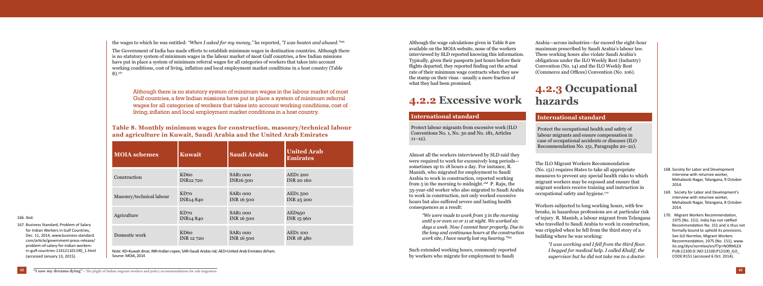the wages to which he was entitled: *"When I asked for my money,"* he reported, *"I was beaten and abused."*[166]

The Government of India has made efforts to establish minimum wages in destination countries. Although there is no statutory system of minimum wages in the labour market of most Gulf countries, a few Indian missions have put in place a system of minimum referral wages for all categories of workers that takes into account working conditions, cost of living, inflation and local employment market conditions in a host country (Table 8).[167]

> Although there is no statutory system of minimum wages in the labour market of most Gulf countries, a few Indian missions have put in place a system of minimum referral wages for all categories of workers that takes into account working conditions, cost of living, inflation and local employment market conditions in a host country.

**Table 8. Monthly minimum wages for construction, masonry/technical labour and agriculture in Kuwait, Saudi Arabia and the United Arab Emirates**

| MOIA schemes | Kuwait | Saudi Arabia | United Arab Emirates |
|---|---|---|---|
| Construction | KD60<br>INR12 720 | SAR1 000<br>INR16 500 | AED1 200<br>INR 20 160 |
| Masonry/technical labour | KD70<br>INR14 840 | SAR1 000<br>INR 16 500 | AED1 500<br>INR 25 200 |
| Agriculture | KD70<br>INR14 840 | SAR1 000<br>INR 16 500 | AED950<br>INR 15 960 |
| Domestic work | KD60<br>INR 12 720 | SAR1 000<br>INR 16 500 | AED1 100<br>INR 18 480 |

Note: KD=Kuwait dinar; INR=Indian rupee; SAR=Saudi Arabia rial; AED=United Arab Emirates dirham.
Source: MOIA, 2014

166. Ibid.

167. Business Standard, Problem of Salary for Indian Workers in Gulf Countries, Dec. 11, 2014, www.business-standard.com/article/government-press-release/problem-of-salary-for-indian-workers-in-gulf-countries-114121101190_1.html (accessed January 13, 2015).

Although the wage calculations given in Table 8 are available on the MOIA website, none of the workers interviewed by SLD reported knowing this information. Typically, given their passports just hours before their flights departed, they reported finding out the actual rate of their minimum wage contracts when they saw the stamp on their visas - usually a mere fraction of what they had been promised.

## 4.2.2 Excessive work

### International standard

Protect labour migrants from excessive work (ILO Conventions No. 1, No. 30 and No. 181, Articles 11–12).

Almost all the workers interviewed by SLD said they were required to work for excessively long periods—sometimes up to 18 hours a day. For instance, R. Manish, who migrated for employment to Saudi Arabia to work in construction, reported working from 5 in the morning to midnight.[168] P. Raju, the 35-year-old worker who also migrated to Saudi Arabia to work in construction, not only worked excessive hours but also suffered severe and lasting health consequences as a result:

> *"We were made to work from 3 in the morning until 9 or even 10 or 11 at night. We worked six days a week. Now I cannot hear properly. Due to the long and continuous hours at the construction work site, I have nearly lost my hearing."*[169]

Such extended working hours, commonly reported by workers who migrate for employment to Saudi Arabia—across industries—far exceed the eight-hour maximum prescribed by Saudi Arabia's labour law. These working hours also violate Saudi Arabia's obligations under the ILO Weekly Rest (Industry) Convention (No. 14) and the ILO Weekly Rest (Commerce and Offices) Convention (No. 106).

## 4.2.3 Occupational hazards

### International standard

Protect the occupational health and safety of labour migrants and ensure compensation in case of occupational accidents or diseases (ILO Recommendation No. 151, Paragraphs 20–21).

The ILO Migrant Workers Recommendation (No. 151) requires States to take all appropriate measures to prevent any special health risks to which migrant workers may be exposed and ensure that migrant workers receive training and instruction in occupational safety and hygiene.[170]

Workers subjected to long working hours, with few breaks, in hazardous professions are at particular risk of injury. R. Manish, a labour migrant from Telangana who travelled to Saudi Arabia to work in construction, was crippled when he fell from the third story of a building where he was working:

> *"I was working and I fell from the third floor. I begged for medical help. I called Khalif, the supervisor but he did not take me to a doctor.*

168. Society for Labor and Development interview with returnee worker, Mehaboob Nagar, Telangana, 9 October 2014.

169. Society for Labor and Development's interview with returnee worker, Mehaboob Nagar, Telangana, 8 October 2014.

170. Migrant Workers Recommendation, 1975 (No. 151). India has not ratified Recommendation No. 151 and is thus not formally bound to uphold its provisions. See ILO Normlex, Migrant Workers Recommendation, 1975 (No. 151), www.ilo.org/dyn/normlex/en/f?p=NORMLEXPUB:12100:0::NO:12100:P12100_ILO_CODE:R151 (accessed 6 Oct. 2014).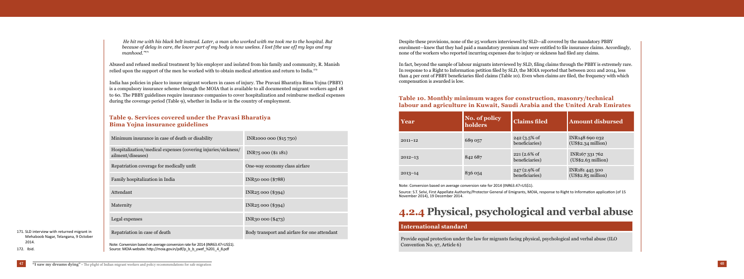*He hit me with his black belt instead. Later, a man who worked with me took me to the hospital. But because of delay in care, the lower part of my body is now useless. I lost [the use of] my legs and my manhood."*[171]

Abused and refused medical treatment by his employer and isolated from his family and community, R. Manish relied upon the support of the men he worked with to obtain medical attention and return to India.[172]

India has policies in place to insure migrant workers in cases of injury. The Pravasi Bharatiya Bima Yojna (PBBY) is a compulsory insurance scheme through the MOIA that is available to all documented migrant workers aged 18 to 60. The PBBY guidelines require insurance companies to cover hospitalization and reimburse medical expenses during the coverage period (Table 9), whether in India or in the country of employment.

### Table 9. Services covered under the Pravasi Bharatiya Bima Yojna insurance guidelines

| | |
|---|---|
| Minimum insurance in case of death or disability | INR1000 000 ($15 750) |
| Hospitalization/medical expenses (covering injuries/sickness/ailment/diseases) | INR75 000 ($1 181) |
| Repatriation coverage for medically unfit | One-way economy class airfare |
| Family hospitalization in India | INR50 000 ($788) |
| Attendant | INR25 000 ($394) |
| Maternity | INR25 000 ($394) |
| Legal expenses | INR30 000 ($473) |
| Repatriation in case of death | Body transport and airfare for one attendant |

Note: Conversion based on average conversion rate for 2014 (INR63.47=US$1).
Source: MOIA website. http://moia.gov.in/pdf/p_b_b_ywef_%201_4_8.pdf

171. SLD interview with returned migrant in Mehaboob Nagar, Telangana, 9 October 2014.

172. Ibid.

Despite these provisions, none of the 25 workers interviewed by SLD—all covered by the mandatory PBBY enrolment—knew that they had paid a mandatory premium and were entitled to file insurance claims. Accordingly, none of the workers who reported incurring expenses due to injury or sickness had filed any claims.

In fact, beyond the sample of labour migrants interviewed by SLD, filing claims through the PBBY is extremely rare. In response to a Right to Information petition filed by SLD, the MOIA reported that between 2011 and 2014, less than 4 per cent of PBBY beneficiaries filed claims (Table 10). Even when claims are filed, the frequency with which compensation is awarded is low.

### Table 10. Monthly minimum wages for construction, masonry/technical labour and agriculture in Kuwait, Saudi Arabia and the United Arab Emirates

| Year | No. of policy holders | Claims filed | Amount disbursed |
|---|---|---|---|
| 2011–12 | 689 057 | 242 (3.5% of beneficiaries) | INR148 690 032 (US$2.34 million) |
| 2012–13 | 842 687 | 221 (2.6% of beneficiaries) | INR167 331 762 (US$2.63 million) |
| 2013–14 | 836 054 | 247 (2.9% of beneficiaries) | INR181 445 500 (US$2.85 million) |

Note: Conversion based on average conversion rate for 2014 (INR63.47=US$1).

Source: S.T. Selvi, First Appellate Authority/Protector General of Emigrants, MOIA, response to Right to Information application (of 15 November 2014), 19 December 2014.

## 4.2.4 Physical, psychological and verbal abuse

### International standard

Provide equal protection under the law for migrants facing physical, psychological and verbal abuse (ILO Convention No. 97, Article 6)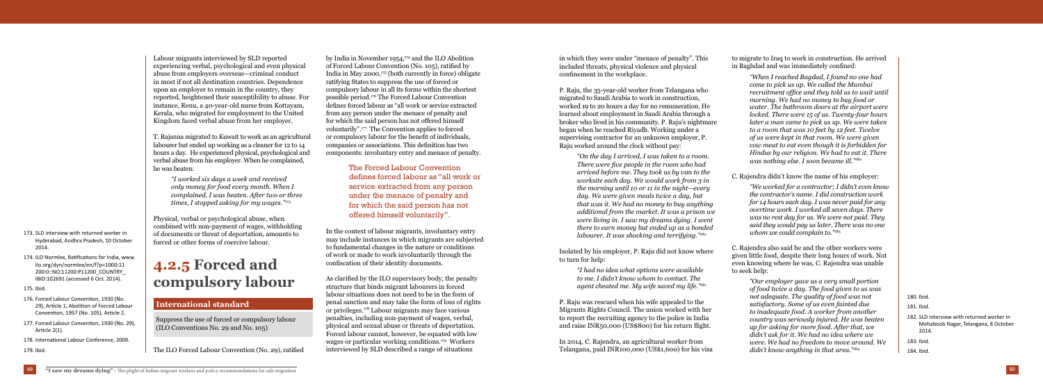Labour migrants interviewed by SLD reported experiencing verbal, psychological and even physical abuse from employers overseas—criminal conduct in most if not all destination countries. Dependence upon an employer to remain in the country, they reported, heightened their susceptibility to abuse. For instance, Renu, a 40-year-old nurse from Kottayam, Kerala, who migrated for employment to the United Kingdom faced verbal abuse from her employer.

T. Rajanna migrated to Kuwait to work as an agricultural labourer but ended up working as a cleaner for 12 to 14 hours a day. He experienced physical, psychological and verbal abuse from his employer. When he complained, he was beaten:

> *"I worked six days a week and received only money for food every month. When I complained, I was beaten. After two or three times, I stopped asking for my wages."*[173]

Physical, verbal or psychological abuse, when combined with non-payment of wages, withholding of documents or threat of deportation, amounts to forced or other forms of coercive labour.

## 4.2.5 Forced and compulsory labour

### International standard

Suppress the use of forced or compulsory labour (ILO Conventions No. 29 and No. 105)

The ILO Forced Labour Convention (No. 29), ratified by India in November 1954,[174] and the ILO Abolition of Forced Labour Convention (No. 105), ratified by India in May 2000,[175] (both currently in force) obligate ratifying States to suppress the use of forced or compulsory labour in all its forms within the shortest possible period.[176] The Forced Labour Convention defines forced labour as "all work or service extracted from any person under the menace of penalty and for which the said person has not offered himself voluntarily".[177] The Convention applies to forced or compulsory labour for the benefit of individuals, companies or associations. This definition has two components: involuntary entry and menace of penalty.

> The Forced Labour Convention defines forced labour as "all work or service extracted from any person under the menace of penalty and for which the said person has not offered himself voluntarily".

In the context of labour migrants, involuntary entry may include instances in which migrants are subjected to fundamental changes in the nature or conditions of work or made to work involuntarily through the confiscation of their identity documents.

As clarified by the ILO supervisory body, the penalty structure that binds migrant labourers in forced labour situations does not need to be in the form of penal sanction and may take the form of loss of rights or privileges.[178] Labour migrants may face various penalties, including non-payment of wages, verbal, physical and sexual abuse or threats of deportation. Forced labour cannot, however, be equated with low wages or particular working conditions.[179] Workers interviewed by SLD described a range of situations in which they were under "menace of penalty". This included threats, physical violence and physical confinement in the workplace.

P. Raju, the 35-year-old worker from Telangana who migrated to Saudi Arabia to work in construction, worked 19 to 20 hours a day for no remuneration. He learned about employment in Saudi Arabia through a broker who lived in his community. P. Raju's nightmare began when he reached Riyadh. Working under a supervising contractor for an unknown employer, P. Raju worked around the clock without pay:

> *"On the day I arrived, I was taken to a room. There were five people in the room who had arrived before me. They took us by van to the worksite each day. We would work from 3 in the morning until 10 or 11 in the night—every day. We were given meals twice a day, but that was it. We had no money to buy anything additional from the market. It was a prison we were living in. I saw my dreams dying. I went there to earn money but ended up as a bonded labourer. It was shocking and terrifying."*[180]

Isolated by his employer, P. Raju did not know where to turn for help:

> *"I had no idea what options were available to me. I didn't know whom to contact. The agent cheated me. My wife saved my life."*[181]

P. Raju was rescued when his wife appealed to the Migrants Rights Council. The union worked with her to report the recruiting agency to the police in India and raise INR50,000 (US$800) for his return flight.

In 2014, C. Rajendra, an agricultural worker from Telangana, paid INR100,000 (US$1,600) for his visa to migrate to Iraq to work in construction. He arrived in Baghdad and was immediately confined:

> *"When I reached Bagdad, I found no one had come to pick us up. We called the Mumbai recruitment office and they told us to wait until morning. We had no money to buy food or water. The bathroom doors at the airport were locked. There were 15 of us. Twenty-four hours later a man came to pick us up. We were taken to a room that was 10 feet by 12 feet. Twelve of us were kept in that room. We were given cow meat to eat even though it is forbidden for Hindus by our religion. We had to eat it. There was nothing else. I soon became ill."*[182]

C. Rajendra didn't know the name of his employer:

> *"We worked for a contractor; I didn't even know the contractor's name. I did construction work for 14 hours each day. I was never paid for any overtime work. I worked all seven days. There was no rest day for us. We were not paid. They said they would pay us later. There was no one whom we could complain to."*[183]

C. Rajendra also said he and the other workers were given little food, despite their long hours of work. Not even knowing where he was, C. Rajendra was unable to seek help:

> *"Our employer gave us a very small portion of food twice a day. The food given to us was not adequate. The quality of food was not satisfactory. Some of us even fainted due to inadequate food. A worker from another country was seriously injured. He was beaten up for asking for more food. After that, we didn't ask for it. We had no idea where we were. We had no freedom to move around. We didn't know anything in that area."*[184]

---

173. SLD interview with returned worker in Hyderabad, Andhra Pradesh, 10 October 2014.
174. ILO Normlex, Ratifications for India, www.ilo.org/dyn/normlex/en/f?p=1000:11200:0::NO:11200:P11200_COUNTRY_ID:102691 (accessed 6 Oct. 2014).
175. Ibid.
176. Forced Labour Convention, 1930 (No. 29), Article 1, Abolition of Forced Labour Convention, 1957 (No. 105), Article 2.
177. Forced Labour Convention, 1930 (No. 29), Article 2(1).
178. International Labour Conference, 2009.
179. Ibid.
180. Ibid.
181. Ibid.
182. SLD interview with returned worker in Mehaboob Nagar, Telangana, 8 October 2014.
183. Ibid.
184. Ibid.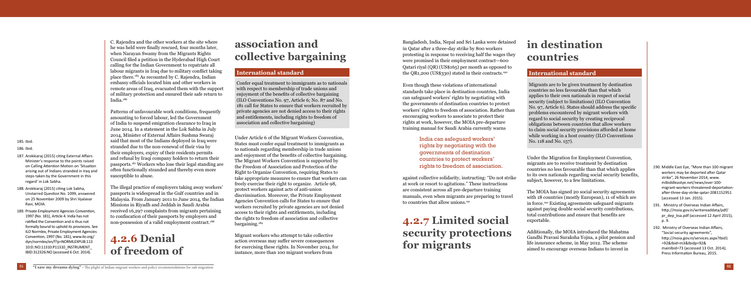C. Rajendra and the other workers at the site where he was held were finally rescued, four months later, when Narayan Swamy from the Migrants Rights Council filed a petition in the Hyderabad High Court calling for the Indian Government to repatriate all labour migrants in Iraq due to military conflict taking place there.[185] As recounted by C. Rajendra, Indian embassy officials located him and other workers in remote areas of Iraq, evacuated them with the support of military protection and ensured their safe return to India.[186]

Patterns of unfavourable work conditions, frequently amounting to forced labour, led the Government of India to suspend emigration clearance to Iraq in June 2014. In a statement in the Lok Sabha in July 2014, Minister of External Affairs Sushma Swaraj said that most of the Indians deployed in Iraq were stranded due to the non-renewal of their visa by their employers, expiry of their residents permits and refusal by Iraqi company holders to return their passports.[187] Workers who lose their legal standing are often functionally stranded and thereby even more susceptible to abuse.

The illegal practice of employers taking away workers' passports is widespread in the Gulf countries and in Malaysia. From January 2011 to June 2014, the Indian Missions in Riyadh and Jeddah in Saudi Arabia received 16,297 complaints from migrants pertaining to confiscation of their passports by employers and non-possession of a valid employment contract.[188]

## 4.2.6 Denial of freedom of association and collective bargaining

### International standard

Confer equal treatment to immigrants as to nationals with respect to membership of trade unions and enjoyment of the benefits of collective bargaining (ILO Conventions No. 97, Article 6; No. 87 and No. 181 call for States to ensure that workers recruited by private agencies are not denied access to their rights and entitlements, including rights to freedom of association and collective bargaining)

Under Article 6 of the Migrant Workers Convention, States must confer equal treatment to immigrants as to nationals regarding membership in trade unions and enjoyment of the benefits of collective bargaining. The Migrant Workers Convention is supported by the Freedom of Association and Protection of the Right to Organize Convention, requiring States to take appropriate measures to ensure that workers can freely exercise their right to organize. Article 98, protect workers against acts of anti-union discrimination. Moreover, the Private Employment Agencies Convention calls for States to ensure that workers recruited by private agencies are not denied access to their rights and entitlements, including the rights to freedom of association and collective bargaining.[189]

Migrant workers who attempt to take collective action overseas may suffer severe consequences for exercising these rights. In November 2014, for instance, more than 100 migrant workers from Bangladesh, India, Nepal and Sri Lanka were detained in Qatar after a three-day strike by 800 workers protesting in response to receiving half the wages they were promised in their employment contract—600 Qatari riyal (QR) (US$165) per month as opposed to the QR1,200 (US$330) stated in their contracts.[190]

Even though these violations of international standards take place in destination countries, India can safeguard workers' rights by negotiating with the governments of destination countries to protect workers' rights to freedom of association. Rather than encouraging workers to associate to protect their rights at work, however, the MOIA pre-departure training manual for Saudi Arabia currently warns against collective solidarity, instructing: "Do not strike at work or resort to agitations." These instructions are consistent across all pre-departure training manuals, even when migrants are preparing to travel to countries that allow unions.[191]

> India can safeguard workers' rights by negotiating with the governments of destination countries to protect workers' rights to freedom of association.

## 4.2.7 Limited social security protections for migrants in destination countries

### International standard

Migrants are to be given treatment by destination countries no less favourable than that which applies to their own nationals in respect of social security (subject to limitations) (ILO Convention No. 97, Article 6). States should address the specific problems encountered by migrant workers with regard to social security by creating reciprocal obligations between countries that allow workers to claim social security provisions afforded at home while working in a host country (ILO Conventions No. 118 and No. 157).

Under the Migration for Employment Convention, migrants are to receive treatment by destination countries no less favourable than that which applies to its own nationals regarding social security benefits, subject, however, to a few limitations.

The MOIA has signed 20 social security agreements with 18 countries (mostly European), 11 of which are in force.[192] Existing agreements safeguard migrants against paying double social security contributions, total contributions and ensure that benefits are exportable.

Additionally, the MOIA introduced the Mahatma Gandhi Pravasi Suraksha Yojna, a pilot pension and life insurance scheme, in May 2012. The scheme aimed to encourage overseas Indians to invest in

---

185. Ibid.

186. Ibid.

187. Arokkiaraj (2015) citing External Affairs Minister's response to the points raised on Calling Attention Motion on 'Situation arising out of Indians stranded in Iraq and steps taken by the Government in this regard' in Lok Sabha.

188. Arokkiaraj (2015) citing Lok Sabha, Unstarred Question No. 1099, answered on 25 November 2009 by Shri Vyalavar Ravi, MOIA.

189. Private Employment Agencies Convention, 1997 (No. 181), Article 4. India has not ratified the Convention and is thus not formally bound to uphold its provisions. See ILO Normlex, Private Employment Agencies Convention, 1997 (No. 181), www.ilo.org/dyn/normlex/en/f?p=NORMLEXPUB:113 10:0::NO:11310:P11310_INSTRUMENT_ IBID:312326:NO (accessed 6 Oct. 2014).

190. Middle East Eye, "More than 100 migrant workers may be deported after Qatar strike", 26 November 2014, www.middleeastye.net/news/over-100-migrant-workers-threatened-deportation-after-three-day-strike-qatar-2081152951 (accessed 13 Jan. 2015).

191. Ministry of Overseas Indian Affairs, http://moia.gov.in/writereaddata/pdf/pr_dep_ksa.pdf (accessed 12 April 2015), p. 9.

192. Ministry of Overseas Indian Affairs, "Social security agreements", http://moia.gov.in/services.aspx?Ibid1=92&Ibid=m3&Ibidp=92&mainIbid=73 (accessed 13 Oct. 2014); Press Information Bureau, 2015.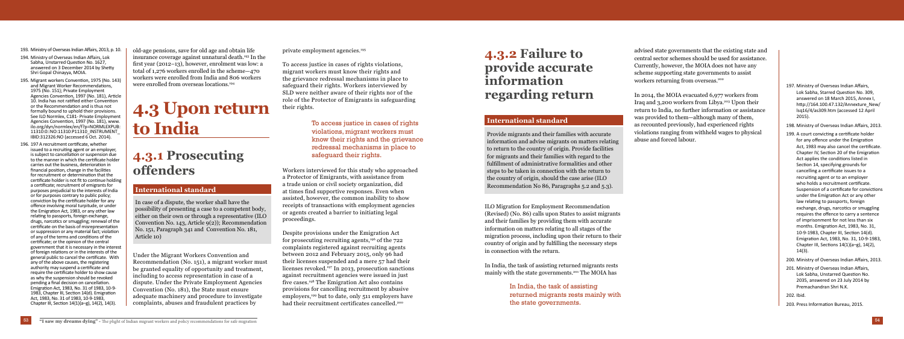old-age pensions, save for old age and obtain life insurance coverage against unnatural death.[193] In the first year (2012–13), however, enrolment was low: a total of 1,276 workers enrolled in the scheme—470 workers were enrolled from India and 806 workers were enrolled from overseas locations.[194]

# 4.3 Upon return to India

## 4.3.1 Prosecuting offenders

### International standard

In case of a dispute, the worker shall have the possibility of presenting a case to a competent body, either on their own or through a representative (ILO Convention No. 143, Article 9(2)); Recommendation No. 151, Paragraph 341 and Convention No. 181, Article 10)

Under the Migrant Workers Convention and Recommendation (No. 151), a migrant worker must be granted equality of opportunity and treatment, including access to representation in case of a dispute. Under the Private Employment Agencies Convention (No. 181), the State must ensure adequate machinery and procedure to investigate complaints, abuses and fraudulent practices by private employment agencies.[195]

To access justice in cases of rights violations, migrant workers must know their rights and the grievance redressal mechanisms in place to safeguard their rights. Workers interviewed by SLD were neither aware of their rights nor of the role of the Protector of Emigrants in safeguarding their rights.

> To access justice in cases of rights violations, migrant workers must know their rights and the grievance redressal mechanisms in place to safeguard their rights.

Workers interviewed for this study who approached a Protector of Emigrants, with assistance from a trade union or civil society organization, did at times find supportive responses. Even when assisted, however, the common inability to show receipts of transactions with employment agencies or agents created a barrier to initiating legal proceedings.

Despite provisions under the Emigration Act for prosecuting recruiting agents,[196] of the 722 complaints registered against recruiting agents between 2012 and February 2015, only 96 had their licenses suspended and a mere 57 had their licenses revoked.[197] In 2013, prosecution sanctions against recruitment agencies were issued in just five cases.[198] The Emigration Act also contains provisions for cancelling recruitment by abusive employers,[199] but to date, only 511 employers have had their recruitment certificates cancelled.[200]

## 4.3.2 Failure to provide accurate information regarding return

### International standard

Provide migrants and their families with accurate information and advise migrants on matters relating to return to the country of origin. Provide facilities for migrants and their families with regard to the fulfillment of administrative formalities and other steps to be taken in connection with the return to the country of origin, should the case arise (ILO Recommendation No 86, Paragraphs 5.2 and 5.3).

ILO Migration for Employment Recommendation (Revised) (No. 86) calls upon States to assist migrants and their families by providing them with accurate information on matters relating to all stages of the migration process, including upon their return to their country of origin and by fulfilling the necessary steps in connection with the return.

In India, the task of assisting returned migrants rests mainly with the state governments.[201] The MOIA has advised state governments that the existing state and central sector schemes should be used for assistance. Currently, however, the MOIA does not have any scheme supporting state governments to assist workers returning from overseas.[202]

> In India, the task of assisting returned migrants rests mainly with the state governments.

In 2014, the MOIA evacuated 6,977 workers from Iraq and 3,200 workers from Libya.[203] Upon their return to India, no further information or assistance was provided to them—although many of them, as recounted previously, had experienced rights violations ranging from withheld wages to physical abuse and forced labour.

---

193. Ministry of Overseas Indian Affairs, 2013, p. 10.
194. Ministry of Overseas Indian Affairs, Lok Sabha, Unstarred Question No. 1627, answered on 3 December 2014 by Shetty Shri Gopal Chinayya, MOIA.
195. Migrant workers Convention, 1975 (No. 143) and Migrant Worker Recommendations, 1975 (No. 151); Private Employment Agencies Convention, 1997 (No. 181), Article 10. India has not ratified either Convention or the Recommendation and is thus not formally bound to uphold their provisions. See ILO Normlex, C181- Private Employment Agencies Convention, 1997 (No. 181), www.ilo.org/dyn/normlex/en/f?p=NORMLEXPUB:11310:0::NO:11310:P11310_INSTRUMENT_IBID:312326:NO (accessed 6 Oct. 2014).
196. 197 A recruitment certificate, whether issued to a recruiting agent or an employer, is subject to cancellation or suspension due to the manner in which the certificate holder carries out the business, deterioration in financial position, change in the facilities for recruitment or determination that the certificate holder is not fit to continue holding a certificate; recruitment of emigrants for purposes prejudicial to the interests of India or for purposes contrary to public policy; conviction by the certificate holder for any offence involving moral turpitude, or under the Emigration Act, 1983, or any other law relating to passports, foreign exchange, drugs, narcotics or smuggling; renewal of the certificate on the basis of misrepresentation or suppression or any material fact; violation of any of the terms and conditions of the certificate; or the opinion of the central government that it is necessary in the interest of foreign relations or in the interests of the general public to cancel the certificate. With any of the above causes, the registering authority may suspend a certificate and require the certificate holder to show cause as why the suspension should be revoked pending a final decision on cancellation. Emigration Act, 1983, No. 31 of 1983, 10-9-1983, Chapter III, Section 14(d). Emigration Act, 1983, No. 31 of 1983, 10-9-1983, Chapter III, Section 14(1)(a–g), 14(2), 14(3).
197. Ministry of Overseas Indian Affairs, Lok Sabha, Starred Question No. 309, answered on 18 March 2015, Annex I, http://164.100.47.132/Annexture_New/lsq16/4/as309.htm (accessed 12 April 2015).
198. Ministry of Overseas Indian Affairs, 2013.
199. A court convicting a certificate holder for any offence under the Emigration Act, 1983 may also cancel the certificate. Chapter IV, Section 20 of the Emigration Act applies the conditions listed in Section 14, specifying grounds for cancelling a certificate issues to a recruiting agent or to an employer who holds a recruitment certificate. Suspension of a certificate for convictions under the Emigration Act or any other law relating to passports, foreign exchange, drugs, narcotics or smuggling requires the offence to carry a sentence of imprisonment for not less than six months. Emigration Act, 1983, No. 31, 10-9-1983, Chapter III, Section 14(d). Emigration Act, 1983, No. 31, 10-9-1983, Chapter III, Sections 14(1)(a–g), 14(2), 14(3).
200. Ministry of Overseas Indian Affairs, 2013.
201. Ministry of Overseas Indian Affairs, Lok Sabha, Unstarred Question No. 2035, answered on 23 July 2014 by Premachandran Shri N.K.
202. Ibid.
203. Press Information Bureau, 2015.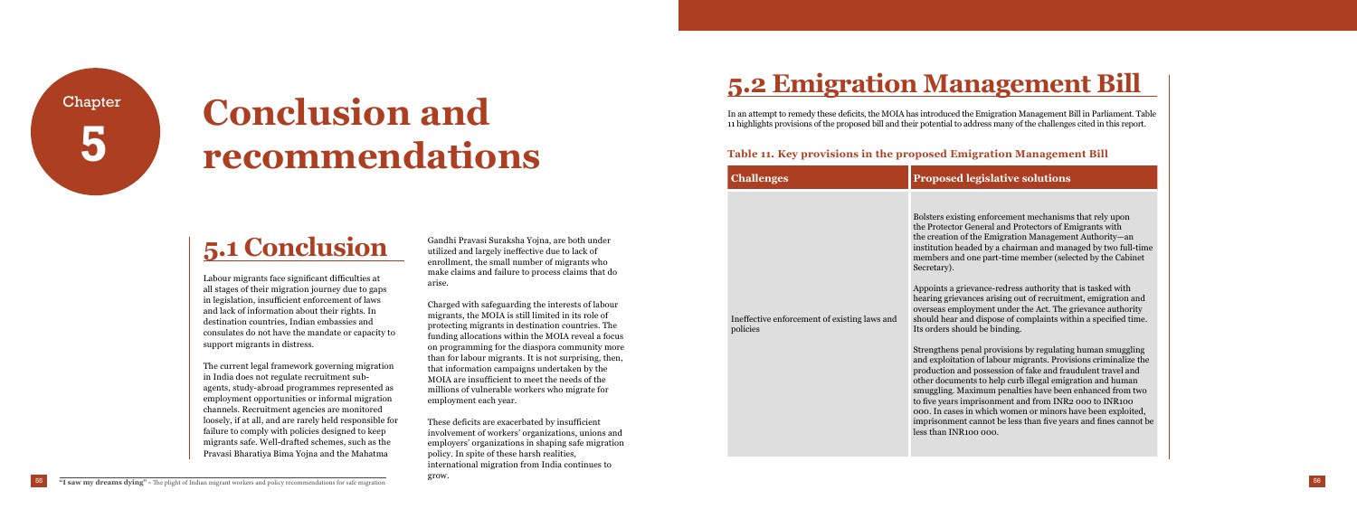Chapter 5

# Conclusion and recommendations

## 5.1 Conclusion

Labour migrants face significant difficulties at all stages of their migration journey due to gaps in legislation, insufficient enforcement of laws and lack of information about their rights. In destination countries, Indian embassies and consulates do not have the mandate or capacity to support migrants in distress.

The current legal framework governing migration in India does not regulate recruitment sub-agents, study-abroad programmes represented as employment opportunities or informal migration channels. Recruitment agencies are monitored loosely, if at all, and are rarely held responsible for failure to comply with policies designed to keep migrants safe. Well-drafted schemes, such as the Pravasi Bharatiya Bima Yojna and the Mahatma Gandhi Pravasi Suraksha Yojna, are both under utilized and largely ineffective due to lack of enrollment, the small number of migrants who make claims and failure to process claims that do arise.

Charged with safeguarding the interests of labour migrants, the MOIA is still limited in its role of protecting migrants in destination countries. The funding allocations within the MOIA reveal a focus on programming for the diaspora community more than for labour migrants. It is not surprising, then, that information campaigns undertaken by the MOIA are insufficient to meet the needs of the millions of vulnerable workers who migrate for employment each year.

These deficits are exacerbated by insufficient involvement of workers' organizations, unions and employers' organizations in shaping safe migration policy. In spite of these harsh realities, international migration from India continues to grow.

## 5.2 Emigration Management Bill

In an attempt to remedy these deficits, the MOIA has introduced the Emigration Management Bill in Parliament. Table 11 highlights provisions of the proposed bill and their potential to address many of the challenges cited in this report.

### Table 11. Key provisions in the proposed Emigration Management Bill

| Challenges | Proposed legislative solutions |
|---|---|
| Ineffective enforcement of existing laws and policies | Bolsters existing enforcement mechanisms that rely upon the Protector General and Protectors of Emigrants with the creation of the Emigration Management Authority—an institution headed by a chairman and managed by two full-time members and one part-time member (selected by the Cabinet Secretary).<br><br>Appoints a grievance-redress authority that is tasked with hearing grievances arising out of recruitment, emigration and overseas employment under the Act. The grievance authority should hear and dispose of complaints within a specified time. Its orders should be binding.<br><br>Strengthens penal provisions by regulating human smuggling and exploitation of labour migrants. Provisions criminalize the production and possession of fake and fraudulent travel and other documents to help curb illegal emigration and human smuggling. Maximum penalties have been enhanced from two to five years imprisonment and from INR2 000 to INR100 000. In cases in which women or minors have been exploited, imprisonment cannot be less than five years and fines cannot be less than INR100 000. |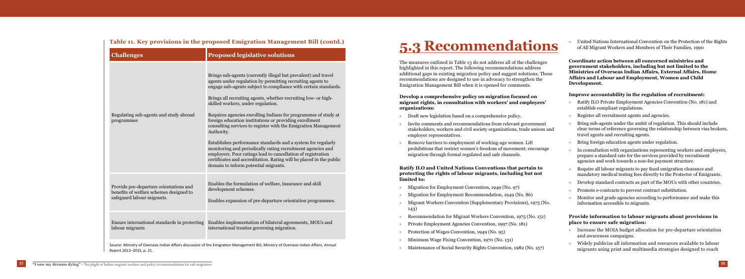### Table 11. Key provisions in the proposed Emigration Management Bill (contd.)

| Challenges | Proposed legislative solutions |
|---|---|
| Regulating sub-agents and study abroad programmes | Brings sub-agents (currently illegal but prevalent) and travel agents under regulation by permitting recruiting agents to engage sub-agents subject to compliance with certain standards.<br><br>Brings all recruiting agents, whether recruiting low- or high-skilled workers, under regulation.<br><br>Requires agencies enrolling Indians for programmes of study at foreign education institutions or providing enrollment consulting services to register with the Emigration Management Authority.<br><br>Establishes performance standards and a system for regularly monitoring and periodically rating recruitment agencies and employers. Poor ratings lead to cancellation of registration certificates and accreditation. Rating will be placed in the public domain to inform potential migrants. |
| Provide pre-departure orientations and benefits of welfare schemes designed to safeguard labour migrants. | Enables the formulation of welfare, insurance and skill development schemes.<br><br>Enables expansion of pre-departure orientation programmes. |
| Ensure international standards in protecting labour migrants | Enables implementation of bilateral agreements, MOUs and international treaties governing migration. |

Source: Ministry of Overseas Indian Affairs discussion of the Emigration Management Bill, Ministry of Overseas Indian Affairs, Annual Report 2012–2015, p. 21.

# 5.3 Recommendations

The measures outlined in Table 13 do not address all of the challenges highlighted in this report. The following recommendations address additional gaps in existing migration policy and suggest solutions. These recommendations are designed to use in advocacy to strengthen the Emigration Management Bill when it is opened for comments.

**Develop a comprehensive policy on migration focused on migrant rights, in consultation with workers' and employers' organizations:**

- Draft new legislation based on a comprehensive policy.
- Invite comments and recommendations from relevant government stakeholders, workers and civil society organizations, trade unions and employer representatives.
- Remove barriers to employment of working-age women. Lift prohibitions that restrict women's freedom of movement; encourage migration through formal regulated and safe channels.

**Ratify ILO and United Nations Conventions that pertain to protecting the rights of labour migrants, including but not limited to:**

- Migration for Employment Convention, 1949 (No. 97)
- Migration for Employment Recommendation, 1949 (No. 86)
- Migrant Workers Convention (Supplementary Provisions), 1975 (No. 143)
- Recommendation for Migrant Workers Convention, 1975 (No. 151)
- Private Employment Agencies Convention, 1997 (No. 181)
- Protection of Wages Convention, 1949 (No. 95)
- Minimum Wage Fixing Convention, 1970 (No. 131)
- Maintenance of Social Security Rights Convention, 1982 (No. 157)
- United Nations International Convention on the Protection of the Rights of All Migrant Workers and Members of Their Families, 1990

**Coordinate action between all concerned ministries and government stakeholders, including but not limited to the Ministries of Overseas Indian Affairs, External Affairs, Home Affairs and Labour and Employment, Women and Child Development.**

**Improve accountability in the regulation of recruitment:**

- Ratify ILO Private Employment Agencies Convention (No. 181) and establish compliant regulations.
- Register all recruitment agents and agencies.
- Bring sub-agents under the ambit of regulation. This should include clear terms of reference governing the relationship between visa brokers, travel agents and recruiting agents.
- Bring foreign education agents under regulation.
- In consultation with organizations representing workers and employers, prepare a standard rate for the services provided by recruitment agencies and work towards a non-fee payment structure.
- Require all labour migrants to pay fixed emigration clearance and mandatory medical testing fees directly to the Protector of Emigrants.
- Develop standard contracts as part of the MOUs with other countries.
- Promote e-contracts to prevent contract substitution.
- Monitor and grade agencies according to performance and make this information accessible to migrants.

**Provide information to labour migrants about provisions in place to ensure safe migration:**

- Increase the MOIA budget allocation for pre-departure orientation and awareness campaigns.
- Widely publicize all information and resources available to labour migrants using print and multimedia strategies designed to reach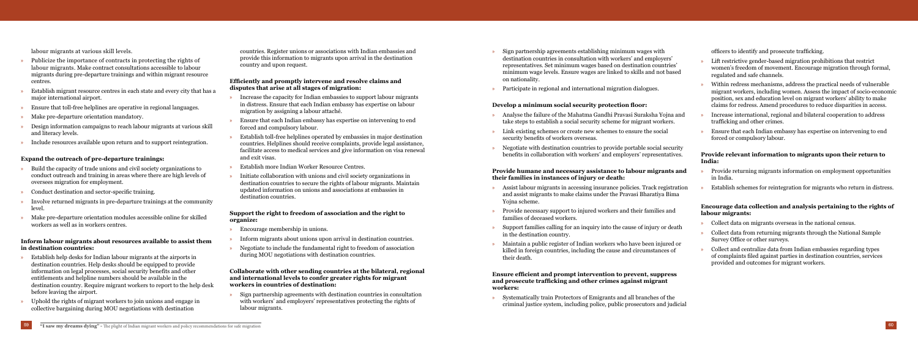labour migrants at various skill levels.

- Publicize the importance of contracts in protecting the rights of labour migrants. Make contract consultations accessible to labour migrants during pre-departure trainings and within migrant resource centres.
- Establish migrant resource centres in each state and every city that has a major international airport.
- Ensure that toll-free helplines are operative in regional languages.
- Make pre-departure orientation mandatory.
- Design information campaigns to reach labour migrants at various skill and literacy levels.
- Include resources available upon return and to support reintegration.

#### Expand the outreach of pre-departure trainings:

- Build the capacity of trade unions and civil society organizations to conduct outreach and training in areas where there are high levels of oversees migration for employment.
- Conduct destination and sector-specific training.
- Involve returned migrants in pre-departure trainings at the community level.
- Make pre-departure orientation modules accessible online for skilled workers as well as in workers centres.

#### Inform labour migrants about resources available to assist them in destination countries:

- Establish help desks for Indian labour migrants at the airports in destination countries. Help desks should be equipped to provide information on legal processes, social security benefits and other entitlements and helpline numbers should be available in the destination country. Require migrant workers to report to the help desk before leaving the airport.
- Uphold the rights of migrant workers to join unions and engage in collective bargaining during MOU negotiations with destination countries. Register unions or associations with Indian embassies and provide this information to migrants upon arrival in the destination country and upon request.

#### Efficiently and promptly intervene and resolve claims and disputes that arise at all stages of migration:

- Increase the capacity for Indian embassies to support labour migrants in distress. Ensure that each Indian embassy has expertise on labour migration by assigning a labour attaché.
- Ensure that each Indian embassy has expertise on intervening to end forced and compulsory labour.
- Establish toll-free helplines operated by embassies in major destination countries. Helplines should receive complaints, provide legal assistance, facilitate access to medical services and give information on visa renewal and exit visas.
- Establish more Indian Worker Resource Centres.
- Initiate collaboration with unions and civil society organizations in destination countries to secure the rights of labour migrants. Maintain updated information on unions and associations at embassies in destination countries.

#### Support the right to freedom of association and the right to organize:

- Encourage membership in unions.
- Inform migrants about unions upon arrival in destination countries.
- Negotiate to include the fundamental right to freedom of association during MOU negotiations with destination countries.

#### Collaborate with other sending countries at the bilateral, regional and international levels to confer greater rights for migrant workers in countries of destination:

- Sign partnership agreements with destination countries in consultation with workers' and employers' representatives protecting the rights of labour migrants.
- Sign partnership agreements establishing minimum wages with destination countries in consultation with workers' and employers' representatives. Set minimum wages based on destination countries' minimum wage levels. Ensure wages are linked to skills and not based on nationality.
- Participate in regional and international migration dialogues.

#### Develop a minimum social security protection floor:

- Analyse the failure of the Mahatma Gandhi Pravasi Suraksha Yojna and take steps to establish a social security scheme for migrant workers.
- Link existing schemes or create new schemes to ensure the social security benefits of workers overseas.
- Negotiate with destination countries to provide portable social security benefits in collaboration with workers' and employers' representatives.

#### Provide humane and necessary assistance to labour migrants and their families in instances of injury or death:

- Assist labour migrants in accessing insurance policies. Track registration and assist migrants to make claims under the Pravasi Bharatiya Bima Yojna scheme.
- Provide necessary support to injured workers and their families and families of deceased workers.
- Support families calling for an inquiry into the cause of injury or death in the destination country.
- Maintain a public register of Indian workers who have been injured or killed in foreign countries, including the cause and circumstances of their death.

#### Ensure efficient and prompt intervention to prevent, suppress and prosecute trafficking and other crimes against migrant workers:

- Systematically train Protectors of Emigrants and all branches of the criminal justice system, including police, public prosecutors and judicial officers to identify and prosecute trafficking.
- Lift restrictive gender-based migration prohibitions that restrict women's freedom of movement. Encourage migration through formal, regulated and safe channels.
- Within redress mechanisms, address the practical needs of vulnerable migrant workers, including women. Assess the impact of socio-economic position, sex and education level on migrant workers' ability to make claims for redress. Amend procedures to reduce disparities in access.
- Increase international, regional and bilateral cooperation to address trafficking and other crimes.
- Ensure that each Indian embassy has expertise on intervening to end forced or compulsory labour.

#### Provide relevant information to migrants upon their return to India:

- Provide returning migrants information on employment opportunities in India.
- Establish schemes for reintegration for migrants who return in distress.

#### Encourage data collection and analysis pertaining to the rights of labour migrants:

- Collect data on migrants overseas in the national census.
- Collect data from returning migrants through the National Sample Survey Office or other surveys.
- Collect and centralize data from Indian embassies regarding types of complaints filed against parties in destination countries, services provided and outcomes for migrant workers.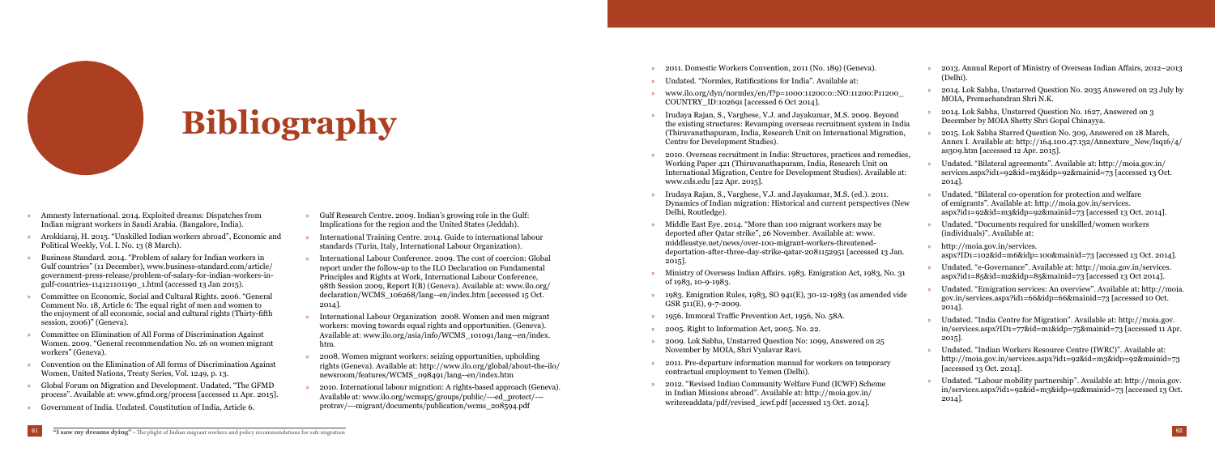# Bibliography

- Amnesty International. 2014. Exploited dreams: Dispatches from Indian migrant workers in Saudi Arabia. (Bangalore, India).
- Arokkiaraj, H. 2015. "Unskilled Indian workers abroad", Economic and Political Weekly, Vol. I. No. 13 (8 March).
- Business Standard. 2014. "Problem of salary for Indian workers in Gulf countries" (11 December), www.business-standard.com/article/government-press-release/problem-of-salary-for-indian-workers-in-gulf-countries-114121101190_1.html (accessed 13 Jan 2015).
- Committee on Economic, Social and Cultural Rights. 2006. "General Comment No. 18, Article 6: The equal right of men and women to the enjoyment of all economic, social and cultural rights (Thirty-fifth session, 2006)" (Geneva).
- Committee on Elimination of All Forms of Discrimination Against Women. 2009. "General recommendation No. 26 on women migrant workers" (Geneva).
- Convention on the Elimination of All forms of Discrimination Against Women, United Nations, Treaty Series, Vol. 1249, p. 13.
- Global Forum on Migration and Development. Undated. "The GFMD process". Available at: www.gfmd.org/process [accessed 11 Apr. 2015].
- Government of India. Undated. Constitution of India, Article 6.
- Gulf Research Centre. 2009. India's growing role in the Gulf: Implications for the region and the United States (Jeddah).
- International Training Centre. 2014. Guide to international labour standards (Turin, Italy, International Labour Organization).
- International Labour Conference. 2009. The cost of coercion: Global report under the follow-up to the ILO Declaration on Fundamental Principles and Rights at Work, International Labour Conference, 98th Session 2009, Report I(B) (Geneva). Available at: www.ilo.org/declaration/WCMS_106268/lang--en/index.htm [accessed 15 Oct. 2014].
- International Labour Organization 2008. Women and men migrant workers: moving towards equal rights and opportunities. (Geneva). Available at: www.ilo.org/asia/info/WCMS_101091/lang--en/index.htm.
- 2008. Women migrant workers: seizing opportunities, upholding rights (Geneva). Available at: http://www.ilo.org/global/about-the-ilo/newsroom/features/WCMS_098491/lang--en/index.htm
- 2010. International labour migration: A rights-based approach (Geneva). Available at: www.ilo.org/wcmsp5/groups/public/---ed_protect/---protrav/---migrant/documents/publication/wcms_208594.pdf
- 2011. Domestic Workers Convention, 2011 (No. 189) (Geneva).
- Undated. "Normlex, Ratifications for India". Available at:
- www.ilo.org/dyn/normlex/en/f?p=1000:11200:0::NO:11200:P11200_COUNTRY_ID:102691 [accessed 6 Oct 2014].
- Irudaya Rajan, S., Varghese, V.J. and Jayakumar, M.S. 2009. Beyond the existing structures: Revamping overseas recruitment system in India (Thiruvanathapuram, India, Research Unit on International Migration, Centre for Development Studies).
- 2010. Overseas recruitment in India: Structures, practices and remedies, Working Paper 421 (Thiruvanathapuram, India, Research Unit on International Migration, Centre for Development Studies). Available at: www.cds.edu [22 Apr. 2015].
- Irudaya Rajan, S., Varghese, V.J. and Jayakumar, M.S. (ed.). 2011. Dynamics of Indian migration: Historical and current perspectives (New Delhi, Routledge).
- Middle East Eye. 2014. "More than 100 migrant workers may be deported after Qatar strike", 26 November. Available at: www.middleeastye.net/news/over-100-migrant-workers-threatened-deportation-after-three-day-strike-qatar-2081152951 [accessed 13 Jan. 2015].
- Ministry of Overseas Indian Affairs. 1983. Emigration Act, 1983, No. 31 of 1983, 10-9-1983.
- 1983. Emigration Rules, 1983, SO 941(E), 30-12-1983 (as amended vide GSR 511(E), 9-7-2009.
- 1956. Immoral Traffic Prevention Act, 1956, No. 58A.
- 2005. Right to Information Act, 2005. No. 22.
- 2009. Lok Sabha, Unstarred Question No: 1099, Answered on 25 November by MOIA, Shri Vyalavar Ravi.
- 2011. Pre-departure information manual for workers on temporary contractual employment to Yemen (Delhi).
- 2012. "Revised Indian Community Welfare Fund (ICWF) Scheme in Indian Missions abroad". Available at: http://moia.gov.in/writereaddata/pdf/revised_icwf.pdf [accessed 13 Oct. 2014].
- 2013. Annual Report of Ministry of Overseas Indian Affairs, 2012–2013 (Delhi).
- 2014. Lok Sabha, Unstarred Question No. 2035 Answered on 23 July by MOIA, Premachandran Shri N.K.
- 2014. Lok Sabha, Unstarred Question No. 1627, Answered on 3 December by MOIA Shetty Shri Gopal Chinayya.
- 2015. Lok Sabha Starred Question No. 309, Answered on 18 March, Annex I. Available at: http://164.100.47.132/Annexture_New/lsq16/4/as309.htm [accessed 12 Apr. 2015].
- Undated. "Bilateral agreements". Available at: http://moia.gov.in/services.aspx?id1=92&id=m3&idp=92&mainid=73 [accessed 13 Oct. 2014].
- Undated. "Bilateral co-operation for protection and welfare of emigrants". Available at: http://moia.gov.in/services.aspx?id1=92&id=m3&idp=92&mainid=73 [accessed 13 Oct. 2014].
- Undated. "Documents required for unskilled/women workers (individuals)". Available at:
- http://moia.gov.in/services.aspx?ID1=102&id=m6&idp=100&mainid=73 [accessed 13 Oct. 2014].
- Undated. "e-Governance". Available at: http://moia.gov.in/services.aspx?id1=85&id=m2&idp=85&mainid=73 [accessed 13 Oct 2014].
- Undated. "Emigration services: An overview". Available at: http://moia.gov.in/services.aspx?id1=66&idp=66&mainid=73 [accessed 10 Oct. 2014].
- Undated. "India Centre for Migration". Available at: http://moia.gov.in/services.aspx?ID1=77&id=m1&idp=75&mainid=73 [accessed 11 Apr. 2015].
- Undated. "Indian Workers Resource Centre (IWRC)". Available at: http://moia.gov.in/services.aspx?id1=92&id=m3&idp=92&mainid=73 [accessed 13 Oct. 2014].
- Undated. "Labour mobility partnership". Available at: http://moia.gov.in/services.aspx?id1=92&id=m3&idp=92&mainid=73 [accessed 13 Oct. 2014].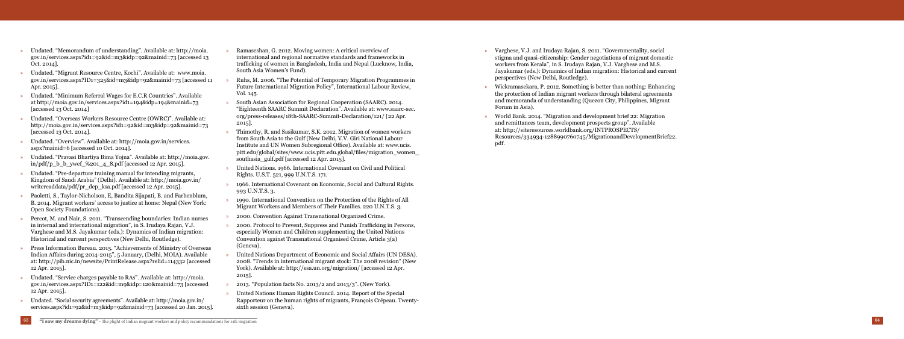- Undated. "Memorandum of understanding". Available at: http://moia.gov.in/services.aspx?id1=92&id=m3&idp=92&mainid=73 [accessed 13 Oct. 2014].
- Undated. "Migrant Resource Centre, Kochi". Available at: www.moia.gov.in/services.aspx?ID1=325&id=m3&idp=92&mainid=73 [accessed 11 Apr. 2015].
- Undated. "Minimum Referral Wages for E.C.R Countries". Available at http://moia.gov.in/services.aspx?id1=194&idp=194&mainid=73 [accessed 13 Oct. 2014]
- Undated. "Overseas Workers Resource Centre (OWRC)". Available at: http://moia.gov.in/services.aspx?id1=92&id=m3&idp=92&mainid=73 [accessed 13 Oct. 2014].
- Undated. "Overview". Available at: http://moia.gov.in/services.aspx?mainid=6 [accessed 10 Oct. 2014].
- Undated. "Pravasi Bhartiya Bima Yojna". Available at: http://moia.gov.in/pdf/p_b_b_ywef_%201_4_8.pdf [accessed 12 Apr. 2015].
- Undated. "Pre-departure training manual for intending migrants, Kingdom of Saudi Arabia" (Delhi). Available at: http://moia.gov.in/writereaddata/pdf/pr_dep_ksa.pdf [accessed 12 Apr. 2015].
- Paoletti, S., Taylor-Nicholson, E, Bandita Sijapati, B. and Farbenblum, B. 2014. Migrant workers' access to justice at home: Nepal (New York: Open Society Foundations).
- Percot, M. and Nair, S. 2011. "Transcending boundaries: Indian nurses in internal and international migration", in S. Irudaya Rajan, V.J. Varghese and M.S. Jayakumar (eds.): Dynamics of Indian migration: Historical and current perspectives (New Delhi, Routledge).
- Press Information Bureau. 2015. "Achievements of Ministry of Overseas Indian Affairs during 2014-2015", 5 January, (Delhi, MOIA). Available at: http://pib.nic.in/newsite/PrintRelease.aspx?relid=114332 [accessed 12 Apr. 2015].
- Undated. "Service charges payable to RAs". Available at: http://moia.gov.in/services.aspx?ID1=122&id=m9&idp=120&mainid=73 [accessed 12 Apr. 2015].
- Undated. "Social security agreements". Available at: http://moia.gov.in/services.aspx?id1=92&id=m3&idp=92&mainid=73 [accessed 20 Jan. 2015].
- Ramaseshan, G. 2012. Moving women: A critical overview of international and regional normative standards and frameworks in trafficking of women in Bangladesh, India and Nepal (Lucknow, India, South Asia Women's Fund).
- Ruhs, M. 2006. "The Potential of Temporary Migration Programmes in Future International Migration Policy", International Labour Review, Vol. 145.
- South Asian Association for Regional Cooperation (SAARC). 2014. "Eighteenth SAARC Summit Declaration". Available at: www.saarc-sec.org/press-releases/18th-SAARC-Summit-Declaration/121/ [22 Apr. 2015].
- Thimothy, R. and Sasikumar, S.K. 2012. Migration of women workers from South Asia to the Gulf (New Delhi, V.V. Giri National Labour Institute and UN Women Subregional Office). Available at: www.ucis.pitt.edu/global/sites/www.ucis.pitt.edu.global/files/migration_women_southasia_gulf.pdf [accessed 12 Apr. 2015].
- United Nations. 1966. International Covenant on Civil and Political Rights. U.S.T. 521, 999 U.N.T.S. 171.
- 1966. International Covenant on Economic, Social and Cultural Rights. 993 U.N.T.S. 3.
- 1990. International Convention on the Protection of the Rights of All Migrant Workers and Members of Their Families. 220 U.N.T.S. 3.
- 2000. Convention Against Transnational Organized Crime.
- 2000. Protocol to Prevent, Suppress and Punish Trafficking in Persons, especially Women and Children supplementing the United Nations Convention against Transnational Organised Crime, Article 3(a) (Geneva).
- United Nations Department of Economic and Social Affairs (UN DESA). 2008. "Trends in international migrant stock: The 2008 revision" (New York). Available at: http://esa.un.org/migration/ [accessed 12 Apr. 2015].
- 2013. "Population facts No. 2013/2 and 2013/3". (New York).
- United Nations Human Rights Council. 2014. Report of the Special Rapporteur on the human rights of migrants, François Crépeau. Twenty-sixth session (Geneva).
- Varghese, V.J. and Irudaya Rajan, S. 2011. "Governmentality, social stigma and quasi-citizenship: Gender negotiations of migrant domestic workers from Kerala", in S. Irudaya Rajan, V.J. Varghese and M.S. Jayakumar (eds.): Dynamics of Indian migration: Historical and current perspectives (New Delhi, Routledge).
- Wickramasekara, P. 2012. Something is better than nothing: Enhancing the protection of Indian migrant workers through bilateral agreements and memoranda of understanding (Quezon City, Philippines, Migrant Forum in Asia).
- World Bank. 2014. "Migration and development brief 22: Migration and remittances team, development prospects group". Available at: http://siteresources.worldbank.org/INTPROSPECTS/Resources/334934-1288990760745/MigrationandDevelopmentBrief22.pdf.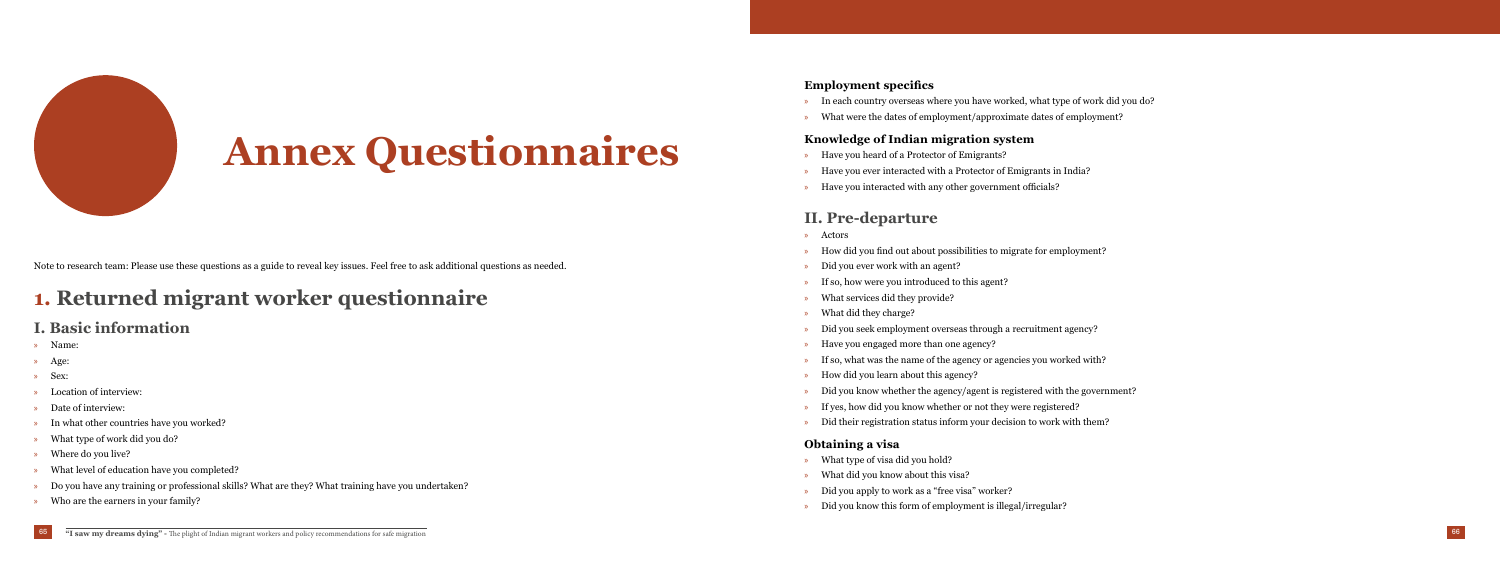# Annex Questionnaires

Note to research team: Please use these questions as a guide to reveal key issues. Feel free to ask additional questions as needed.

## 1. Returned migrant worker questionnaire

### I. Basic information

- Name:
- Age:
- Sex:
- Location of interview:
- Date of interview:
- In what other countries have you worked?
- What type of work did you do?
- Where do you live?
- What level of education have you completed?
- Do you have any training or professional skills? What are they? What training have you undertaken?
- Who are the earners in your family?

#### Employment specifics

- In each country overseas where you have worked, what type of work did you do?
- What were the dates of employment/approximate dates of employment?

#### Knowledge of Indian migration system

- Have you heard of a Protector of Emigrants?
- Have you ever interacted with a Protector of Emigrants in India?
- Have you interacted with any other government officials?

### II. Pre-departure

- Actors
- How did you find out about possibilities to migrate for employment?
- Did you ever work with an agent?
- If so, how were you introduced to this agent?
- What services did they provide?
- What did they charge?
- Did you seek employment overseas through a recruitment agency?
- Have you engaged more than one agency?
- If so, what was the name of the agency or agencies you worked with?
- How did you learn about this agency?
- Did you know whether the agency/agent is registered with the government?
- If yes, how did you know whether or not they were registered?
- Did their registration status inform your decision to work with them?

#### Obtaining a visa

- What type of visa did you hold?
- What did you know about this visa?
- Did you apply to work as a "free visa" worker?
- Did you know this form of employment is illegal/irregular?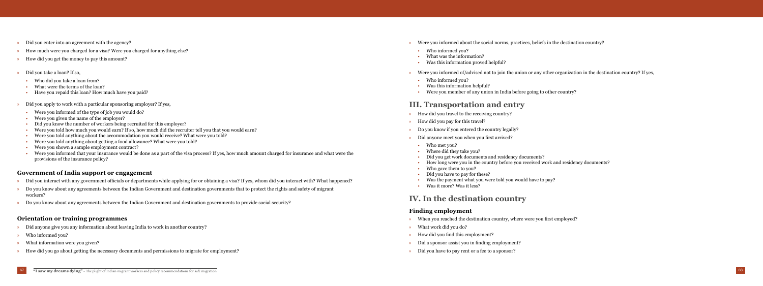- Did you enter into an agreement with the agency?
- How much were you charged for a visa? Were you charged for anything else?
- How did you get the money to pay this amount?
- Did you take a loan? If so,
  - Who did you take a loan from?
  - What were the terms of the loan?
  - Have you repaid this loan? How much have you paid?
- Did you apply to work with a particular sponsoring employer? If yes,
  - Were you informed of the type of job you would do?
  - Were you given the name of the employer?
  - Did you know the number of workers being recruited for this employer?
  - Were you told how much you would earn? If so, how much did the recruiter tell you that you would earn?
  - Were you told anything about the accommodation you would receive? What were you told?
  - Were you told anything about getting a food allowance? What were you told?
  - Were you shown a sample employment contract?
  - Were you informed that your insurance would be done as a part of the visa process? If yes, how much amount charged for insurance and what were the provisions of the insurance policy?

### Government of India support or engagement

- Did you interact with any government officials or departments while applying for or obtaining a visa? If yes, whom did you interact with? What happened?
- Do you know about any agreements between the Indian Government and destination governments that to protect the rights and safety of migrant workers?
- Do you know about any agreements between the Indian Government and destination governments to provide social security?

### Orientation or training programmes

- Did anyone give you any information about leaving India to work in another country?
- Who informed you?
- What information were you given?
- How did you go about getting the necessary documents and permissions to migrate for employment?
- Were you informed about the social norms, practices, beliefs in the destination country?
  - Who informed you?
  - What was the information?
  - Was this information proved helpful?
- Were you informed of/advised not to join the union or any other organization in the destination country? If yes,
  - Who informed you?
  - Was this information helpful?
  - Were you member of any union in India before going to other country?

## III. Transportation and entry

- How did you travel to the receiving country?
- How did you pay for this travel?
- Do you know if you entered the country legally?
- Did anyone meet you when you first arrived?
  - Who met you?
  - Where did they take you?
  - Did you get work documents and residency documents?
  - How long were you in the country before you received work and residency documents?
  - Who gave them to you?
  - Did you have to pay for these?
  - Was the payment what you were told you would have to pay?
  - Was it more? Was it less?

## IV. In the destination country

### Finding employment

- When you reached the destination country, where were you first employed?
- What work did you do?
- How did you find this employment?
- Did a sponsor assist you in finding employment?
- Did you have to pay rent or a fee to a sponsor?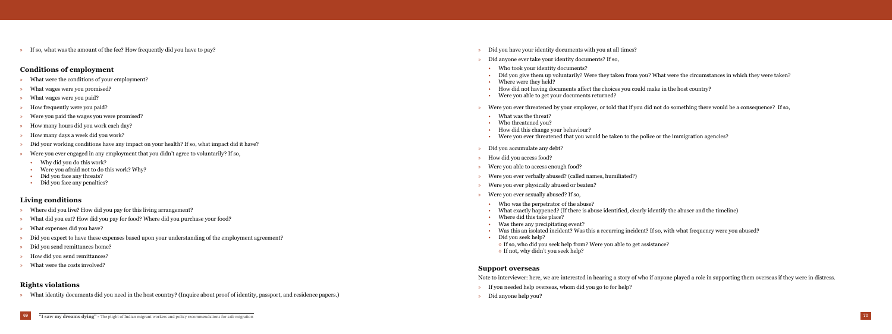- If so, what was the amount of the fee? How frequently did you have to pay?

## Conditions of employment

- What were the conditions of your employment?
- What wages were you promised?
- What wages were you paid?
- How frequently were you paid?
- Were you paid the wages you were promised?
- How many hours did you work each day?
- How many days a week did you work?
- Did your working conditions have any impact on your health? If so, what impact did it have?
- Were you ever engaged in any employment that you didn't agree to voluntarily? If so,
  - Why did you do this work?
  - Were you afraid not to do this work? Why?
  - Did you face any threats?
  - Did you face any penalties?

## Living conditions

- Where did you live? How did you pay for this living arrangement?
- What did you eat? How did you pay for food? Where did you purchase your food?
- What expenses did you have?
- Did you expect to have these expenses based upon your understanding of the employment agreement?
- Did you send remittances home?
- How did you send remittances?
- What were the costs involved?

## Rights violations

- What identity documents did you need in the host country? (Inquire about proof of identity, passport, and residence papers.)
- Did you have your identity documents with you at all times?
- Did anyone ever take your identity documents? If so,
  - Who took your identity documents?
  - Did you give them up voluntarily? Were they taken from you? What were the circumstances in which they were taken?
  - Where were they held?
  - How did not having documents affect the choices you could make in the host country?
  - Were you able to get your documents returned?
- Were you ever threatened by your employer, or told that if you did not do something there would be a consequence? If so,
  - What was the threat?
  - Who threatened you?
  - How did this change your behaviour?
  - Were you ever threatened that you would be taken to the police or the immigration agencies?
- Did you accumulate any debt?
- How did you access food?
- Were you able to access enough food?
- Were you ever verbally abused? (called names, humiliated?)
- Were you ever physically abused or beaten?
- Were you ever sexually abused? If so,
  - Who was the perpetrator of the abuse?
  - What exactly happened? (If there is abuse identified, clearly identify the abuser and the timeline)
  - Where did this take place?
  - Was there any precipitating event?
  - Was this an isolated incident? Was this a recurring incident? If so, with what frequency were you abused?
  - Did you seek help?
    - If so, who did you seek help from? Were you able to get assistance?
    - If not, why didn't you seek help?

## Support overseas

Note to interviewer: here, we are interested in hearing a story of who if anyone played a role in supporting them overseas if they were in distress.

- If you needed help overseas, whom did you go to for help?
- Did anyone help you?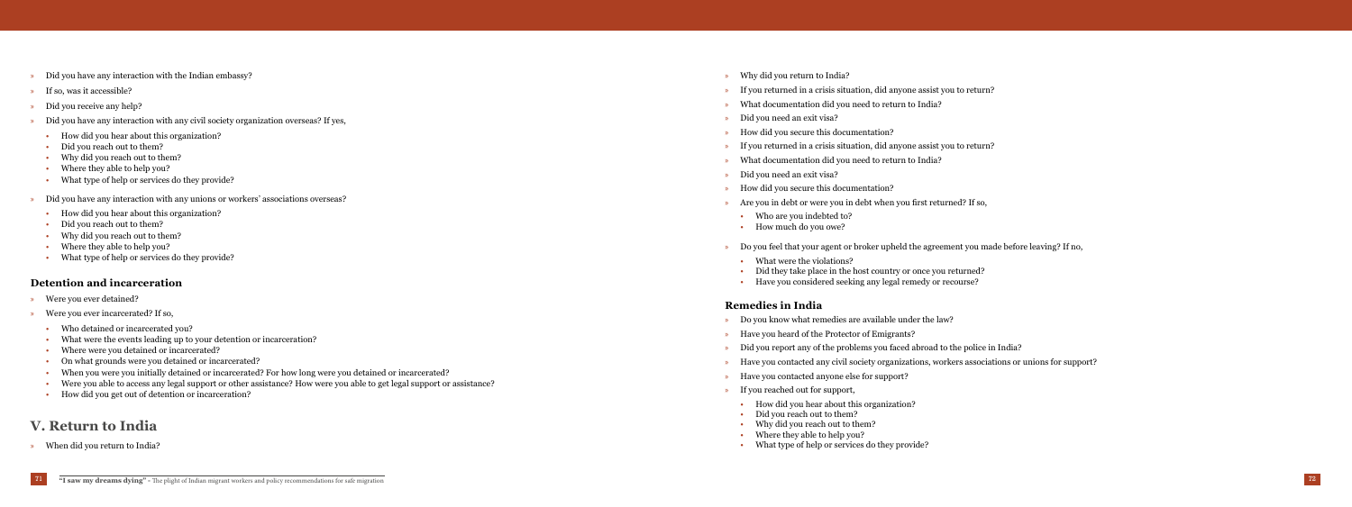- Did you have any interaction with the Indian embassy?
- If so, was it accessible?
- Did you receive any help?
- Did you have any interaction with any civil society organization overseas? If yes,
  - How did you hear about this organization?
  - Did you reach out to them?
  - Why did you reach out to them?
  - Where they able to help you?
  - What type of help or services do they provide?
- Did you have any interaction with any unions or workers' associations overseas?
  - How did you hear about this organization?
  - Did you reach out to them?
  - Why did you reach out to them?
  - Where they able to help you?
  - What type of help or services do they provide?

### Detention and incarceration

- Were you ever detained?
- Were you ever incarcerated? If so,
  - Who detained or incarcerated you?
  - What were the events leading up to your detention or incarceration?
  - Where were you detained or incarcerated?
  - On what grounds were you detained or incarcerated?
  - When you were you initially detained or incarcerated? For how long were you detained or incarcerated?
  - Were you able to access any legal support or other assistance? How were you able to get legal support or assistance?
  - How did you get out of detention or incarceration?

## V. Return to India

- When did you return to India?
- Why did you return to India?
- If you returned in a crisis situation, did anyone assist you to return?
- What documentation did you need to return to India?
- Did you need an exit visa?
- How did you secure this documentation?
- If you returned in a crisis situation, did anyone assist you to return?
- What documentation did you need to return to India?
- Did you need an exit visa?
- How did you secure this documentation?
- Are you in debt or were you in debt when you first returned? If so,
  - Who are you indebted to?
  - How much do you owe?
- Do you feel that your agent or broker upheld the agreement you made before leaving? If no,
  - What were the violations?
  - Did they take place in the host country or once you returned?
  - Have you considered seeking any legal remedy or recourse?

### Remedies in India

- Do you know what remedies are available under the law?
- Have you heard of the Protector of Emigrants?
- Did you report any of the problems you faced abroad to the police in India?
- Have you contacted any civil society organizations, workers associations or unions for support?
- Have you contacted anyone else for support?
- If you reached out for support,
  - How did you hear about this organization?
  - Did you reach out to them?
  - Why did you reach out to them?
  - Where they able to help you?
  - What type of help or services do they provide?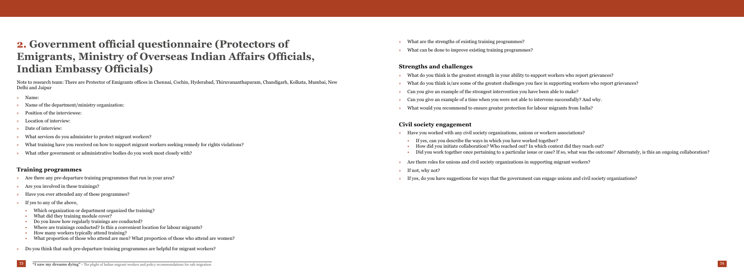## 2. Government official questionnaire (Protectors of Emigrants, Ministry of Overseas Indian Affairs Officials, Indian Embassy Officials)

Note to research team: There are Protector of Emigrants offices in Chennai, Cochin, Hyderabad, Thiruvananthapuram, Chandigarh, Kolkata, Mumbai, New Delhi and Jaipur

- Name:
- Name of the department/ministry organization:
- Position of the interviewee:
- Location of interview:
- Date of interview:
- What services do you administer to protect migrant workers?
- What training have you received on how to support migrant workers seeking remedy for rights violations?
- What other government or administrative bodies do you work most closely with?

### Training programmes

- Are there any pre-departure training programmes that run in your area?
- Are you involved in these trainings?
- Have you ever attended any of these programmes?
- If yes to any of the above,
  - Which organization or department organized the training?
  - What did they training module cover?
  - Do you know how regularly trainings are conducted?
  - Where are trainings conducted? Is this a convenient location for labour migrants?
  - How many workers typically attend training?
  - What proportion of those who attend are men? What proportion of those who attend are women?
- Do you think that such pre-departure training programmes are helpful for migrant workers?
- What are the strengths of existing training programmes?
- What can be done to improve existing training programmes?

### Strengths and challenges

- What do you think is the greatest strength in your ability to support workers who report grievances?
- What do you think is/are some of the greatest challenges you face in supporting workers who report grievances?
- Can you give an example of the strongest intervention you have been able to make?
- Can you give an example of a time when you were not able to intervene successfully? And why.
- What would you recommend to ensure greater protection for labour migrants from India?

### Civil society engagement

- Have you worked with any civil society organizations, unions or workers associations?
  - If yes, can you describe the ways in which you have worked together?
  - How did you initiate collaboration? Who reached out? In which context did they reach out?
  - Did you work together once pertaining to a particular issue or case? If so, what was the outcome? Alternately, is this an ongoing collaboration?
- Are there roles for unions and civil society organizations in supporting migrant workers?
- If not, why not?
- If yes, do you have suggestions for ways that the government can engage unions and civil society organizations?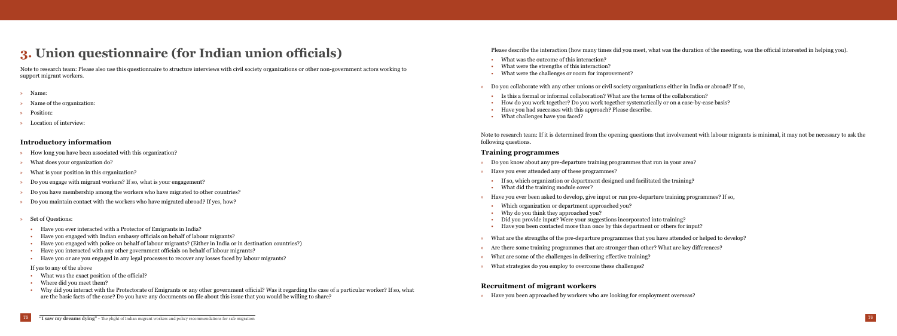# 3. Union questionnaire (for Indian union officials)

Note to research team: Please also use this questionnaire to structure interviews with civil society organizations or other non-government actors working to support migrant workers.

- Name:
- Name of the organization:
- Position:
- Location of interview:

### Introductory information

- How long you have been associated with this organization?
- What does your organization do?
- What is your position in this organization?
- Do you engage with migrant workers? If so, what is your engagement?
- Do you have membership among the workers who have migrated to other countries?
- Do you maintain contact with the workers who have migrated abroad? If yes, how?

- Set of Questions:
  - Have you ever interacted with a Protector of Emigrants in India?
  - Have you engaged with Indian embassy officials on behalf of labour migrants?
  - Have you engaged with police on behalf of labour migrants? (Either in India or in destination countries?)
  - Have you interacted with any other government officials on behalf of labour migrants?
  - Have you or are you engaged in any legal processes to recover any losses faced by labour migrants?

  If yes to any of the above

  - What was the exact position of the official?
  - Where did you meet them?
  - Why did you interact with the Protectorate of Emigrants or any other government official? Was it regarding the case of a particular worker? If so, what are the basic facts of the case? Do you have any documents on file about this issue that you would be willing to share?

  Please describe the interaction (how many times did you meet, what was the duration of the meeting, was the official interested in helping you).

  - What was the outcome of this interaction?
  - What were the strengths of this interaction?
  - What were the challenges or room for improvement?

- Do you collaborate with any other unions or civil society organizations either in India or abroad? If so,
  - Is this a formal or informal collaboration? What are the terms of the collaboration?
  - How do you work together? Do you work together systematically or on a case-by-case basis?
  - Have you had successes with this approach? Please describe.
  - What challenges have you faced?

Note to research team: If it is determined from the opening questions that involvement with labour migrants is minimal, it may not be necessary to ask the following questions.

### Training programmes

- Do you know about any pre-departure training programmes that run in your area?
- Have you ever attended any of these programmes?
  - If so, which organization or department designed and facilitated the training?
  - What did the training module cover?
- Have you ever been asked to develop, give input or run pre-departure training programmes? If so,
  - Which organization or department approached you?
  - Why do you think they approached you?
  - Did you provide input? Were your suggestions incorporated into training?
  - Have you been contacted more than once by this department or others for input?
- What are the strengths of the pre-departure programmes that you have attended or helped to develop?
- Are there some training programmes that are stronger than other? What are key differences?
- What are some of the challenges in delivering effective training?
- What strategies do you employ to overcome these challenges?

### Recruitment of migrant workers

- Have you been approached by workers who are looking for employment overseas?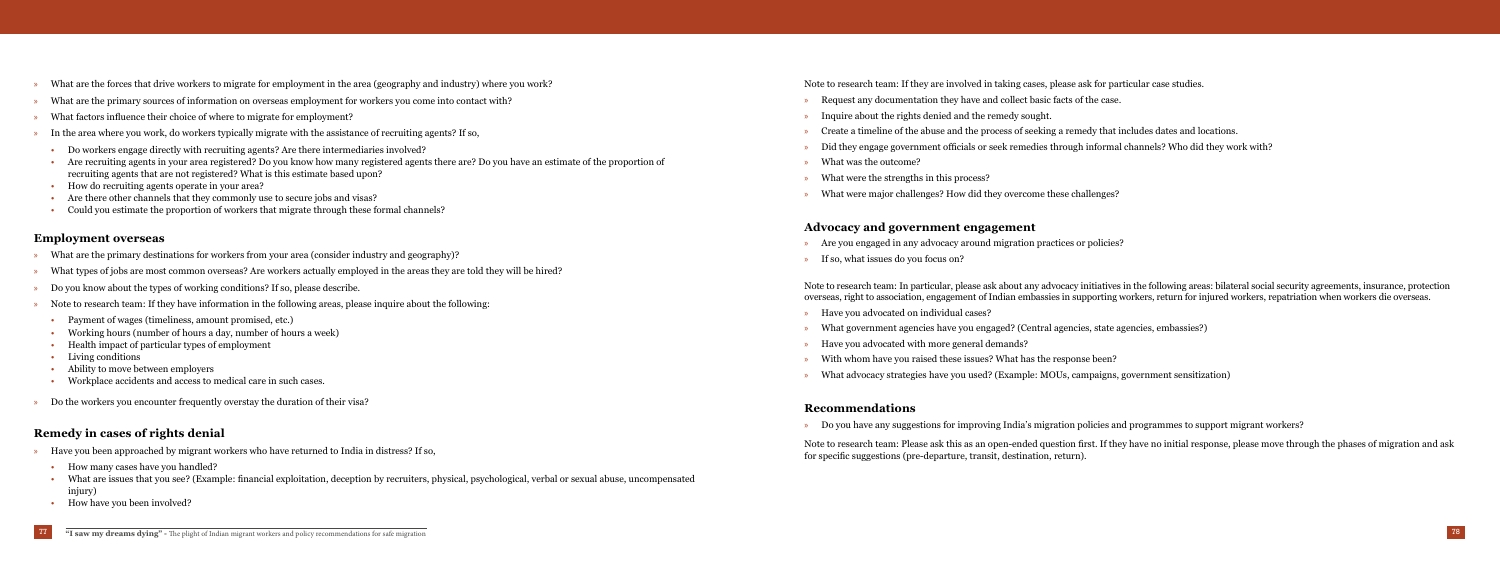- What are the forces that drive workers to migrate for employment in the area (geography and industry) where you work?
- What are the primary sources of information on overseas employment for workers you come into contact with?
- What factors influence their choice of where to migrate for employment?
- In the area where you work, do workers typically migrate with the assistance of recruiting agents? If so,
  - Do workers engage directly with recruiting agents? Are there intermediaries involved?
  - Are recruiting agents in your area registered? Do you know how many registered agents there are? Do you have an estimate of the proportion of recruiting agents that are not registered? What is this estimate based upon?
  - How do recruiting agents operate in your area?
  - Are there other channels that they commonly use to secure jobs and visas?
  - Could you estimate the proportion of workers that migrate through these formal channels?

### Employment overseas

- What are the primary destinations for workers from your area (consider industry and geography)?
- What types of jobs are most common overseas? Are workers actually employed in the areas they are told they will be hired?
- Do you know about the types of working conditions? If so, please describe.
- Note to research team: If they have information in the following areas, please inquire about the following:
  - Payment of wages (timeliness, amount promised, etc.)
  - Working hours (number of hours a day, number of hours a week)
  - Health impact of particular types of employment
  - Living conditions
  - Ability to move between employers
  - Workplace accidents and access to medical care in such cases.
- Do the workers you encounter frequently overstay the duration of their visa?

### Remedy in cases of rights denial

- Have you been approached by migrant workers who have returned to India in distress? If so,
  - How many cases have you handled?
  - What are issues that you see? (Example: financial exploitation, deception by recruiters, physical, psychological, verbal or sexual abuse, uncompensated injury)
  - How have you been involved?

Note to research team: If they are involved in taking cases, please ask for particular case studies.

- Request any documentation they have and collect basic facts of the case.
- Inquire about the rights denied and the remedy sought.
- Create a timeline of the abuse and the process of seeking a remedy that includes dates and locations.
- Did they engage government officials or seek remedies through informal channels? Who did they work with?
- What was the outcome?
- What were the strengths in this process?
- What were major challenges? How did they overcome these challenges?

### Advocacy and government engagement

- Are you engaged in any advocacy around migration practices or policies?
- If so, what issues do you focus on?

Note to research team: In particular, please ask about any advocacy initiatives in the following areas: bilateral social security agreements, insurance, protection overseas, right to association, engagement of Indian embassies in supporting workers, return for injured workers, repatriation when workers die overseas.

- Have you advocated on individual cases?
- What government agencies have you engaged? (Central agencies, state agencies, embassies?)
- Have you advocated with more general demands?
- With whom have you raised these issues? What has the response been?
- What advocacy strategies have you used? (Example: MOUs, campaigns, government sensitization)

### Recommendations

- Do you have any suggestions for improving India's migration policies and programmes to support migrant workers?

Note to research team: Please ask this as an open-ended question first. If they have no initial response, please move through the phases of migration and ask for specific suggestions (pre-departure, transit, destination, return).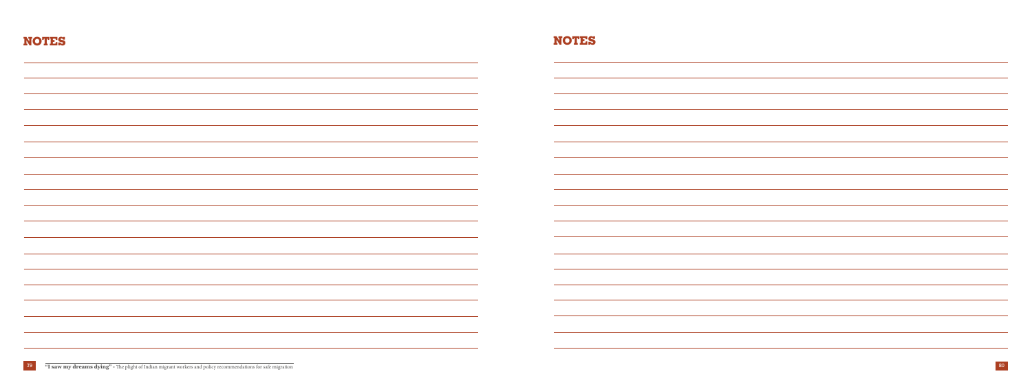# NOTES

# NOTES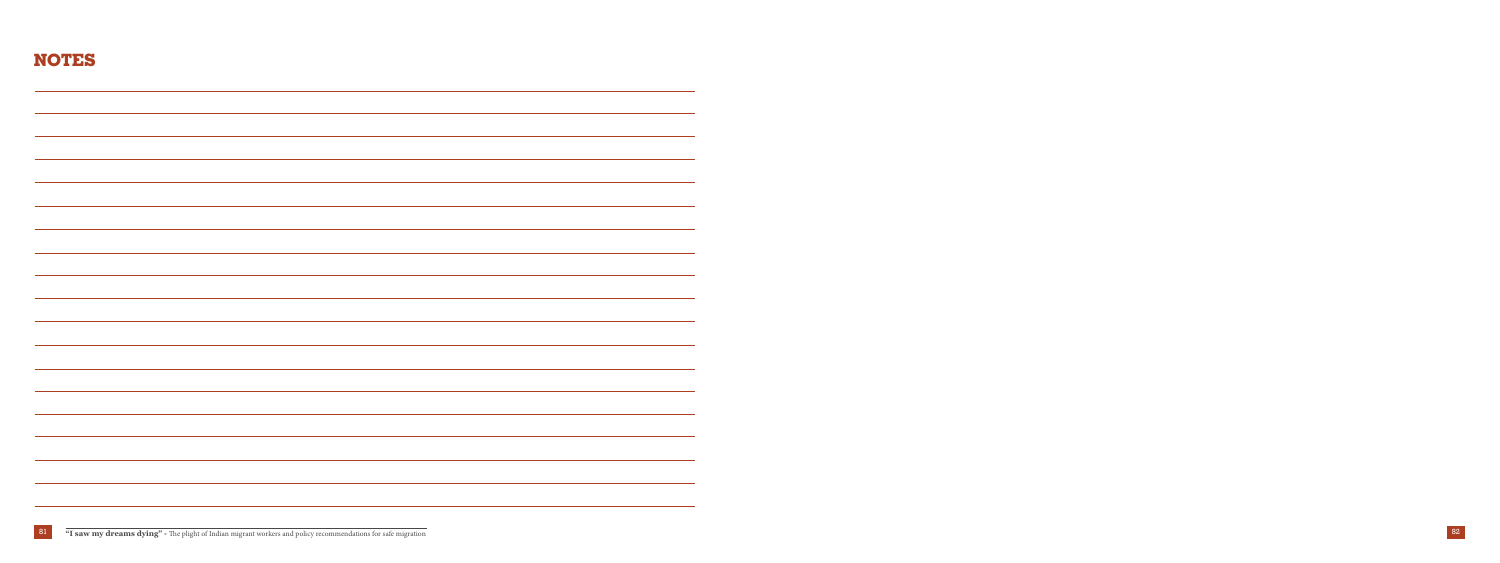# NOTES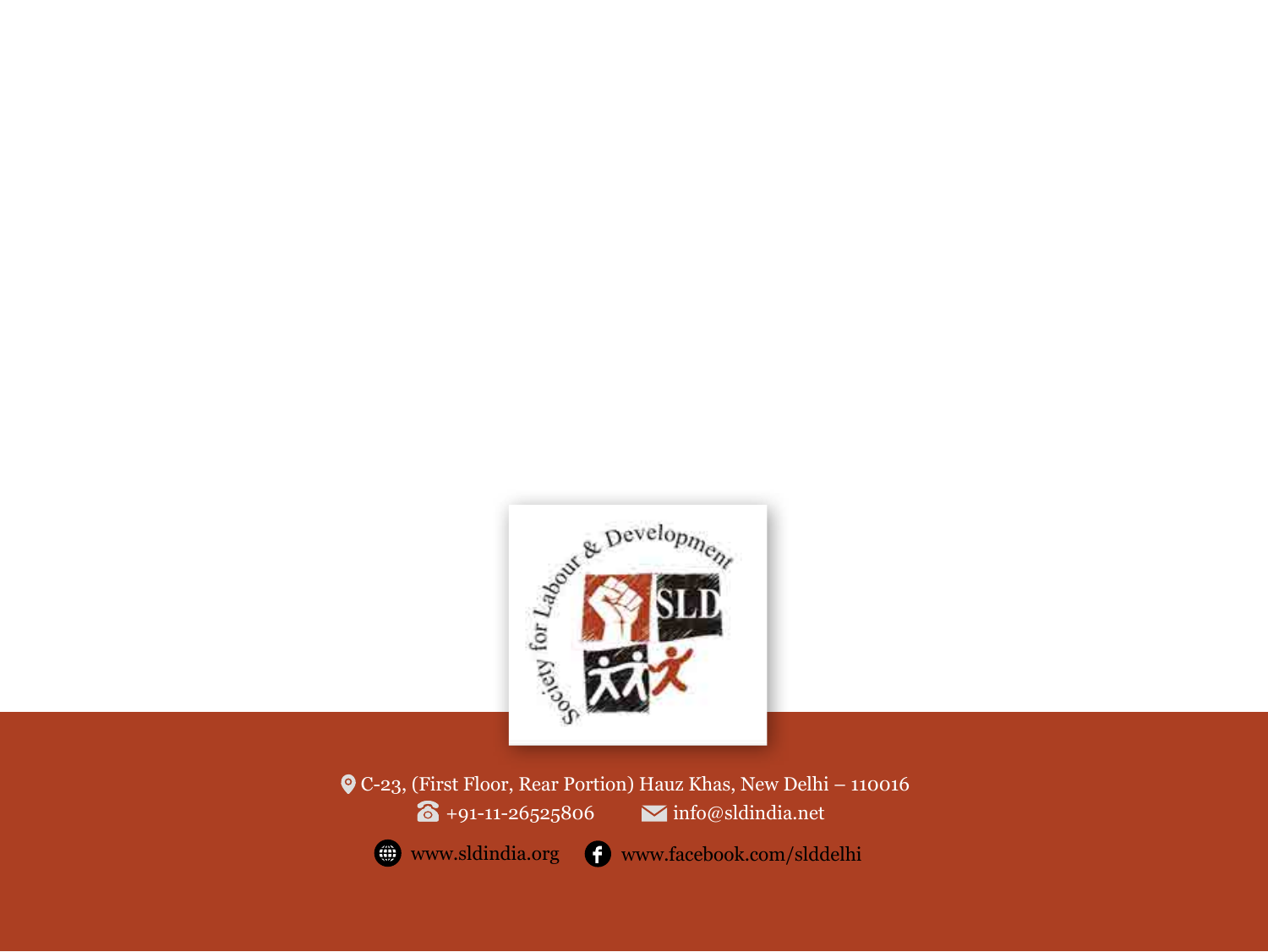Society for Labour & Development

SLD

C-23, (First Floor, Rear Portion) Hauz Khas, New Delhi – 110016

+91-11-26525806 info@sldindia.net

www.sldindia.org www.facebook.com/slddelhi